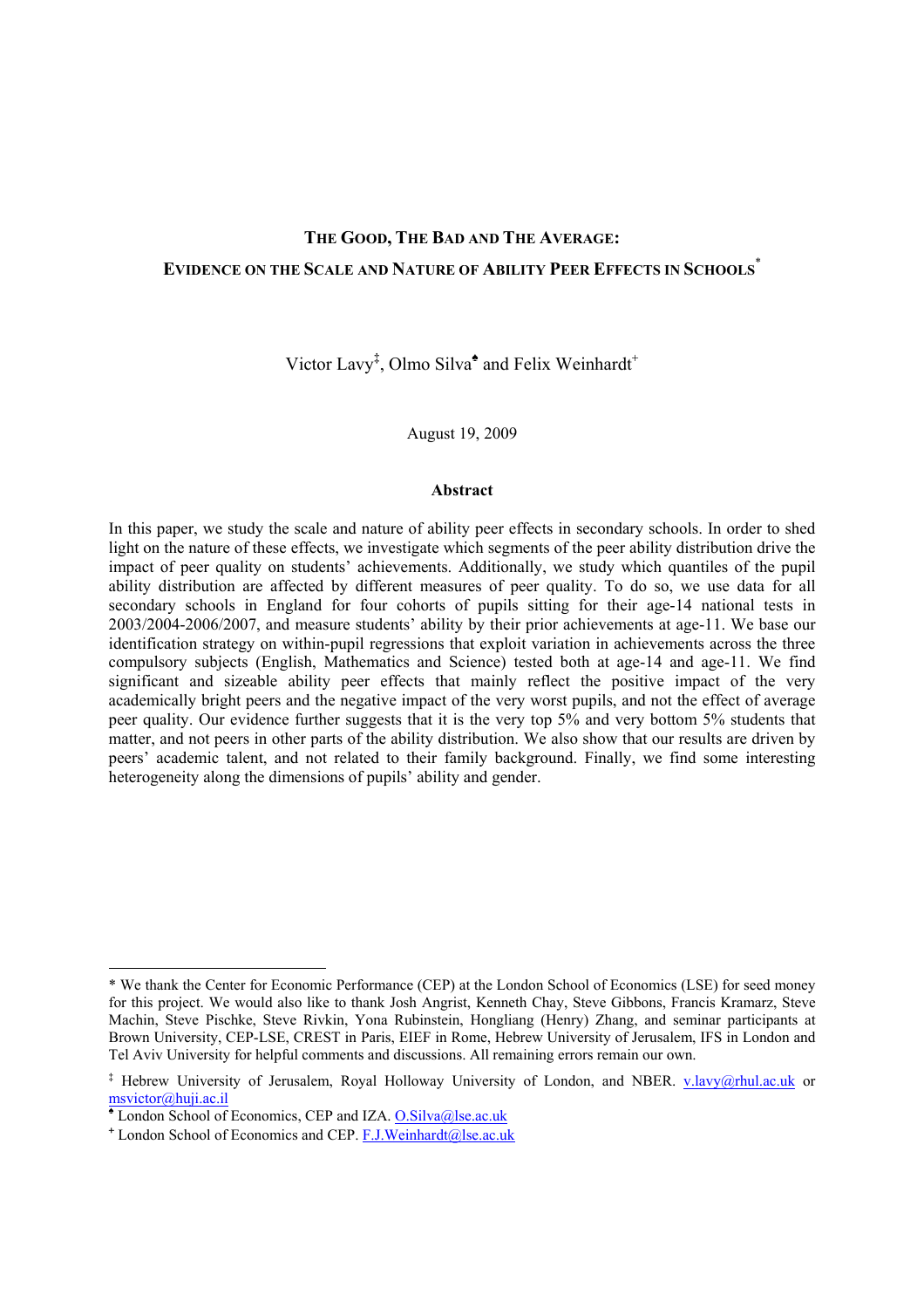# THE GOOD, THE BAD AND THE AVERAGE: EVIDENCE ON THE SCALE AND NATURE OF ABILITY PEER EFFECTS IN SCHOOLS[*]

Victor Lavy[‡], Olmo Silva[♣] and Felix Weinhardt[+]

August 19, 2009

## Abstract

In this paper, we study the scale and nature of ability peer effects in secondary schools. In order to shed light on the nature of these effects, we investigate which segments of the peer ability distribution drive the impact of peer quality on students' achievements. Additionally, we study which quantiles of the pupil ability distribution are affected by different measures of peer quality. To do so, we use data for all secondary schools in England for four cohorts of pupils sitting for their age-14 national tests in 2003/2004-2006/2007, and measure students' ability by their prior achievements at age-11. We base our identification strategy on within-pupil regressions that exploit variation in achievements across the three compulsory subjects (English, Mathematics and Science) tested both at age-14 and age-11. We find significant and sizeable ability peer effects that mainly reflect the positive impact of the very academically bright peers and the negative impact of the very worst pupils, and not the effect of average peer quality. Our evidence further suggests that it is the very top 5% and very bottom 5% students that matter, and not peers in other parts of the ability distribution. We also show that our results are driven by peers' academic talent, and not related to their family background. Finally, we find some interesting heterogeneity along the dimensions of pupils' ability and gender.

---

\* We thank the Center for Economic Performance (CEP) at the London School of Economics (LSE) for seed money for this project. We would also like to thank Josh Angrist, Kenneth Chay, Steve Gibbons, Francis Kramarz, Steve Machin, Steve Pischke, Steve Rivkin, Yona Rubinstein, Hongliang (Henry) Zhang, and seminar participants at Brown University, CEP-LSE, CREST in Paris, EIEF in Rome, Hebrew University of Jerusalem, IFS in London and Tel Aviv University for helpful comments and discussions. All remaining errors remain our own.

‡ Hebrew University of Jerusalem, Royal Holloway University of London, and NBER. v.lavy@rhul.ac.uk or msvictor@huji.ac.il

♣ London School of Economics, CEP and IZA. O.Silva@lse.ac.uk

\+ London School of Economics and CEP. F.J.Weinhardt@lse.ac.uk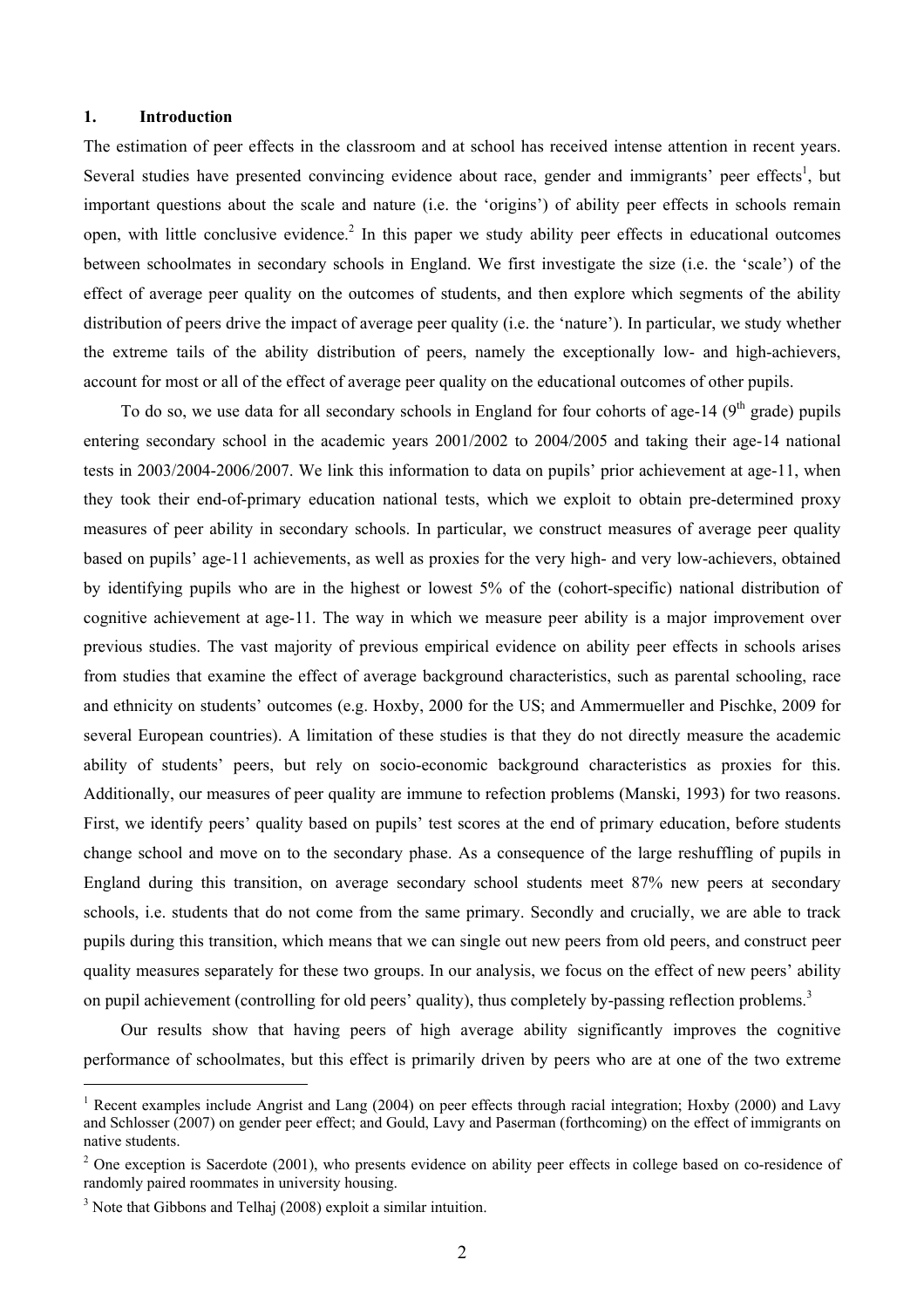## 1. Introduction

The estimation of peer effects in the classroom and at school has received intense attention in recent years. Several studies have presented convincing evidence about race, gender and immigrants' peer effects[1], but important questions about the scale and nature (i.e. the 'origins') of ability peer effects in schools remain open, with little conclusive evidence.[2] In this paper we study ability peer effects in educational outcomes between schoolmates in secondary schools in England. We first investigate the size (i.e. the 'scale') of the effect of average peer quality on the outcomes of students, and then explore which segments of the ability distribution of peers drive the impact of average peer quality (i.e. the 'nature'). In particular, we study whether the extreme tails of the ability distribution of peers, namely the exceptionally low- and high-achievers, account for most or all of the effect of average peer quality on the educational outcomes of other pupils.

To do so, we use data for all secondary schools in England for four cohorts of age-14 (9th grade) pupils entering secondary school in the academic years 2001/2002 to 2004/2005 and taking their age-14 national tests in 2003/2004-2006/2007. We link this information to data on pupils' prior achievement at age-11, when they took their end-of-primary education national tests, which we exploit to obtain pre-determined proxy measures of peer ability in secondary schools. In particular, we construct measures of average peer quality based on pupils' age-11 achievements, as well as proxies for the very high- and very low-achievers, obtained by identifying pupils who are in the highest or lowest 5% of the (cohort-specific) national distribution of cognitive achievement at age-11. The way in which we measure peer ability is a major improvement over previous studies. The vast majority of previous empirical evidence on ability peer effects in schools arises from studies that examine the effect of average background characteristics, such as parental schooling, race and ethnicity on students' outcomes (e.g. Hoxby, 2000 for the US; and Ammermueller and Pischke, 2009 for several European countries). A limitation of these studies is that they do not directly measure the academic ability of students' peers, but rely on socio-economic background characteristics as proxies for this. Additionally, our measures of peer quality are immune to refection problems (Manski, 1993) for two reasons. First, we identify peers' quality based on pupils' test scores at the end of primary education, before students change school and move on to the secondary phase. As a consequence of the large reshuffling of pupils in England during this transition, on average secondary school students meet 87% new peers at secondary schools, i.e. students that do not come from the same primary. Secondly and crucially, we are able to track pupils during this transition, which means that we can single out new peers from old peers, and construct peer quality measures separately for these two groups. In our analysis, we focus on the effect of new peers' ability on pupil achievement (controlling for old peers' quality), thus completely by-passing reflection problems.[3]

Our results show that having peers of high average ability significantly improves the cognitive performance of schoolmates, but this effect is primarily driven by peers who are at one of the two extreme

---

[1] Recent examples include Angrist and Lang (2004) on peer effects through racial integration; Hoxby (2000) and Lavy and Schlosser (2007) on gender peer effect; and Gould, Lavy and Paserman (forthcoming) on the effect of immigrants on native students.

[2] One exception is Sacerdote (2001), who presents evidence on ability peer effects in college based on co-residence of randomly paired roommates in university housing.

[3] Note that Gibbons and Telhaj (2008) exploit a similar intuition.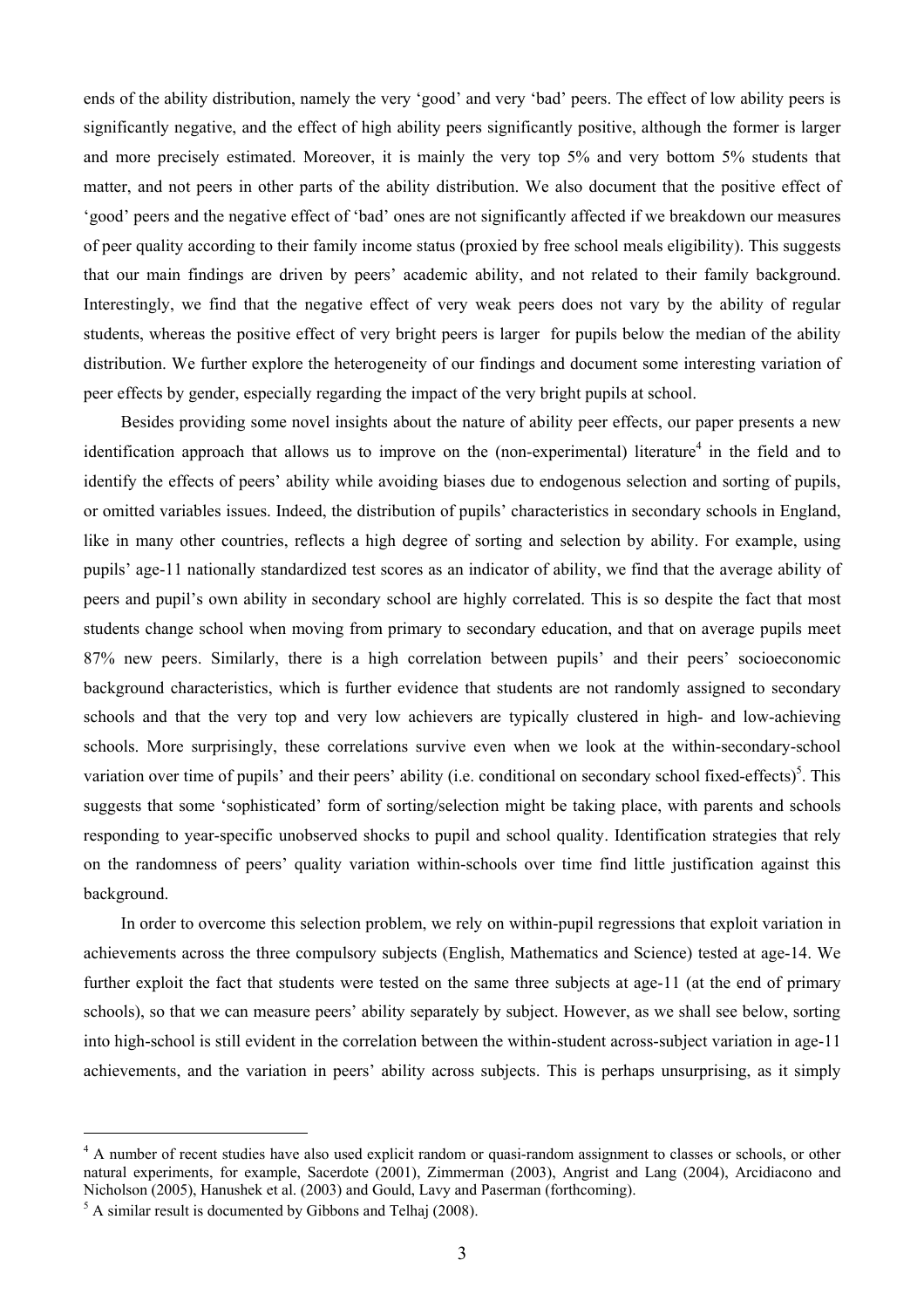ends of the ability distribution, namely the very 'good' and very 'bad' peers. The effect of low ability peers is significantly negative, and the effect of high ability peers significantly positive, although the former is larger and more precisely estimated. Moreover, it is mainly the very top 5% and very bottom 5% students that matter, and not peers in other parts of the ability distribution. We also document that the positive effect of 'good' peers and the negative effect of 'bad' ones are not significantly affected if we breakdown our measures of peer quality according to their family income status (proxied by free school meals eligibility). This suggests that our main findings are driven by peers' academic ability, and not related to their family background. Interestingly, we find that the negative effect of very weak peers does not vary by the ability of regular students, whereas the positive effect of very bright peers is larger for pupils below the median of the ability distribution. We further explore the heterogeneity of our findings and document some interesting variation of peer effects by gender, especially regarding the impact of the very bright pupils at school.

Besides providing some novel insights about the nature of ability peer effects, our paper presents a new identification approach that allows us to improve on the (non-experimental) literature[4] in the field and to identify the effects of peers' ability while avoiding biases due to endogenous selection and sorting of pupils, or omitted variables issues. Indeed, the distribution of pupils' characteristics in secondary schools in England, like in many other countries, reflects a high degree of sorting and selection by ability. For example, using pupils' age-11 nationally standardized test scores as an indicator of ability, we find that the average ability of peers and pupil's own ability in secondary school are highly correlated. This is so despite the fact that most students change school when moving from primary to secondary education, and that on average pupils meet 87% new peers. Similarly, there is a high correlation between pupils' and their peers' socioeconomic background characteristics, which is further evidence that students are not randomly assigned to secondary schools and that the very top and very low achievers are typically clustered in high- and low-achieving schools. More surprisingly, these correlations survive even when we look at the within-secondary-school variation over time of pupils' and their peers' ability (i.e. conditional on secondary school fixed-effects)[5]. This suggests that some 'sophisticated' form of sorting/selection might be taking place, with parents and schools responding to year-specific unobserved shocks to pupil and school quality. Identification strategies that rely on the randomness of peers' quality variation within-schools over time find little justification against this background.

In order to overcome this selection problem, we rely on within-pupil regressions that exploit variation in achievements across the three compulsory subjects (English, Mathematics and Science) tested at age-14. We further exploit the fact that students were tested on the same three subjects at age-11 (at the end of primary schools), so that we can measure peers' ability separately by subject. However, as we shall see below, sorting into high-school is still evident in the correlation between the within-student across-subject variation in age-11 achievements, and the variation in peers' ability across subjects. This is perhaps unsurprising, as it simply

[4] A number of recent studies have also used explicit random or quasi-random assignment to classes or schools, or other natural experiments, for example, Sacerdote (2001), Zimmerman (2003), Angrist and Lang (2004), Arcidiacono and Nicholson (2005), Hanushek et al. (2003) and Gould, Lavy and Paserman (forthcoming).

[5] A similar result is documented by Gibbons and Telhaj (2008).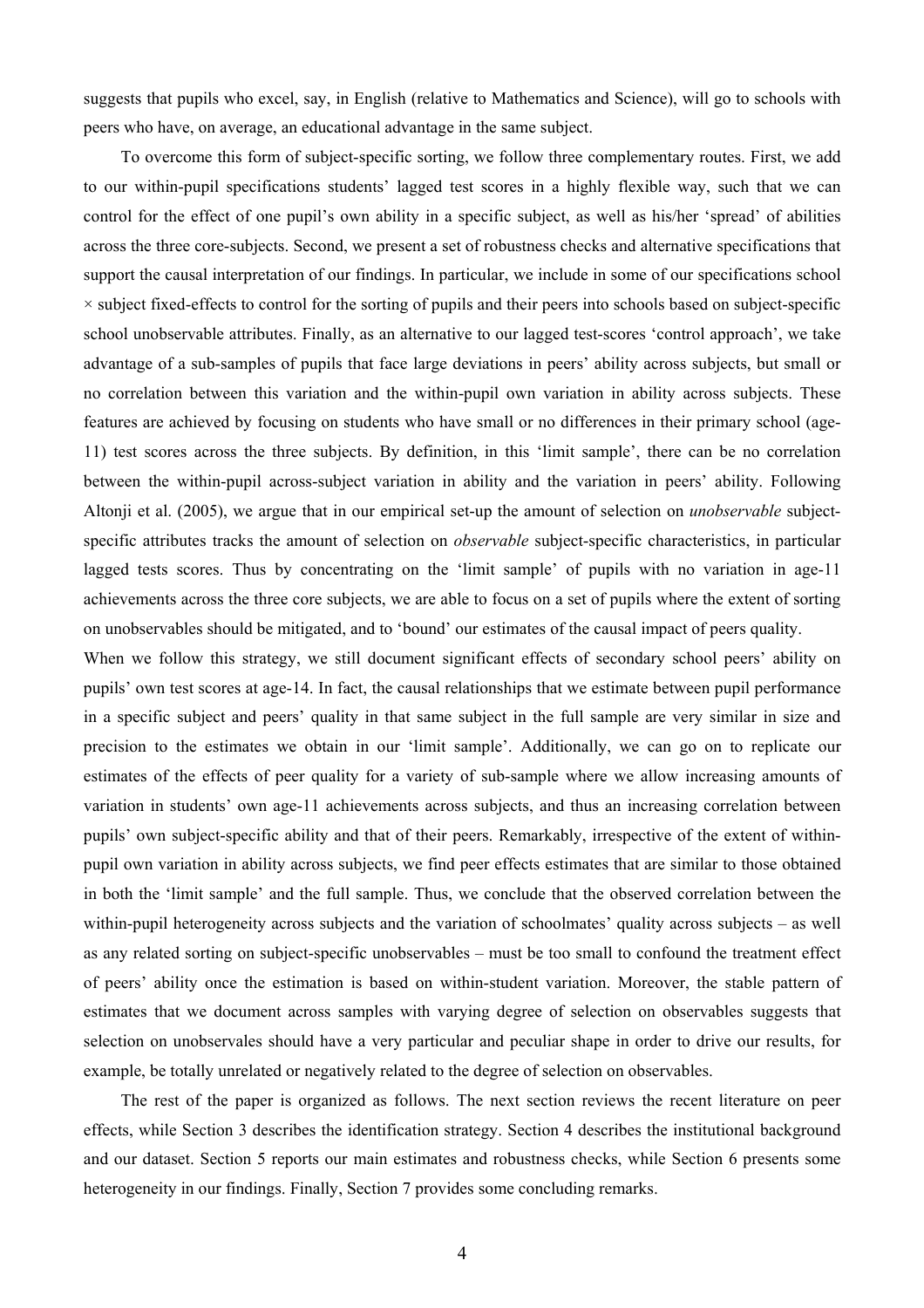suggests that pupils who excel, say, in English (relative to Mathematics and Science), will go to schools with peers who have, on average, an educational advantage in the same subject.

To overcome this form of subject-specific sorting, we follow three complementary routes. First, we add to our within-pupil specifications students' lagged test scores in a highly flexible way, such that we can control for the effect of one pupil's own ability in a specific subject, as well as his/her 'spread' of abilities across the three core-subjects. Second, we present a set of robustness checks and alternative specifications that support the causal interpretation of our findings. In particular, we include in some of our specifications school × subject fixed-effects to control for the sorting of pupils and their peers into schools based on subject-specific school unobservable attributes. Finally, as an alternative to our lagged test-scores 'control approach', we take advantage of a sub-samples of pupils that face large deviations in peers' ability across subjects, but small or no correlation between this variation and the within-pupil own variation in ability across subjects. These features are achieved by focusing on students who have small or no differences in their primary school (age-11) test scores across the three subjects. By definition, in this 'limit sample', there can be no correlation between the within-pupil across-subject variation in ability and the variation in peers' ability. Following Altonji et al. (2005), we argue that in our empirical set-up the amount of selection on *unobservable* subject-specific attributes tracks the amount of selection on *observable* subject-specific characteristics, in particular lagged tests scores. Thus by concentrating on the 'limit sample' of pupils with no variation in age-11 achievements across the three core subjects, we are able to focus on a set of pupils where the extent of sorting on unobservables should be mitigated, and to 'bound' our estimates of the causal impact of peers quality.

When we follow this strategy, we still document significant effects of secondary school peers' ability on pupils' own test scores at age-14. In fact, the causal relationships that we estimate between pupil performance in a specific subject and peers' quality in that same subject in the full sample are very similar in size and precision to the estimates we obtain in our 'limit sample'. Additionally, we can go on to replicate our estimates of the effects of peer quality for a variety of sub-sample where we allow increasing amounts of variation in students' own age-11 achievements across subjects, and thus an increasing correlation between pupils' own subject-specific ability and that of their peers. Remarkably, irrespective of the extent of within-pupil own variation in ability across subjects, we find peer effects estimates that are similar to those obtained in both the 'limit sample' and the full sample. Thus, we conclude that the observed correlation between the within-pupil heterogeneity across subjects and the variation of schoolmates' quality across subjects – as well as any related sorting on subject-specific unobservables – must be too small to confound the treatment effect of peers' ability once the estimation is based on within-student variation. Moreover, the stable pattern of estimates that we document across samples with varying degree of selection on observables suggests that selection on unobservales should have a very particular and peculiar shape in order to drive our results, for example, be totally unrelated or negatively related to the degree of selection on observables.

The rest of the paper is organized as follows. The next section reviews the recent literature on peer effects, while Section 3 describes the identification strategy. Section 4 describes the institutional background and our dataset. Section 5 reports our main estimates and robustness checks, while Section 6 presents some heterogeneity in our findings. Finally, Section 7 provides some concluding remarks.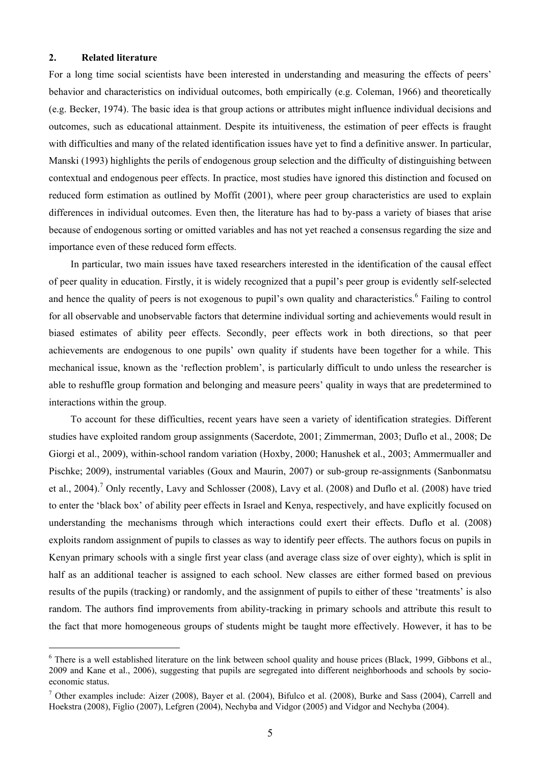## 2. Related literature

For a long time social scientists have been interested in understanding and measuring the effects of peers' behavior and characteristics on individual outcomes, both empirically (e.g. Coleman, 1966) and theoretically (e.g. Becker, 1974). The basic idea is that group actions or attributes might influence individual decisions and outcomes, such as educational attainment. Despite its intuitiveness, the estimation of peer effects is fraught with difficulties and many of the related identification issues have yet to find a definitive answer. In particular, Manski (1993) highlights the perils of endogenous group selection and the difficulty of distinguishing between contextual and endogenous peer effects. In practice, most studies have ignored this distinction and focused on reduced form estimation as outlined by Moffit (2001), where peer group characteristics are used to explain differences in individual outcomes. Even then, the literature has had to by-pass a variety of biases that arise because of endogenous sorting or omitted variables and has not yet reached a consensus regarding the size and importance even of these reduced form effects.

In particular, two main issues have taxed researchers interested in the identification of the causal effect of peer quality in education. Firstly, it is widely recognized that a pupil's peer group is evidently self-selected and hence the quality of peers is not exogenous to pupil's own quality and characteristics.[6] Failing to control for all observable and unobservable factors that determine individual sorting and achievements would result in biased estimates of ability peer effects. Secondly, peer effects work in both directions, so that peer achievements are endogenous to one pupils' own quality if students have been together for a while. This mechanical issue, known as the 'reflection problem', is particularly difficult to undo unless the researcher is able to reshuffle group formation and belonging and measure peers' quality in ways that are predetermined to interactions within the group.

To account for these difficulties, recent years have seen a variety of identification strategies. Different studies have exploited random group assignments (Sacerdote, 2001; Zimmerman, 2003; Duflo et al., 2008; De Giorgi et al., 2009), within-school random variation (Hoxby, 2000; Hanushek et al., 2003; Ammermualler and Pischke; 2009), instrumental variables (Goux and Maurin, 2007) or sub-group re-assignments (Sanbonmatsu et al., 2004).[7] Only recently, Lavy and Schlosser (2008), Lavy et al. (2008) and Duflo et al. (2008) have tried to enter the 'black box' of ability peer effects in Israel and Kenya, respectively, and have explicitly focused on understanding the mechanisms through which interactions could exert their effects. Duflo et al. (2008) exploits random assignment of pupils to classes as way to identify peer effects. The authors focus on pupils in Kenyan primary schools with a single first year class (and average class size of over eighty), which is split in half as an additional teacher is assigned to each school. New classes are either formed based on previous results of the pupils (tracking) or randomly, and the assignment of pupils to either of these 'treatments' is also random. The authors find improvements from ability-tracking in primary schools and attribute this result to the fact that more homogeneous groups of students might be taught more effectively. However, it has to be

---

[6] There is a well established literature on the link between school quality and house prices (Black, 1999, Gibbons et al., 2009 and Kane et al., 2006), suggesting that pupils are segregated into different neighborhoods and schools by socio-economic status.

[7] Other examples include: Aizer (2008), Bayer et al. (2004), Bifulco et al. (2008), Burke and Sass (2004), Carrell and Hoekstra (2008), Figlio (2007), Lefgren (2004), Nechyba and Vidgor (2005) and Vidgor and Nechyba (2004).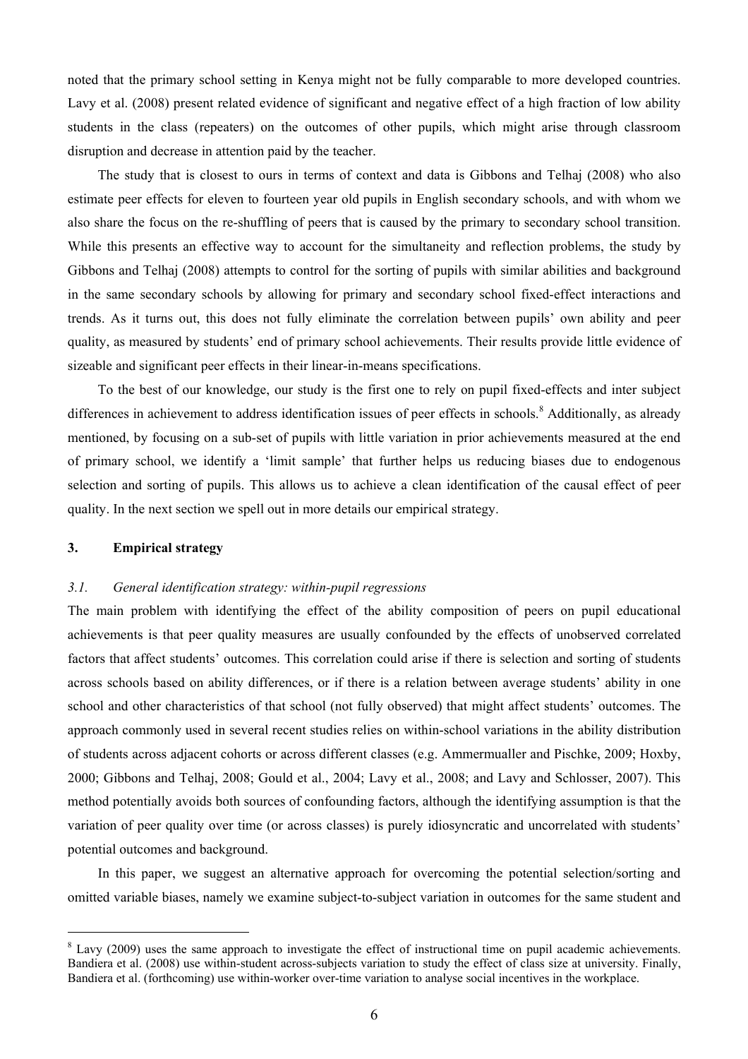noted that the primary school setting in Kenya might not be fully comparable to more developed countries. Lavy et al. (2008) present related evidence of significant and negative effect of a high fraction of low ability students in the class (repeaters) on the outcomes of other pupils, which might arise through classroom disruption and decrease in attention paid by the teacher.

The study that is closest to ours in terms of context and data is Gibbons and Telhaj (2008) who also estimate peer effects for eleven to fourteen year old pupils in English secondary schools, and with whom we also share the focus on the re-shuffling of peers that is caused by the primary to secondary school transition. While this presents an effective way to account for the simultaneity and reflection problems, the study by Gibbons and Telhaj (2008) attempts to control for the sorting of pupils with similar abilities and background in the same secondary schools by allowing for primary and secondary school fixed-effect interactions and trends. As it turns out, this does not fully eliminate the correlation between pupils' own ability and peer quality, as measured by students' end of primary school achievements. Their results provide little evidence of sizeable and significant peer effects in their linear-in-means specifications.

To the best of our knowledge, our study is the first one to rely on pupil fixed-effects and inter subject differences in achievement to address identification issues of peer effects in schools.[8] Additionally, as already mentioned, by focusing on a sub-set of pupils with little variation in prior achievements measured at the end of primary school, we identify a 'limit sample' that further helps us reducing biases due to endogenous selection and sorting of pupils. This allows us to achieve a clean identification of the causal effect of peer quality. In the next section we spell out in more details our empirical strategy.

## 3. Empirical strategy

### *3.1. General identification strategy: within-pupil regressions*

The main problem with identifying the effect of the ability composition of peers on pupil educational achievements is that peer quality measures are usually confounded by the effects of unobserved correlated factors that affect students' outcomes. This correlation could arise if there is selection and sorting of students across schools based on ability differences, or if there is a relation between average students' ability in one school and other characteristics of that school (not fully observed) that might affect students' outcomes. The approach commonly used in several recent studies relies on within-school variations in the ability distribution of students across adjacent cohorts or across different classes (e.g. Ammermualler and Pischke, 2009; Hoxby, 2000; Gibbons and Telhaj, 2008; Gould et al., 2004; Lavy et al., 2008; and Lavy and Schlosser, 2007). This method potentially avoids both sources of confounding factors, although the identifying assumption is that the variation of peer quality over time (or across classes) is purely idiosyncratic and uncorrelated with students' potential outcomes and background.

In this paper, we suggest an alternative approach for overcoming the potential selection/sorting and omitted variable biases, namely we examine subject-to-subject variation in outcomes for the same student and

---

[8] Lavy (2009) uses the same approach to investigate the effect of instructional time on pupil academic achievements. Bandiera et al. (2008) use within-student across-subjects variation to study the effect of class size at university. Finally, Bandiera et al. (forthcoming) use within-worker over-time variation to analyse social incentives in the workplace.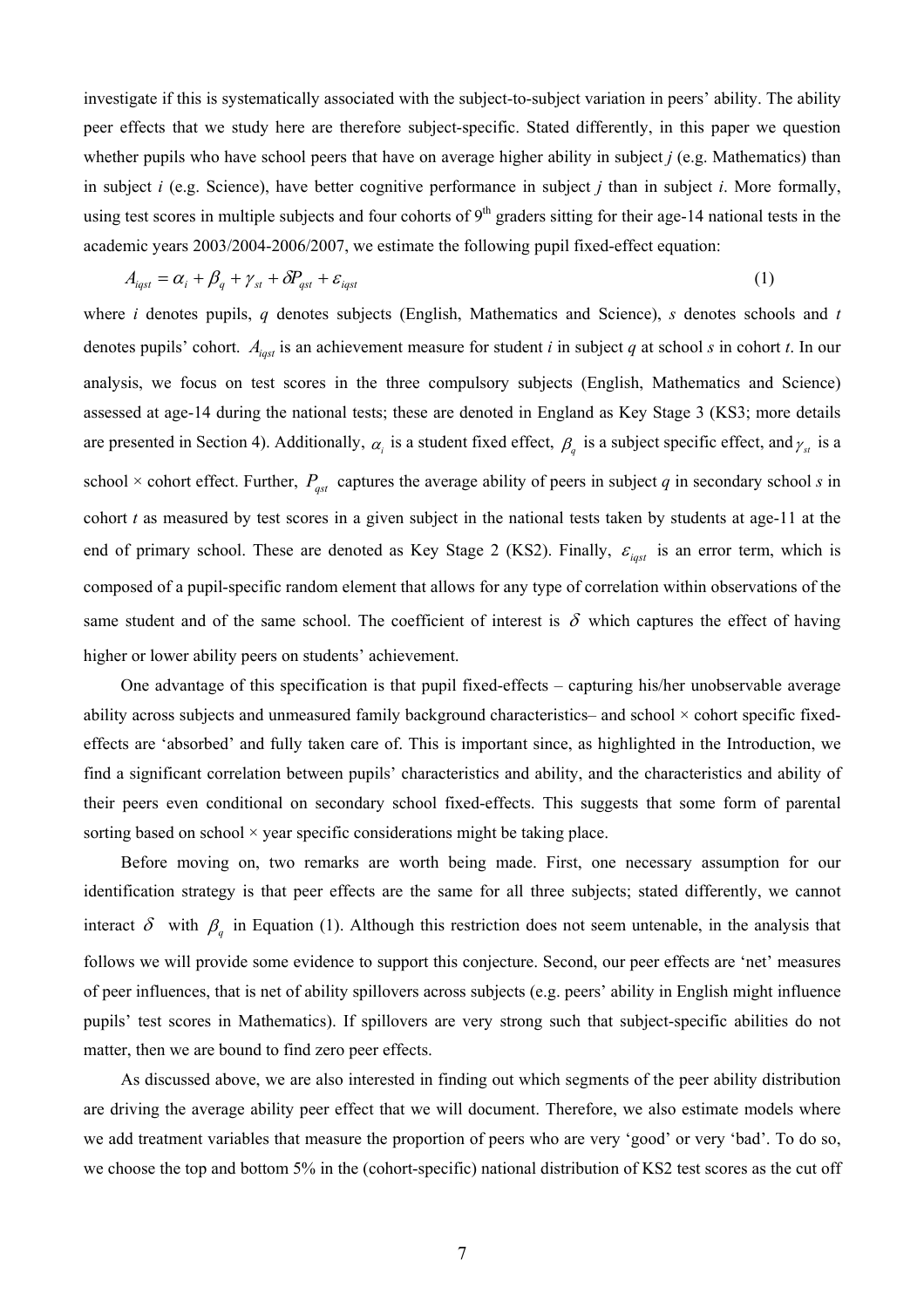investigate if this is systematically associated with the subject-to-subject variation in peers' ability. The ability peer effects that we study here are therefore subject-specific. Stated differently, in this paper we question whether pupils who have school peers that have on average higher ability in subject *j* (e.g. Mathematics) than in subject *i* (e.g. Science), have better cognitive performance in subject *j* than in subject *i*. More formally, using test scores in multiple subjects and four cohorts of 9[th] graders sitting for their age-14 national tests in the academic years 2003/2004-2006/2007, we estimate the following pupil fixed-effect equation:

$$A_{iqst} = \alpha_i + \beta_q + \gamma_{st} + \delta P_{qst} + \varepsilon_{iqst} \tag{1}$$

where *i* denotes pupils, *q* denotes subjects (English, Mathematics and Science), *s* denotes schools and *t* denotes pupils' cohort. $A_{iqst}$ is an achievement measure for student *i* in subject *q* at school *s* in cohort *t*. In our analysis, we focus on test scores in the three compulsory subjects (English, Mathematics and Science) assessed at age-14 during the national tests; these are denoted in England as Key Stage 3 (KS3; more details are presented in Section 4). Additionally, $\alpha_i$ is a student fixed effect, $\beta_q$ is a subject specific effect, and $\gamma_{st}$ is a school × cohort effect. Further, $P_{qst}$ captures the average ability of peers in subject *q* in secondary school *s* in cohort *t* as measured by test scores in a given subject in the national tests taken by students at age-11 at the end of primary school. These are denoted as Key Stage 2 (KS2). Finally, $\varepsilon_{iqst}$ is an error term, which is composed of a pupil-specific random element that allows for any type of correlation within observations of the same student and of the same school. The coefficient of interest is $\delta$ which captures the effect of having higher or lower ability peers on students' achievement.

One advantage of this specification is that pupil fixed-effects – capturing his/her unobservable average ability across subjects and unmeasured family background characteristics– and school × cohort specific fixed-effects are 'absorbed' and fully taken care of. This is important since, as highlighted in the Introduction, we find a significant correlation between pupils' characteristics and ability, and the characteristics and ability of their peers even conditional on secondary school fixed-effects. This suggests that some form of parental sorting based on school × year specific considerations might be taking place.

Before moving on, two remarks are worth being made. First, one necessary assumption for our identification strategy is that peer effects are the same for all three subjects; stated differently, we cannot interact $\delta$ with $\beta_q$ in Equation (1). Although this restriction does not seem untenable, in the analysis that follows we will provide some evidence to support this conjecture. Second, our peer effects are 'net' measures of peer influences, that is net of ability spillovers across subjects (e.g. peers' ability in English might influence pupils' test scores in Mathematics). If spillovers are very strong such that subject-specific abilities do not matter, then we are bound to find zero peer effects.

As discussed above, we are also interested in finding out which segments of the peer ability distribution are driving the average ability peer effect that we will document. Therefore, we also estimate models where we add treatment variables that measure the proportion of peers who are very 'good' or very 'bad'. To do so, we choose the top and bottom 5% in the (cohort-specific) national distribution of KS2 test scores as the cut off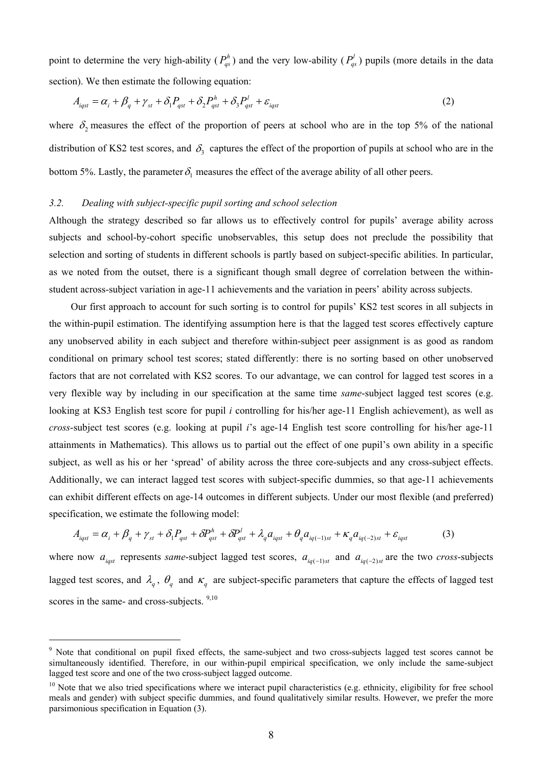point to determine the very high-ability ($P^h_{qs}$) and the very low-ability ($P^l_{qs}$) pupils (more details in the data section). We then estimate the following equation:

$$A_{iqst} = \alpha_i + \beta_q + \gamma_{st} + \delta_1 P_{qst} + \delta_2 P^h_{qst} + \delta_3 P^l_{qst} + \varepsilon_{iqst} \tag{2}$$

where $\delta_2$ measures the effect of the proportion of peers at school who are in the top 5% of the national distribution of KS2 test scores, and $\delta_3$ captures the effect of the proportion of pupils at school who are in the bottom 5%. Lastly, the parameter $\delta_1$ measures the effect of the average ability of all other peers.

### *3.2. Dealing with subject-specific pupil sorting and school selection*

Although the strategy described so far allows us to effectively control for pupils' average ability across subjects and school-by-cohort specific unobservables, this setup does not preclude the possibility that selection and sorting of students in different schools is partly based on subject-specific abilities. In particular, as we noted from the outset, there is a significant though small degree of correlation between the within-student across-subject variation in age-11 achievements and the variation in peers' ability across subjects.

Our first approach to account for such sorting is to control for pupils' KS2 test scores in all subjects in the within-pupil estimation. The identifying assumption here is that the lagged test scores effectively capture any unobserved ability in each subject and therefore within-subject peer assignment is as good as random conditional on primary school test scores; stated differently: there is no sorting based on other unobserved factors that are not correlated with KS2 scores. To our advantage, we can control for lagged test scores in a very flexible way by including in our specification at the same time *same*-subject lagged test scores (e.g. looking at KS3 English test score for pupil *i* controlling for his/her age-11 English achievement), as well as *cross*-subject test scores (e.g. looking at pupil *i*'s age-14 English test score controlling for his/her age-11 attainments in Mathematics). This allows us to partial out the effect of one pupil's own ability in a specific subject, as well as his or her 'spread' of ability across the three core-subjects and any cross-subject effects. Additionally, we can interact lagged test scores with subject-specific dummies, so that age-11 achievements can exhibit different effects on age-14 outcomes in different subjects. Under our most flexible (and preferred) specification, we estimate the following model:

$$A_{iqst} = \alpha_i + \beta_q + \gamma_{st} + \delta_1 P_{qst} + \delta P^h_{qst} + \delta P^l_{qst} + \lambda_q a_{iqst} + \theta_q a_{iq(-1)st} + \kappa_q a_{iq(-2)st} + \varepsilon_{iqst} \tag{3}$$

where now $a_{iqst}$ represents *same*-subject lagged test scores, $a_{iq(-1)st}$ and $a_{iq(-2)st}$ are the two *cross*-subjects lagged test scores, and $\lambda_q$, $\theta_q$ and $\kappa_q$ are subject-specific parameters that capture the effects of lagged test scores in the same- and cross-subjects. [9,10]

---

[9] Note that conditional on pupil fixed effects, the same-subject and two cross-subjects lagged test scores cannot be simultaneously identified. Therefore, in our within-pupil empirical specification, we only include the same-subject lagged test score and one of the two cross-subject lagged outcome.

[10] Note that we also tried specifications where we interact pupil characteristics (e.g. ethnicity, eligibility for free school meals and gender) with subject specific dummies, and found qualitatively similar results. However, we prefer the more parsimonious specification in Equation (3).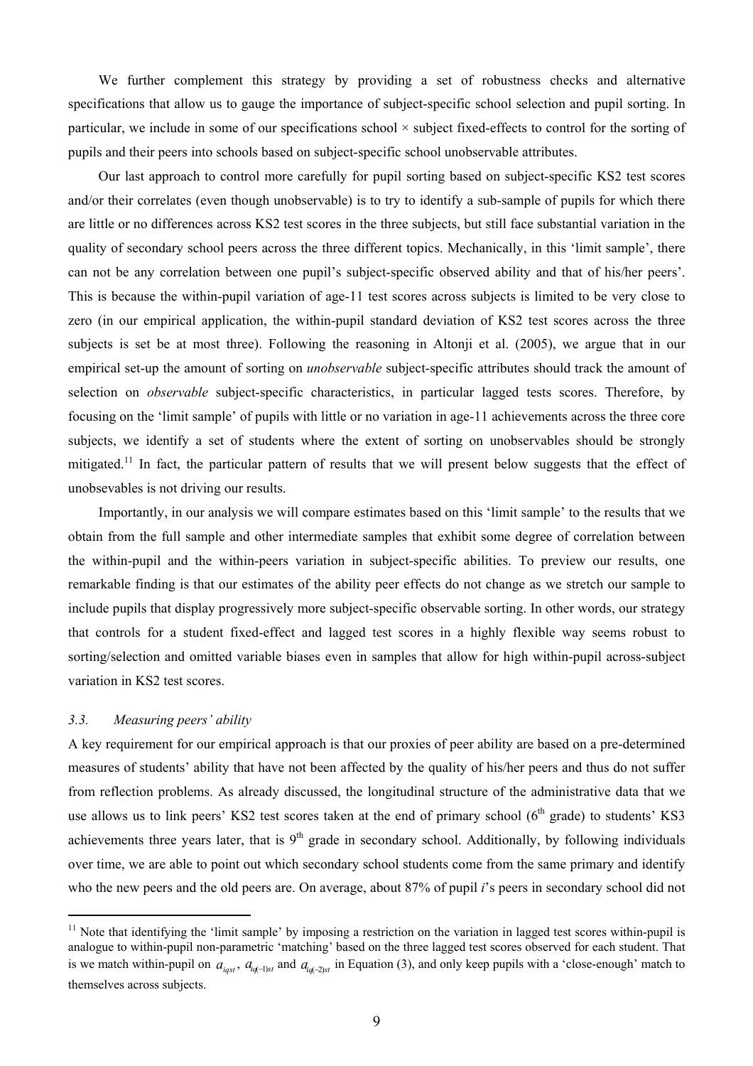We further complement this strategy by providing a set of robustness checks and alternative specifications that allow us to gauge the importance of subject-specific school selection and pupil sorting. In particular, we include in some of our specifications school × subject fixed-effects to control for the sorting of pupils and their peers into schools based on subject-specific school unobservable attributes.

Our last approach to control more carefully for pupil sorting based on subject-specific KS2 test scores and/or their correlates (even though unobservable) is to try to identify a sub-sample of pupils for which there are little or no differences across KS2 test scores in the three subjects, but still face substantial variation in the quality of secondary school peers across the three different topics. Mechanically, in this 'limit sample', there can not be any correlation between one pupil's subject-specific observed ability and that of his/her peers'. This is because the within-pupil variation of age-11 test scores across subjects is limited to be very close to zero (in our empirical application, the within-pupil standard deviation of KS2 test scores across the three subjects is set be at most three). Following the reasoning in Altonji et al. (2005), we argue that in our empirical set-up the amount of sorting on *unobservable* subject-specific attributes should track the amount of selection on *observable* subject-specific characteristics, in particular lagged tests scores. Therefore, by focusing on the 'limit sample' of pupils with little or no variation in age-11 achievements across the three core subjects, we identify a set of students where the extent of sorting on unobservables should be strongly mitigated.[11] In fact, the particular pattern of results that we will present below suggests that the effect of unobsevables is not driving our results.

Importantly, in our analysis we will compare estimates based on this 'limit sample' to the results that we obtain from the full sample and other intermediate samples that exhibit some degree of correlation between the within-pupil and the within-peers variation in subject-specific abilities. To preview our results, one remarkable finding is that our estimates of the ability peer effects do not change as we stretch our sample to include pupils that display progressively more subject-specific observable sorting. In other words, our strategy that controls for a student fixed-effect and lagged test scores in a highly flexible way seems robust to sorting/selection and omitted variable biases even in samples that allow for high within-pupil across-subject variation in KS2 test scores.

### *3.3. Measuring peers' ability*

A key requirement for our empirical approach is that our proxies of peer ability are based on a pre-determined measures of students' ability that have not been affected by the quality of his/her peers and thus do not suffer from reflection problems. As already discussed, the longitudinal structure of the administrative data that we use allows us to link peers' KS2 test scores taken at the end of primary school (6[th] grade) to students' KS3 achievements three years later, that is 9[th] grade in secondary school. Additionally, by following individuals over time, we are able to point out which secondary school students come from the same primary and identify who the new peers and the old peers are. On average, about 87% of pupil *i*'s peers in secondary school did not

---

[11] Note that identifying the 'limit sample' by imposing a restriction on the variation in lagged test scores within-pupil is analogue to within-pupil non-parametric 'matching' based on the three lagged test scores observed for each student. That is we match within-pupil on $a_{iqst}$, $a_{iq(-1)st}$ and $a_{iq(-2)st}$ in Equation (3), and only keep pupils with a 'close-enough' match to themselves across subjects.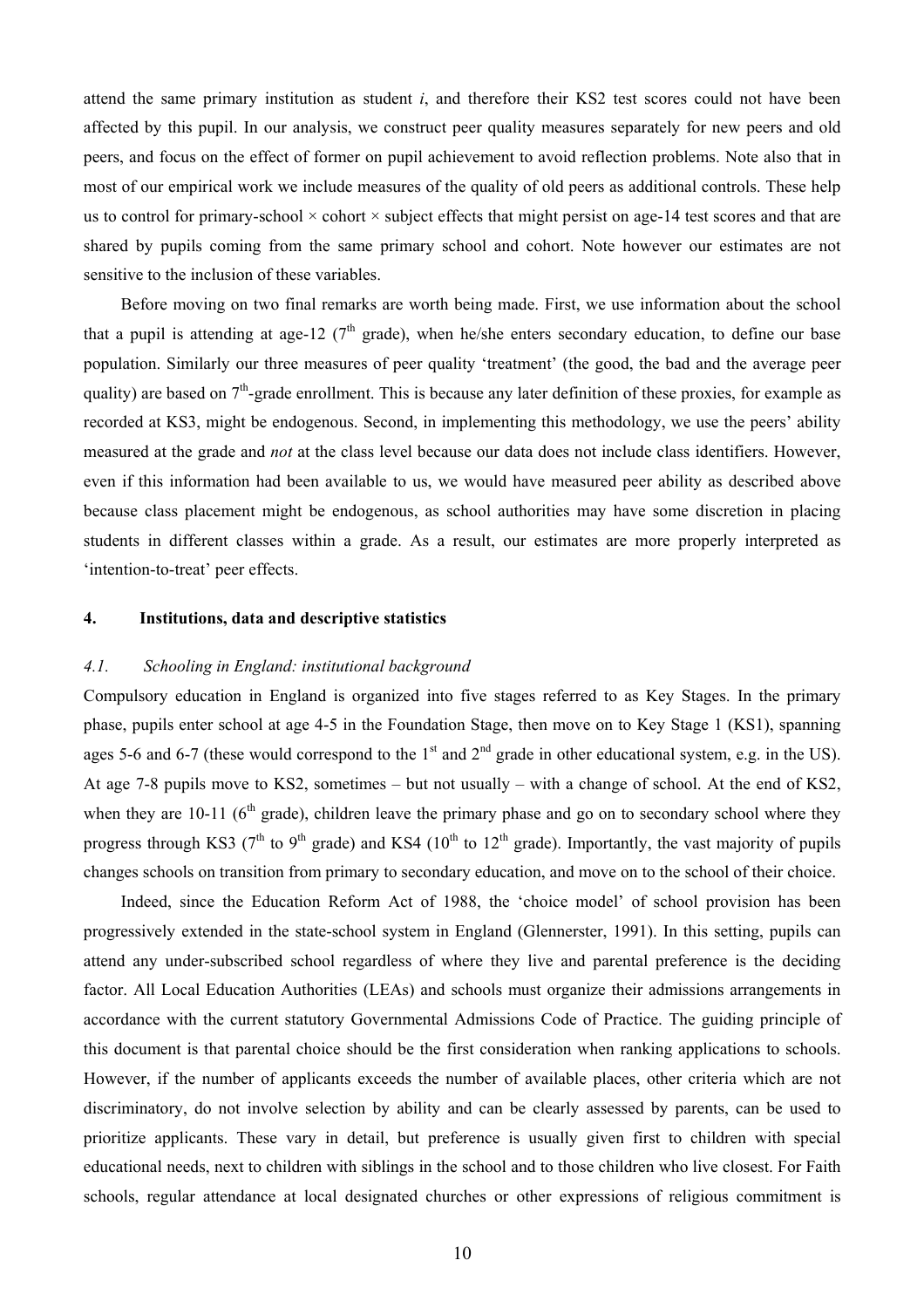attend the same primary institution as student *i*, and therefore their KS2 test scores could not have been affected by this pupil. In our analysis, we construct peer quality measures separately for new peers and old peers, and focus on the effect of former on pupil achievement to avoid reflection problems. Note also that in most of our empirical work we include measures of the quality of old peers as additional controls. These help us to control for primary-school × cohort × subject effects that might persist on age-14 test scores and that are shared by pupils coming from the same primary school and cohort. Note however our estimates are not sensitive to the inclusion of these variables.

Before moving on two final remarks are worth being made. First, we use information about the school that a pupil is attending at age-12 (7th grade), when he/she enters secondary education, to define our base population. Similarly our three measures of peer quality 'treatment' (the good, the bad and the average peer quality) are based on 7th-grade enrollment. This is because any later definition of these proxies, for example as recorded at KS3, might be endogenous. Second, in implementing this methodology, we use the peers' ability measured at the grade and *not* at the class level because our data does not include class identifiers. However, even if this information had been available to us, we would have measured peer ability as described above because class placement might be endogenous, as school authorities may have some discretion in placing students in different classes within a grade. As a result, our estimates are more properly interpreted as 'intention-to-treat' peer effects.

## 4. Institutions, data and descriptive statistics

### *4.1. Schooling in England: institutional background*

Compulsory education in England is organized into five stages referred to as Key Stages. In the primary phase, pupils enter school at age 4-5 in the Foundation Stage, then move on to Key Stage 1 (KS1), spanning ages 5-6 and 6-7 (these would correspond to the 1st and 2nd grade in other educational system, e.g. in the US). At age 7-8 pupils move to KS2, sometimes – but not usually – with a change of school. At the end of KS2, when they are 10-11 (6th grade), children leave the primary phase and go on to secondary school where they progress through KS3 (7th to 9th grade) and KS4 (10th to 12th grade). Importantly, the vast majority of pupils changes schools on transition from primary to secondary education, and move on to the school of their choice.

Indeed, since the Education Reform Act of 1988, the 'choice model' of school provision has been progressively extended in the state-school system in England (Glennerster, 1991). In this setting, pupils can attend any under-subscribed school regardless of where they live and parental preference is the deciding factor. All Local Education Authorities (LEAs) and schools must organize their admissions arrangements in accordance with the current statutory Governmental Admissions Code of Practice. The guiding principle of this document is that parental choice should be the first consideration when ranking applications to schools. However, if the number of applicants exceeds the number of available places, other criteria which are not discriminatory, do not involve selection by ability and can be clearly assessed by parents, can be used to prioritize applicants. These vary in detail, but preference is usually given first to children with special educational needs, next to children with siblings in the school and to those children who live closest. For Faith schools, regular attendance at local designated churches or other expressions of religious commitment is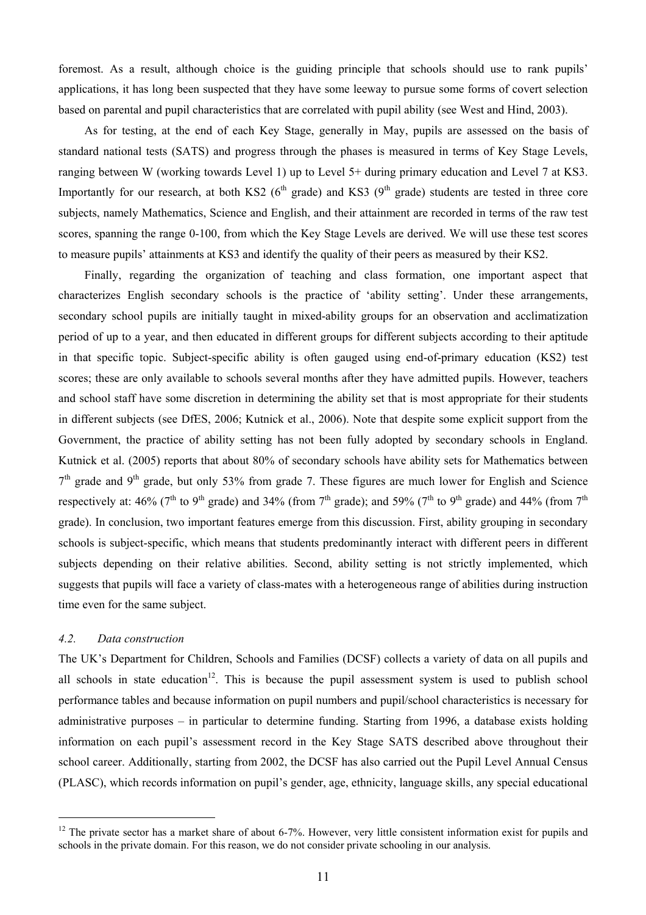foremost. As a result, although choice is the guiding principle that schools should use to rank pupils' applications, it has long been suspected that they have some leeway to pursue some forms of covert selection based on parental and pupil characteristics that are correlated with pupil ability (see West and Hind, 2003).

As for testing, at the end of each Key Stage, generally in May, pupils are assessed on the basis of standard national tests (SATS) and progress through the phases is measured in terms of Key Stage Levels, ranging between W (working towards Level 1) up to Level 5+ during primary education and Level 7 at KS3. Importantly for our research, at both KS2 (6th grade) and KS3 (9th grade) students are tested in three core subjects, namely Mathematics, Science and English, and their attainment are recorded in terms of the raw test scores, spanning the range 0-100, from which the Key Stage Levels are derived. We will use these test scores to measure pupils' attainments at KS3 and identify the quality of their peers as measured by their KS2.

Finally, regarding the organization of teaching and class formation, one important aspect that characterizes English secondary schools is the practice of 'ability setting'. Under these arrangements, secondary school pupils are initially taught in mixed-ability groups for an observation and acclimatization period of up to a year, and then educated in different groups for different subjects according to their aptitude in that specific topic. Subject-specific ability is often gauged using end-of-primary education (KS2) test scores; these are only available to schools several months after they have admitted pupils. However, teachers and school staff have some discretion in determining the ability set that is most appropriate for their students in different subjects (see DfES, 2006; Kutnick et al., 2006). Note that despite some explicit support from the Government, the practice of ability setting has not been fully adopted by secondary schools in England. Kutnick et al. (2005) reports that about 80% of secondary schools have ability sets for Mathematics between 7th grade and 9th grade, but only 53% from grade 7. These figures are much lower for English and Science respectively at: 46% (7th to 9th grade) and 34% (from 7th grade); and 59% (7th to 9th grade) and 44% (from 7th grade). In conclusion, two important features emerge from this discussion. First, ability grouping in secondary schools is subject-specific, which means that students predominantly interact with different peers in different subjects depending on their relative abilities. Second, ability setting is not strictly implemented, which suggests that pupils will face a variety of class-mates with a heterogeneous range of abilities during instruction time even for the same subject.

### *4.2. Data construction*

The UK's Department for Children, Schools and Families (DCSF) collects a variety of data on all pupils and all schools in state education[12]. This is because the pupil assessment system is used to publish school performance tables and because information on pupil numbers and pupil/school characteristics is necessary for administrative purposes – in particular to determine funding. Starting from 1996, a database exists holding information on each pupil's assessment record in the Key Stage SATS described above throughout their school career. Additionally, starting from 2002, the DCSF has also carried out the Pupil Level Annual Census (PLASC), which records information on pupil's gender, age, ethnicity, language skills, any special educational

[12] The private sector has a market share of about 6-7%. However, very little consistent information exist for pupils and schools in the private domain. For this reason, we do not consider private schooling in our analysis.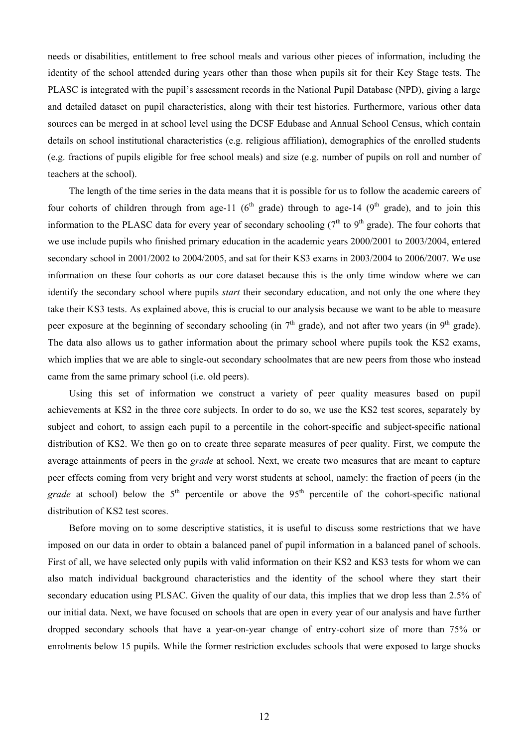needs or disabilities, entitlement to free school meals and various other pieces of information, including the identity of the school attended during years other than those when pupils sit for their Key Stage tests. The PLASC is integrated with the pupil's assessment records in the National Pupil Database (NPD), giving a large and detailed dataset on pupil characteristics, along with their test histories. Furthermore, various other data sources can be merged in at school level using the DCSF Edubase and Annual School Census, which contain details on school institutional characteristics (e.g. religious affiliation), demographics of the enrolled students (e.g. fractions of pupils eligible for free school meals) and size (e.g. number of pupils on roll and number of teachers at the school).

The length of the time series in the data means that it is possible for us to follow the academic careers of four cohorts of children through from age-11 (6th grade) through to age-14 (9th grade), and to join this information to the PLASC data for every year of secondary schooling (7th to 9th grade). The four cohorts that we use include pupils who finished primary education in the academic years 2000/2001 to 2003/2004, entered secondary school in 2001/2002 to 2004/2005, and sat for their KS3 exams in 2003/2004 to 2006/2007. We use information on these four cohorts as our core dataset because this is the only time window where we can identify the secondary school where pupils *start* their secondary education, and not only the one where they take their KS3 tests. As explained above, this is crucial to our analysis because we want to be able to measure peer exposure at the beginning of secondary schooling (in 7th grade), and not after two years (in 9th grade). The data also allows us to gather information about the primary school where pupils took the KS2 exams, which implies that we are able to single-out secondary schoolmates that are new peers from those who instead came from the same primary school (i.e. old peers).

Using this set of information we construct a variety of peer quality measures based on pupil achievements at KS2 in the three core subjects. In order to do so, we use the KS2 test scores, separately by subject and cohort, to assign each pupil to a percentile in the cohort-specific and subject-specific national distribution of KS2. We then go on to create three separate measures of peer quality. First, we compute the average attainments of peers in the *grade* at school. Next, we create two measures that are meant to capture peer effects coming from very bright and very worst students at school, namely: the fraction of peers (in the *grade* at school) below the 5th percentile or above the 95th percentile of the cohort-specific national distribution of KS2 test scores.

Before moving on to some descriptive statistics, it is useful to discuss some restrictions that we have imposed on our data in order to obtain a balanced panel of pupil information in a balanced panel of schools. First of all, we have selected only pupils with valid information on their KS2 and KS3 tests for whom we can also match individual background characteristics and the identity of the school where they start their secondary education using PLSAC. Given the quality of our data, this implies that we drop less than 2.5% of our initial data. Next, we have focused on schools that are open in every year of our analysis and have further dropped secondary schools that have a year-on-year change of entry-cohort size of more than 75% or enrolments below 15 pupils. While the former restriction excludes schools that were exposed to large shocks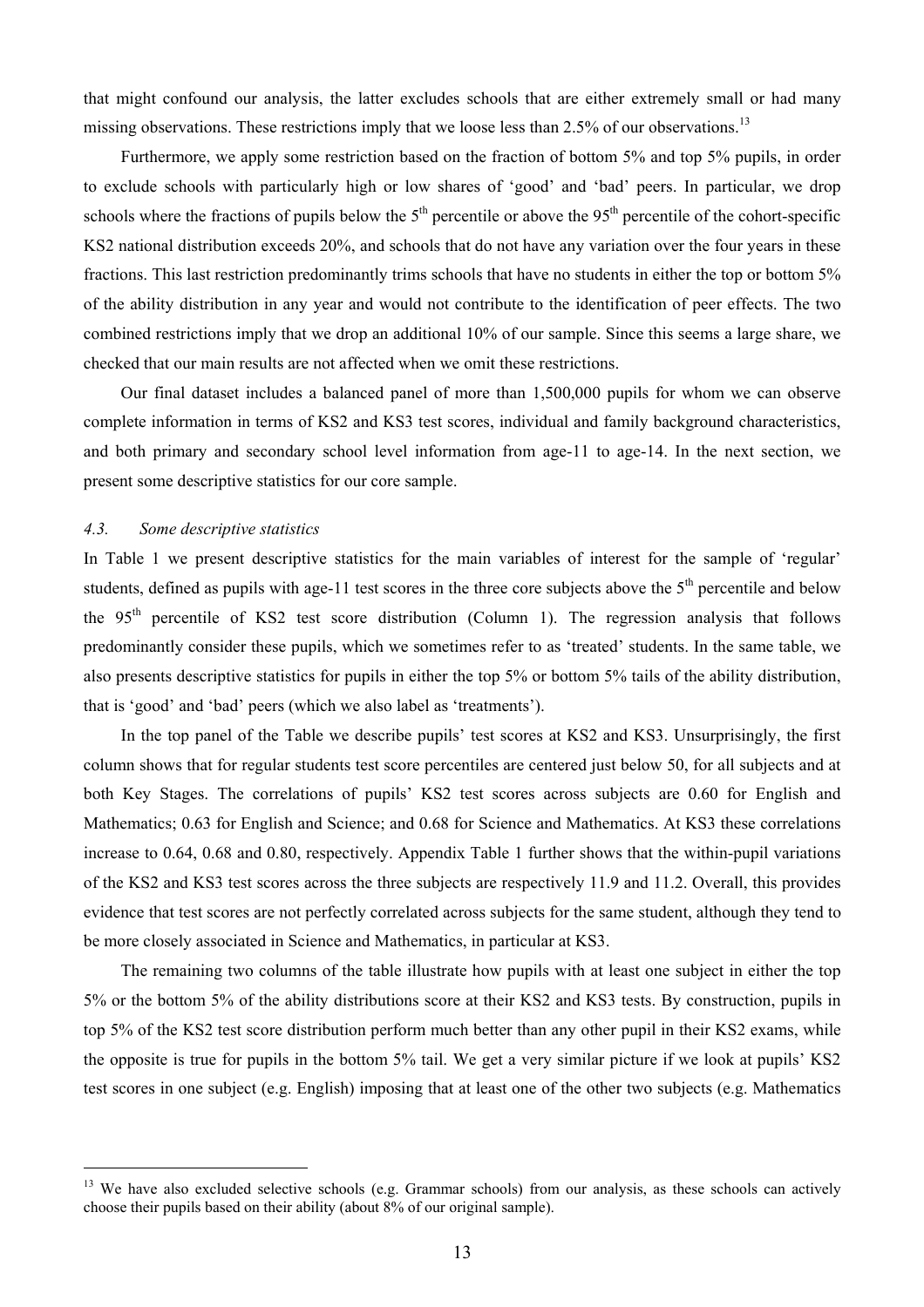that might confound our analysis, the latter excludes schools that are either extremely small or had many missing observations. These restrictions imply that we loose less than 2.5% of our observations.[13]

Furthermore, we apply some restriction based on the fraction of bottom 5% and top 5% pupils, in order to exclude schools with particularly high or low shares of 'good' and 'bad' peers. In particular, we drop schools where the fractions of pupils below the 5th percentile or above the 95th percentile of the cohort-specific KS2 national distribution exceeds 20%, and schools that do not have any variation over the four years in these fractions. This last restriction predominantly trims schools that have no students in either the top or bottom 5% of the ability distribution in any year and would not contribute to the identification of peer effects. The two combined restrictions imply that we drop an additional 10% of our sample. Since this seems a large share, we checked that our main results are not affected when we omit these restrictions.

Our final dataset includes a balanced panel of more than 1,500,000 pupils for whom we can observe complete information in terms of KS2 and KS3 test scores, individual and family background characteristics, and both primary and secondary school level information from age-11 to age-14. In the next section, we present some descriptive statistics for our core sample.

### *4.3. Some descriptive statistics*

In Table 1 we present descriptive statistics for the main variables of interest for the sample of 'regular' students, defined as pupils with age-11 test scores in the three core subjects above the 5th percentile and below the 95th percentile of KS2 test score distribution (Column 1). The regression analysis that follows predominantly consider these pupils, which we sometimes refer to as 'treated' students. In the same table, we also presents descriptive statistics for pupils in either the top 5% or bottom 5% tails of the ability distribution, that is 'good' and 'bad' peers (which we also label as 'treatments').

In the top panel of the Table we describe pupils' test scores at KS2 and KS3. Unsurprisingly, the first column shows that for regular students test score percentiles are centered just below 50, for all subjects and at both Key Stages. The correlations of pupils' KS2 test scores across subjects are 0.60 for English and Mathematics; 0.63 for English and Science; and 0.68 for Science and Mathematics. At KS3 these correlations increase to 0.64, 0.68 and 0.80, respectively. Appendix Table 1 further shows that the within-pupil variations of the KS2 and KS3 test scores across the three subjects are respectively 11.9 and 11.2. Overall, this provides evidence that test scores are not perfectly correlated across subjects for the same student, although they tend to be more closely associated in Science and Mathematics, in particular at KS3.

The remaining two columns of the table illustrate how pupils with at least one subject in either the top 5% or the bottom 5% of the ability distributions score at their KS2 and KS3 tests. By construction, pupils in top 5% of the KS2 test score distribution perform much better than any other pupil in their KS2 exams, while the opposite is true for pupils in the bottom 5% tail. We get a very similar picture if we look at pupils' KS2 test scores in one subject (e.g. English) imposing that at least one of the other two subjects (e.g. Mathematics

---

[13] We have also excluded selective schools (e.g. Grammar schools) from our analysis, as these schools can actively choose their pupils based on their ability (about 8% of our original sample).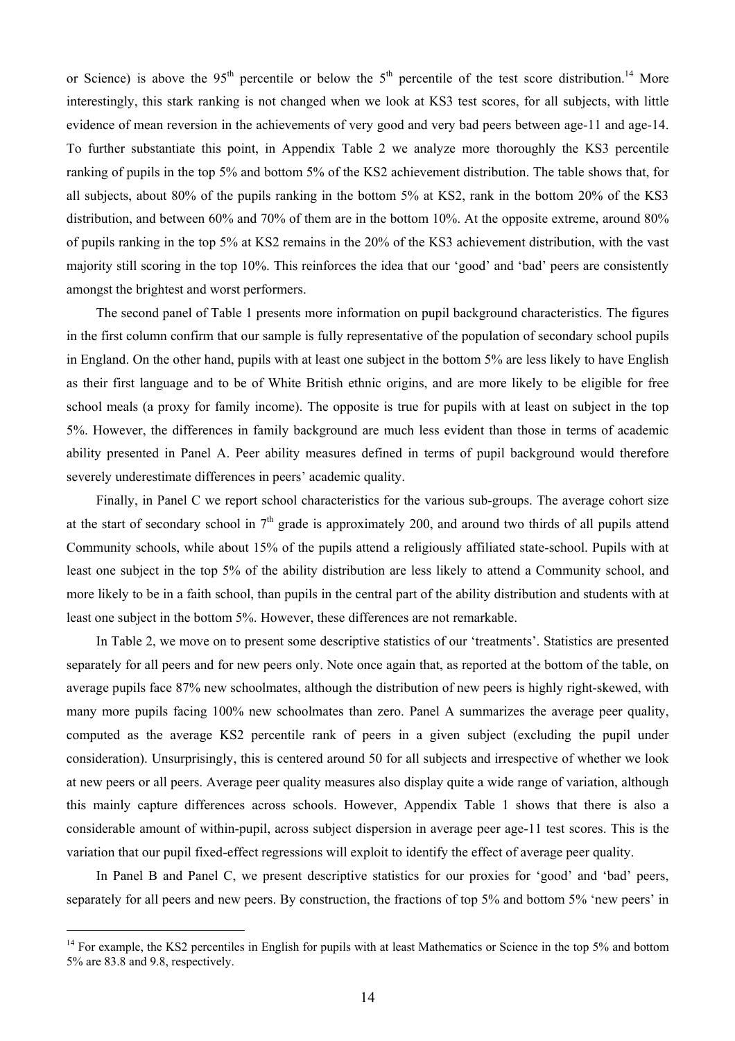or Science) is above the 95th percentile or below the 5th percentile of the test score distribution.[14] More interestingly, this stark ranking is not changed when we look at KS3 test scores, for all subjects, with little evidence of mean reversion in the achievements of very good and very bad peers between age-11 and age-14. To further substantiate this point, in Appendix Table 2 we analyze more thoroughly the KS3 percentile ranking of pupils in the top 5% and bottom 5% of the KS2 achievement distribution. The table shows that, for all subjects, about 80% of the pupils ranking in the bottom 5% at KS2, rank in the bottom 20% of the KS3 distribution, and between 60% and 70% of them are in the bottom 10%. At the opposite extreme, around 80% of pupils ranking in the top 5% at KS2 remains in the 20% of the KS3 achievement distribution, with the vast majority still scoring in the top 10%. This reinforces the idea that our 'good' and 'bad' peers are consistently amongst the brightest and worst performers.

The second panel of Table 1 presents more information on pupil background characteristics. The figures in the first column confirm that our sample is fully representative of the population of secondary school pupils in England. On the other hand, pupils with at least one subject in the bottom 5% are less likely to have English as their first language and to be of White British ethnic origins, and are more likely to be eligible for free school meals (a proxy for family income). The opposite is true for pupils with at least on subject in the top 5%. However, the differences in family background are much less evident than those in terms of academic ability presented in Panel A. Peer ability measures defined in terms of pupil background would therefore severely underestimate differences in peers' academic quality.

Finally, in Panel C we report school characteristics for the various sub-groups. The average cohort size at the start of secondary school in 7th grade is approximately 200, and around two thirds of all pupils attend Community schools, while about 15% of the pupils attend a religiously affiliated state-school. Pupils with at least one subject in the top 5% of the ability distribution are less likely to attend a Community school, and more likely to be in a faith school, than pupils in the central part of the ability distribution and students with at least one subject in the bottom 5%. However, these differences are not remarkable.

In Table 2, we move on to present some descriptive statistics of our 'treatments'. Statistics are presented separately for all peers and for new peers only. Note once again that, as reported at the bottom of the table, on average pupils face 87% new schoolmates, although the distribution of new peers is highly right-skewed, with many more pupils facing 100% new schoolmates than zero. Panel A summarizes the average peer quality, computed as the average KS2 percentile rank of peers in a given subject (excluding the pupil under consideration). Unsurprisingly, this is centered around 50 for all subjects and irrespective of whether we look at new peers or all peers. Average peer quality measures also display quite a wide range of variation, although this mainly capture differences across schools. However, Appendix Table 1 shows that there is also a considerable amount of within-pupil, across subject dispersion in average peer age-11 test scores. This is the variation that our pupil fixed-effect regressions will exploit to identify the effect of average peer quality.

In Panel B and Panel C, we present descriptive statistics for our proxies for 'good' and 'bad' peers, separately for all peers and new peers. By construction, the fractions of top 5% and bottom 5% 'new peers' in

[14] For example, the KS2 percentiles in English for pupils with at least Mathematics or Science in the top 5% and bottom 5% are 83.8 and 9.8, respectively.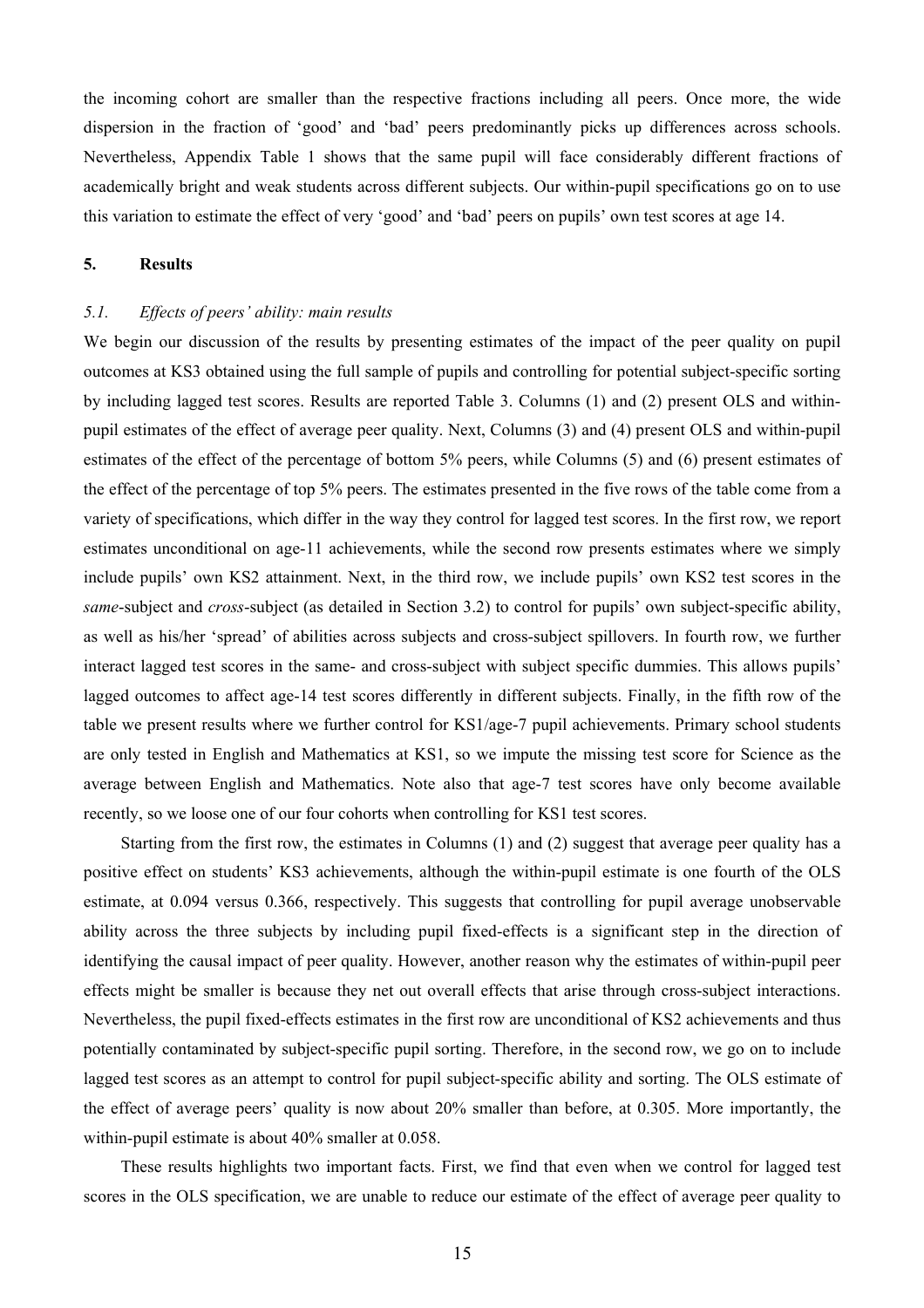the incoming cohort are smaller than the respective fractions including all peers. Once more, the wide dispersion in the fraction of 'good' and 'bad' peers predominantly picks up differences across schools. Nevertheless, Appendix Table 1 shows that the same pupil will face considerably different fractions of academically bright and weak students across different subjects. Our within-pupil specifications go on to use this variation to estimate the effect of very 'good' and 'bad' peers on pupils' own test scores at age 14.

## 5. Results

### *5.1. Effects of peers' ability: main results*

We begin our discussion of the results by presenting estimates of the impact of the peer quality on pupil outcomes at KS3 obtained using the full sample of pupils and controlling for potential subject-specific sorting by including lagged test scores. Results are reported Table 3. Columns (1) and (2) present OLS and within-pupil estimates of the effect of average peer quality. Next, Columns (3) and (4) present OLS and within-pupil estimates of the effect of the percentage of bottom 5% peers, while Columns (5) and (6) present estimates of the effect of the percentage of top 5% peers. The estimates presented in the five rows of the table come from a variety of specifications, which differ in the way they control for lagged test scores. In the first row, we report estimates unconditional on age-11 achievements, while the second row presents estimates where we simply include pupils' own KS2 attainment. Next, in the third row, we include pupils' own KS2 test scores in the *same*-subject and *cross*-subject (as detailed in Section 3.2) to control for pupils' own subject-specific ability, as well as his/her 'spread' of abilities across subjects and cross-subject spillovers. In fourth row, we further interact lagged test scores in the same- and cross-subject with subject specific dummies. This allows pupils' lagged outcomes to affect age-14 test scores differently in different subjects. Finally, in the fifth row of the table we present results where we further control for KS1/age-7 pupil achievements. Primary school students are only tested in English and Mathematics at KS1, so we impute the missing test score for Science as the average between English and Mathematics. Note also that age-7 test scores have only become available recently, so we loose one of our four cohorts when controlling for KS1 test scores.

Starting from the first row, the estimates in Columns (1) and (2) suggest that average peer quality has a positive effect on students' KS3 achievements, although the within-pupil estimate is one fourth of the OLS estimate, at 0.094 versus 0.366, respectively. This suggests that controlling for pupil average unobservable ability across the three subjects by including pupil fixed-effects is a significant step in the direction of identifying the causal impact of peer quality. However, another reason why the estimates of within-pupil peer effects might be smaller is because they net out overall effects that arise through cross-subject interactions. Nevertheless, the pupil fixed-effects estimates in the first row are unconditional of KS2 achievements and thus potentially contaminated by subject-specific pupil sorting. Therefore, in the second row, we go on to include lagged test scores as an attempt to control for pupil subject-specific ability and sorting. The OLS estimate of the effect of average peers' quality is now about 20% smaller than before, at 0.305. More importantly, the within-pupil estimate is about 40% smaller at 0.058.

These results highlights two important facts. First, we find that even when we control for lagged test scores in the OLS specification, we are unable to reduce our estimate of the effect of average peer quality to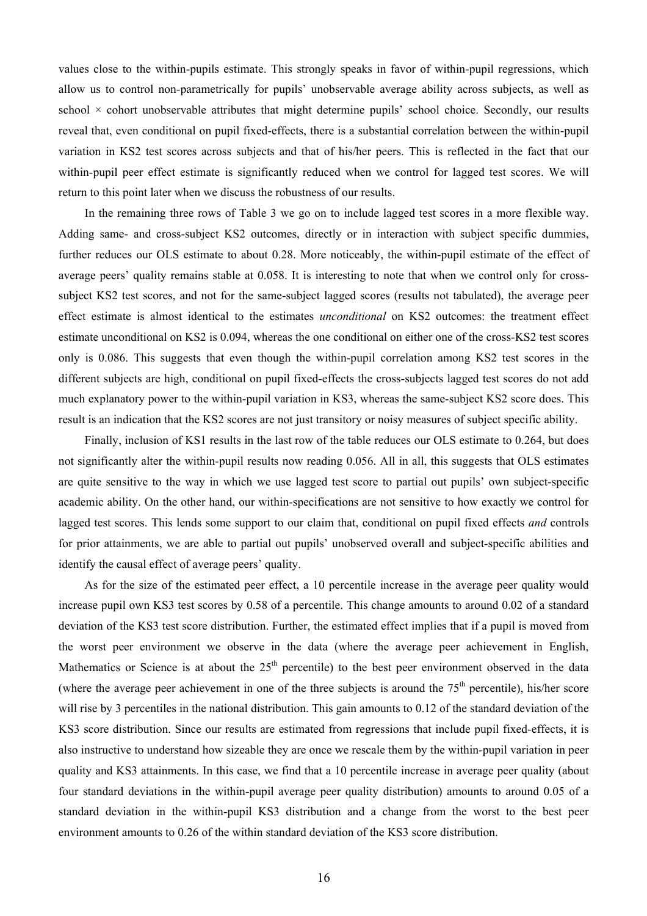values close to the within-pupils estimate. This strongly speaks in favor of within-pupil regressions, which allow us to control non-parametrically for pupils' unobservable average ability across subjects, as well as school × cohort unobservable attributes that might determine pupils' school choice. Secondly, our results reveal that, even conditional on pupil fixed-effects, there is a substantial correlation between the within-pupil variation in KS2 test scores across subjects and that of his/her peers. This is reflected in the fact that our within-pupil peer effect estimate is significantly reduced when we control for lagged test scores. We will return to this point later when we discuss the robustness of our results.

In the remaining three rows of Table 3 we go on to include lagged test scores in a more flexible way. Adding same- and cross-subject KS2 outcomes, directly or in interaction with subject specific dummies, further reduces our OLS estimate to about 0.28. More noticeably, the within-pupil estimate of the effect of average peers' quality remains stable at 0.058. It is interesting to note that when we control only for cross-subject KS2 test scores, and not for the same-subject lagged scores (results not tabulated), the average peer effect estimate is almost identical to the estimates *unconditional* on KS2 outcomes: the treatment effect estimate unconditional on KS2 is 0.094, whereas the one conditional on either one of the cross-KS2 test scores only is 0.086. This suggests that even though the within-pupil correlation among KS2 test scores in the different subjects are high, conditional on pupil fixed-effects the cross-subjects lagged test scores do not add much explanatory power to the within-pupil variation in KS3, whereas the same-subject KS2 score does. This result is an indication that the KS2 scores are not just transitory or noisy measures of subject specific ability.

Finally, inclusion of KS1 results in the last row of the table reduces our OLS estimate to 0.264, but does not significantly alter the within-pupil results now reading 0.056. All in all, this suggests that OLS estimates are quite sensitive to the way in which we use lagged test score to partial out pupils' own subject-specific academic ability. On the other hand, our within-specifications are not sensitive to how exactly we control for lagged test scores. This lends some support to our claim that, conditional on pupil fixed effects *and* controls for prior attainments, we are able to partial out pupils' unobserved overall and subject-specific abilities and identify the causal effect of average peers' quality.

As for the size of the estimated peer effect, a 10 percentile increase in the average peer quality would increase pupil own KS3 test scores by 0.58 of a percentile. This change amounts to around 0.02 of a standard deviation of the KS3 test score distribution. Further, the estimated effect implies that if a pupil is moved from the worst peer environment we observe in the data (where the average peer achievement in English, Mathematics or Science is at about the 25th percentile) to the best peer environment observed in the data (where the average peer achievement in one of the three subjects is around the 75th percentile), his/her score will rise by 3 percentiles in the national distribution. This gain amounts to 0.12 of the standard deviation of the KS3 score distribution. Since our results are estimated from regressions that include pupil fixed-effects, it is also instructive to understand how sizeable they are once we rescale them by the within-pupil variation in peer quality and KS3 attainments. In this case, we find that a 10 percentile increase in average peer quality (about four standard deviations in the within-pupil average peer quality distribution) amounts to around 0.05 of a standard deviation in the within-pupil KS3 distribution and a change from the worst to the best peer environment amounts to 0.26 of the within standard deviation of the KS3 score distribution.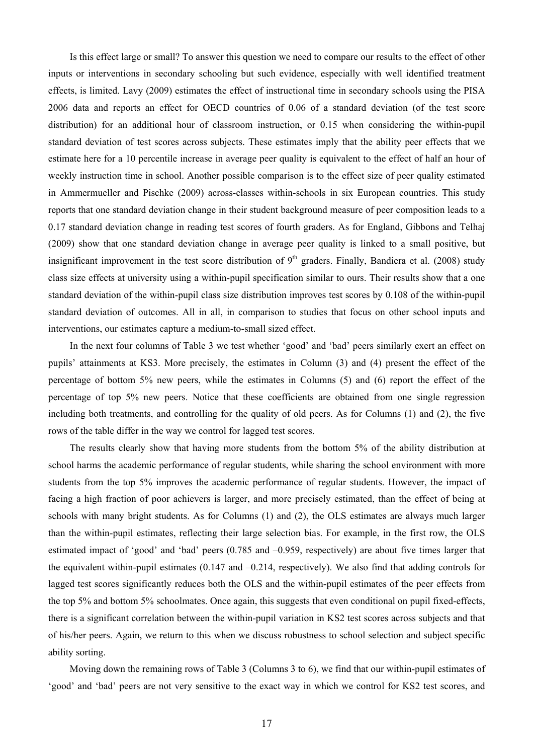Is this effect large or small? To answer this question we need to compare our results to the effect of other inputs or interventions in secondary schooling but such evidence, especially with well identified treatment effects, is limited. Lavy (2009) estimates the effect of instructional time in secondary schools using the PISA 2006 data and reports an effect for OECD countries of 0.06 of a standard deviation (of the test score distribution) for an additional hour of classroom instruction, or 0.15 when considering the within-pupil standard deviation of test scores across subjects. These estimates imply that the ability peer effects that we estimate here for a 10 percentile increase in average peer quality is equivalent to the effect of half an hour of weekly instruction time in school. Another possible comparison is to the effect size of peer quality estimated in Ammermueller and Pischke (2009) across-classes within-schools in six European countries. This study reports that one standard deviation change in their student background measure of peer composition leads to a 0.17 standard deviation change in reading test scores of fourth graders. As for England, Gibbons and Telhaj (2009) show that one standard deviation change in average peer quality is linked to a small positive, but insignificant improvement in the test score distribution of 9th graders. Finally, Bandiera et al. (2008) study class size effects at university using a within-pupil specification similar to ours. Their results show that a one standard deviation of the within-pupil class size distribution improves test scores by 0.108 of the within-pupil standard deviation of outcomes. All in all, in comparison to studies that focus on other school inputs and interventions, our estimates capture a medium-to-small sized effect.

In the next four columns of Table 3 we test whether 'good' and 'bad' peers similarly exert an effect on pupils' attainments at KS3. More precisely, the estimates in Column (3) and (4) present the effect of the percentage of bottom 5% new peers, while the estimates in Columns (5) and (6) report the effect of the percentage of top 5% new peers. Notice that these coefficients are obtained from one single regression including both treatments, and controlling for the quality of old peers. As for Columns (1) and (2), the five rows of the table differ in the way we control for lagged test scores.

The results clearly show that having more students from the bottom 5% of the ability distribution at school harms the academic performance of regular students, while sharing the school environment with more students from the top 5% improves the academic performance of regular students. However, the impact of facing a high fraction of poor achievers is larger, and more precisely estimated, than the effect of being at schools with many bright students. As for Columns (1) and (2), the OLS estimates are always much larger than the within-pupil estimates, reflecting their large selection bias. For example, in the first row, the OLS estimated impact of 'good' and 'bad' peers (0.785 and –0.959, respectively) are about five times larger that the equivalent within-pupil estimates (0.147 and –0.214, respectively). We also find that adding controls for lagged test scores significantly reduces both the OLS and the within-pupil estimates of the peer effects from the top 5% and bottom 5% schoolmates. Once again, this suggests that even conditional on pupil fixed-effects, there is a significant correlation between the within-pupil variation in KS2 test scores across subjects and that of his/her peers. Again, we return to this when we discuss robustness to school selection and subject specific ability sorting.

Moving down the remaining rows of Table 3 (Columns 3 to 6), we find that our within-pupil estimates of 'good' and 'bad' peers are not very sensitive to the exact way in which we control for KS2 test scores, and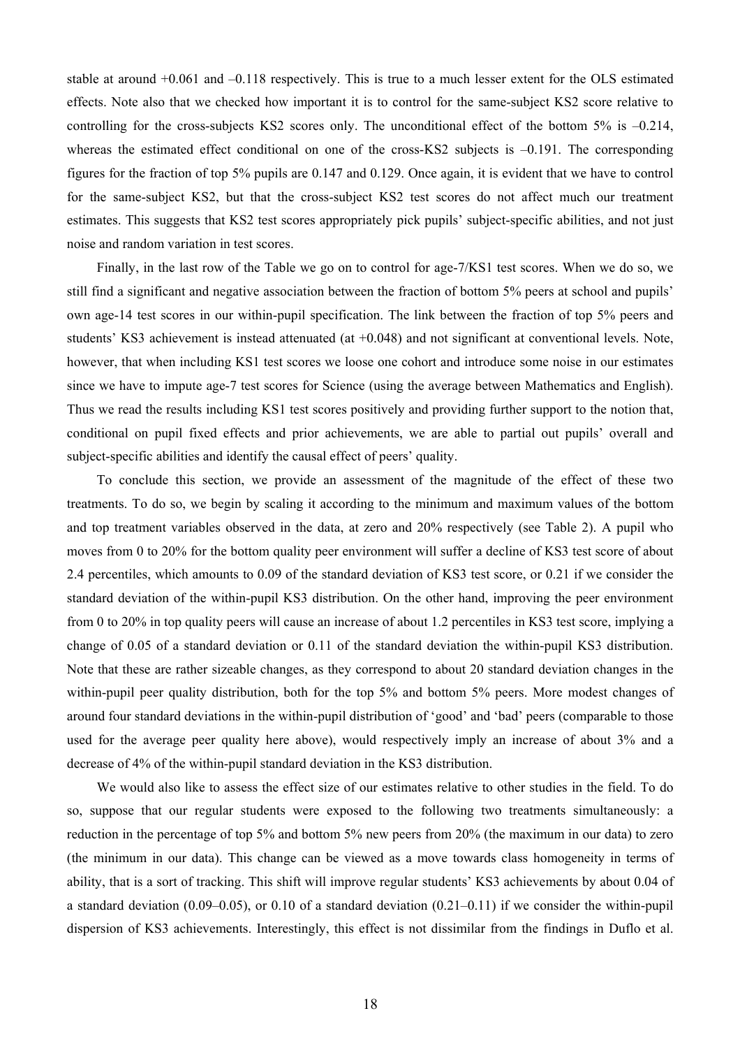stable at around +0.061 and –0.118 respectively. This is true to a much lesser extent for the OLS estimated effects. Note also that we checked how important it is to control for the same-subject KS2 score relative to controlling for the cross-subjects KS2 scores only. The unconditional effect of the bottom 5% is –0.214, whereas the estimated effect conditional on one of the cross-KS2 subjects is –0.191. The corresponding figures for the fraction of top 5% pupils are 0.147 and 0.129. Once again, it is evident that we have to control for the same-subject KS2, but that the cross-subject KS2 test scores do not affect much our treatment estimates. This suggests that KS2 test scores appropriately pick pupils' subject-specific abilities, and not just noise and random variation in test scores.

Finally, in the last row of the Table we go on to control for age-7/KS1 test scores. When we do so, we still find a significant and negative association between the fraction of bottom 5% peers at school and pupils' own age-14 test scores in our within-pupil specification. The link between the fraction of top 5% peers and students' KS3 achievement is instead attenuated (at +0.048) and not significant at conventional levels. Note, however, that when including KS1 test scores we loose one cohort and introduce some noise in our estimates since we have to impute age-7 test scores for Science (using the average between Mathematics and English). Thus we read the results including KS1 test scores positively and providing further support to the notion that, conditional on pupil fixed effects and prior achievements, we are able to partial out pupils' overall and subject-specific abilities and identify the causal effect of peers' quality.

To conclude this section, we provide an assessment of the magnitude of the effect of these two treatments. To do so, we begin by scaling it according to the minimum and maximum values of the bottom and top treatment variables observed in the data, at zero and 20% respectively (see Table 2). A pupil who moves from 0 to 20% for the bottom quality peer environment will suffer a decline of KS3 test score of about 2.4 percentiles, which amounts to 0.09 of the standard deviation of KS3 test score, or 0.21 if we consider the standard deviation of the within-pupil KS3 distribution. On the other hand, improving the peer environment from 0 to 20% in top quality peers will cause an increase of about 1.2 percentiles in KS3 test score, implying a change of 0.05 of a standard deviation or 0.11 of the standard deviation the within-pupil KS3 distribution. Note that these are rather sizeable changes, as they correspond to about 20 standard deviation changes in the within-pupil peer quality distribution, both for the top 5% and bottom 5% peers. More modest changes of around four standard deviations in the within-pupil distribution of 'good' and 'bad' peers (comparable to those used for the average peer quality here above), would respectively imply an increase of about 3% and a decrease of 4% of the within-pupil standard deviation in the KS3 distribution.

We would also like to assess the effect size of our estimates relative to other studies in the field. To do so, suppose that our regular students were exposed to the following two treatments simultaneously: a reduction in the percentage of top 5% and bottom 5% new peers from 20% (the maximum in our data) to zero (the minimum in our data). This change can be viewed as a move towards class homogeneity in terms of ability, that is a sort of tracking. This shift will improve regular students' KS3 achievements by about 0.04 of a standard deviation (0.09–0.05), or 0.10 of a standard deviation (0.21–0.11) if we consider the within-pupil dispersion of KS3 achievements. Interestingly, this effect is not dissimilar from the findings in Duflo et al.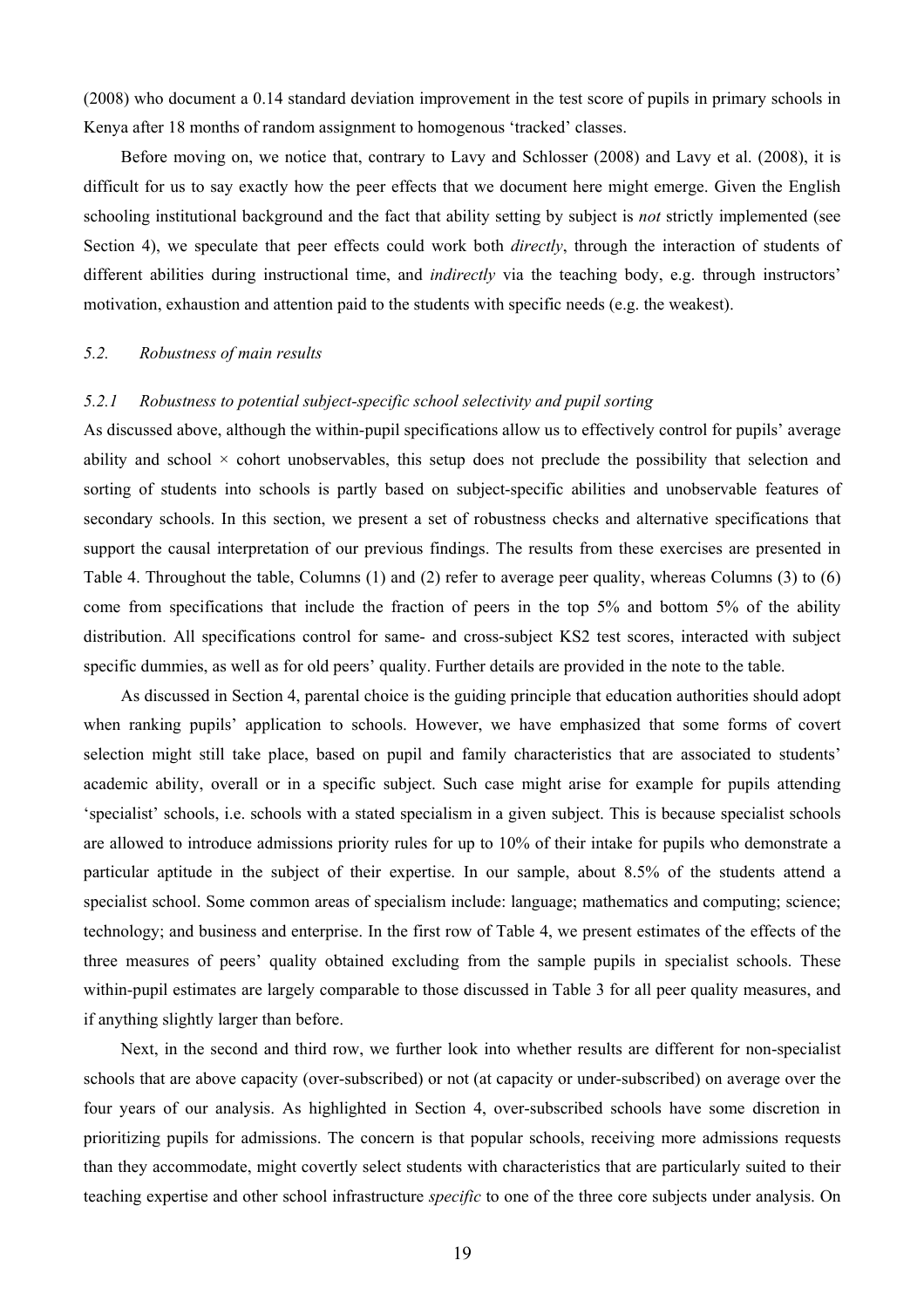(2008) who document a 0.14 standard deviation improvement in the test score of pupils in primary schools in Kenya after 18 months of random assignment to homogenous 'tracked' classes.

Before moving on, we notice that, contrary to Lavy and Schlosser (2008) and Lavy et al. (2008), it is difficult for us to say exactly how the peer effects that we document here might emerge. Given the English schooling institutional background and the fact that ability setting by subject is *not* strictly implemented (see Section 4), we speculate that peer effects could work both *directly*, through the interaction of students of different abilities during instructional time, and *indirectly* via the teaching body, e.g. through instructors' motivation, exhaustion and attention paid to the students with specific needs (e.g. the weakest).

### *5.2. Robustness of main results*

#### *5.2.1 Robustness to potential subject-specific school selectivity and pupil sorting*

As discussed above, although the within-pupil specifications allow us to effectively control for pupils' average ability and school × cohort unobservables, this setup does not preclude the possibility that selection and sorting of students into schools is partly based on subject-specific abilities and unobservable features of secondary schools. In this section, we present a set of robustness checks and alternative specifications that support the causal interpretation of our previous findings. The results from these exercises are presented in Table 4. Throughout the table, Columns (1) and (2) refer to average peer quality, whereas Columns (3) to (6) come from specifications that include the fraction of peers in the top 5% and bottom 5% of the ability distribution. All specifications control for same- and cross-subject KS2 test scores, interacted with subject specific dummies, as well as for old peers' quality. Further details are provided in the note to the table.

As discussed in Section 4, parental choice is the guiding principle that education authorities should adopt when ranking pupils' application to schools. However, we have emphasized that some forms of covert selection might still take place, based on pupil and family characteristics that are associated to students' academic ability, overall or in a specific subject. Such case might arise for example for pupils attending 'specialist' schools, i.e. schools with a stated specialism in a given subject. This is because specialist schools are allowed to introduce admissions priority rules for up to 10% of their intake for pupils who demonstrate a particular aptitude in the subject of their expertise. In our sample, about 8.5% of the students attend a specialist school. Some common areas of specialism include: language; mathematics and computing; science; technology; and business and enterprise. In the first row of Table 4, we present estimates of the effects of the three measures of peers' quality obtained excluding from the sample pupils in specialist schools. These within-pupil estimates are largely comparable to those discussed in Table 3 for all peer quality measures, and if anything slightly larger than before.

Next, in the second and third row, we further look into whether results are different for non-specialist schools that are above capacity (over-subscribed) or not (at capacity or under-subscribed) on average over the four years of our analysis. As highlighted in Section 4, over-subscribed schools have some discretion in prioritizing pupils for admissions. The concern is that popular schools, receiving more admissions requests than they accommodate, might covertly select students with characteristics that are particularly suited to their teaching expertise and other school infrastructure *specific* to one of the three core subjects under analysis. On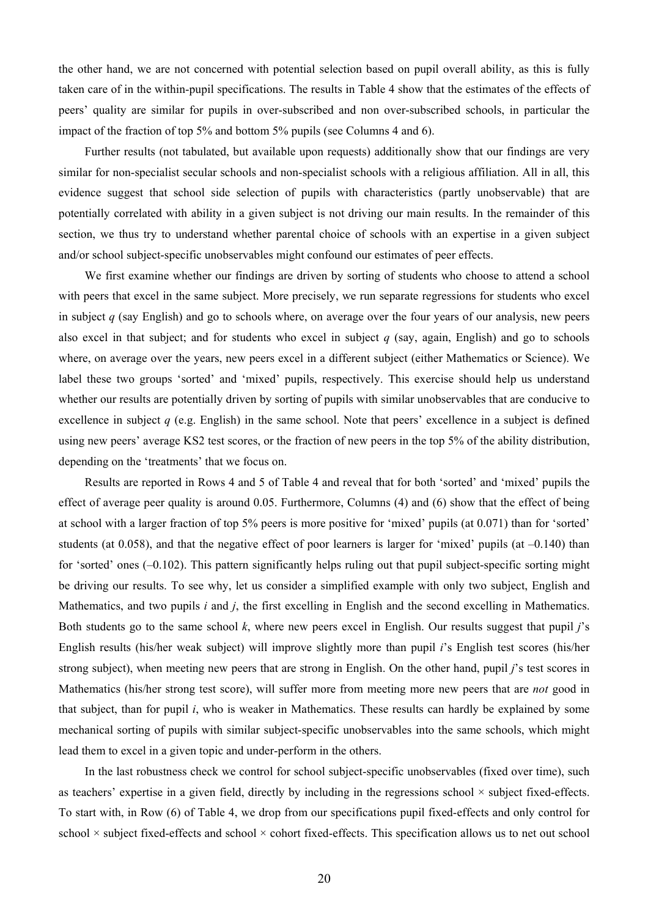the other hand, we are not concerned with potential selection based on pupil overall ability, as this is fully taken care of in the within-pupil specifications. The results in Table 4 show that the estimates of the effects of peers' quality are similar for pupils in over-subscribed and non over-subscribed schools, in particular the impact of the fraction of top 5% and bottom 5% pupils (see Columns 4 and 6).

Further results (not tabulated, but available upon requests) additionally show that our findings are very similar for non-specialist secular schools and non-specialist schools with a religious affiliation. All in all, this evidence suggest that school side selection of pupils with characteristics (partly unobservable) that are potentially correlated with ability in a given subject is not driving our main results. In the remainder of this section, we thus try to understand whether parental choice of schools with an expertise in a given subject and/or school subject-specific unobservables might confound our estimates of peer effects.

We first examine whether our findings are driven by sorting of students who choose to attend a school with peers that excel in the same subject. More precisely, we run separate regressions for students who excel in subject $q$ (say English) and go to schools where, on average over the four years of our analysis, new peers also excel in that subject; and for students who excel in subject $q$ (say, again, English) and go to schools where, on average over the years, new peers excel in a different subject (either Mathematics or Science). We label these two groups 'sorted' and 'mixed' pupils, respectively. This exercise should help us understand whether our results are potentially driven by sorting of pupils with similar unobservables that are conducive to excellence in subject $q$ (e.g. English) in the same school. Note that peers' excellence in a subject is defined using new peers' average KS2 test scores, or the fraction of new peers in the top 5% of the ability distribution, depending on the 'treatments' that we focus on.

Results are reported in Rows 4 and 5 of Table 4 and reveal that for both 'sorted' and 'mixed' pupils the effect of average peer quality is around 0.05. Furthermore, Columns (4) and (6) show that the effect of being at school with a larger fraction of top 5% peers is more positive for 'mixed' pupils (at 0.071) than for 'sorted' students (at 0.058), and that the negative effect of poor learners is larger for 'mixed' pupils (at –0.140) than for 'sorted' ones (–0.102). This pattern significantly helps ruling out that pupil subject-specific sorting might be driving our results. To see why, let us consider a simplified example with only two subject, English and Mathematics, and two pupils $i$ and $j$, the first excelling in English and the second excelling in Mathematics. Both students go to the same school $k$, where new peers excel in English. Our results suggest that pupil $j$'s English results (his/her weak subject) will improve slightly more than pupil $i$'s English test scores (his/her strong subject), when meeting new peers that are strong in English. On the other hand, pupil $j$'s test scores in Mathematics (his/her strong test score), will suffer more from meeting more new peers that are *not* good in that subject, than for pupil $i$, who is weaker in Mathematics. These results can hardly be explained by some mechanical sorting of pupils with similar subject-specific unobservables into the same schools, which might lead them to excel in a given topic and under-perform in the others.

In the last robustness check we control for school subject-specific unobservables (fixed over time), such as teachers' expertise in a given field, directly by including in the regressions school × subject fixed-effects. To start with, in Row (6) of Table 4, we drop from our specifications pupil fixed-effects and only control for school × subject fixed-effects and school × cohort fixed-effects. This specification allows us to net out school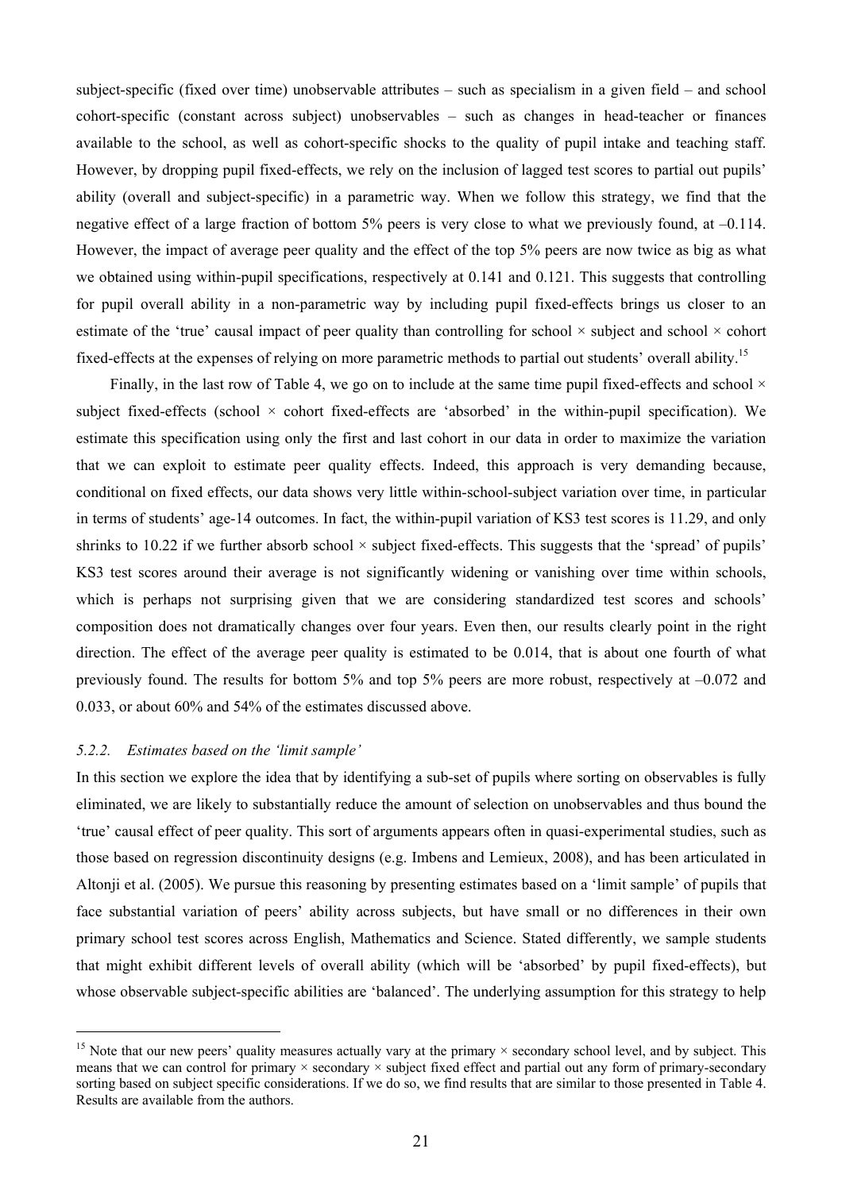subject-specific (fixed over time) unobservable attributes – such as specialism in a given field – and school cohort-specific (constant across subject) unobservables – such as changes in head-teacher or finances available to the school, as well as cohort-specific shocks to the quality of pupil intake and teaching staff. However, by dropping pupil fixed-effects, we rely on the inclusion of lagged test scores to partial out pupils' ability (overall and subject-specific) in a parametric way. When we follow this strategy, we find that the negative effect of a large fraction of bottom 5% peers is very close to what we previously found, at –0.114. However, the impact of average peer quality and the effect of the top 5% peers are now twice as big as what we obtained using within-pupil specifications, respectively at 0.141 and 0.121. This suggests that controlling for pupil overall ability in a non-parametric way by including pupil fixed-effects brings us closer to an estimate of the 'true' causal impact of peer quality than controlling for school × subject and school × cohort fixed-effects at the expenses of relying on more parametric methods to partial out students' overall ability.[15]

Finally, in the last row of Table 4, we go on to include at the same time pupil fixed-effects and school × subject fixed-effects (school × cohort fixed-effects are 'absorbed' in the within-pupil specification). We estimate this specification using only the first and last cohort in our data in order to maximize the variation that we can exploit to estimate peer quality effects. Indeed, this approach is very demanding because, conditional on fixed effects, our data shows very little within-school-subject variation over time, in particular in terms of students' age-14 outcomes. In fact, the within-pupil variation of KS3 test scores is 11.29, and only shrinks to 10.22 if we further absorb school × subject fixed-effects. This suggests that the 'spread' of pupils' KS3 test scores around their average is not significantly widening or vanishing over time within schools, which is perhaps not surprising given that we are considering standardized test scores and schools' composition does not dramatically changes over four years. Even then, our results clearly point in the right direction. The effect of the average peer quality is estimated to be 0.014, that is about one fourth of what previously found. The results for bottom 5% and top 5% peers are more robust, respectively at –0.072 and 0.033, or about 60% and 54% of the estimates discussed above.

### *5.2.2. Estimates based on the 'limit sample'*

In this section we explore the idea that by identifying a sub-set of pupils where sorting on observables is fully eliminated, we are likely to substantially reduce the amount of selection on unobservables and thus bound the 'true' causal effect of peer quality. This sort of arguments appears often in quasi-experimental studies, such as those based on regression discontinuity designs (e.g. Imbens and Lemieux, 2008), and has been articulated in Altonji et al. (2005). We pursue this reasoning by presenting estimates based on a 'limit sample' of pupils that face substantial variation of peers' ability across subjects, but have small or no differences in their own primary school test scores across English, Mathematics and Science. Stated differently, we sample students that might exhibit different levels of overall ability (which will be 'absorbed' by pupil fixed-effects), but whose observable subject-specific abilities are 'balanced'. The underlying assumption for this strategy to help

---

[15] Note that our new peers' quality measures actually vary at the primary × secondary school level, and by subject. This means that we can control for primary × secondary × subject fixed effect and partial out any form of primary-secondary sorting based on subject specific considerations. If we do so, we find results that are similar to those presented in Table 4. Results are available from the authors.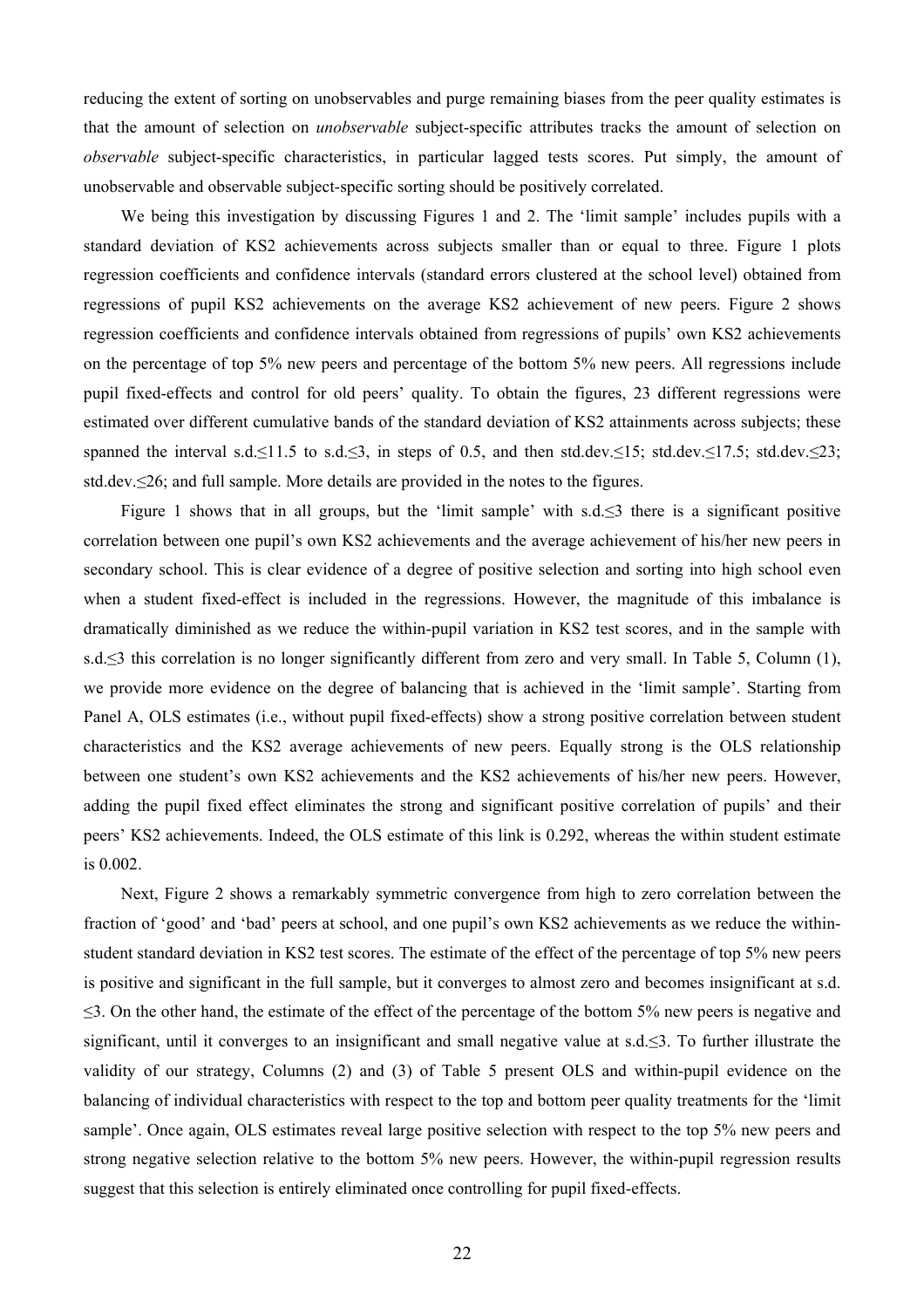reducing the extent of sorting on unobservables and purge remaining biases from the peer quality estimates is that the amount of selection on *unobservable* subject-specific attributes tracks the amount of selection on *observable* subject-specific characteristics, in particular lagged tests scores. Put simply, the amount of unobservable and observable subject-specific sorting should be positively correlated.

We being this investigation by discussing Figures 1 and 2. The 'limit sample' includes pupils with a standard deviation of KS2 achievements across subjects smaller than or equal to three. Figure 1 plots regression coefficients and confidence intervals (standard errors clustered at the school level) obtained from regressions of pupil KS2 achievements on the average KS2 achievement of new peers. Figure 2 shows regression coefficients and confidence intervals obtained from regressions of pupils' own KS2 achievements on the percentage of top 5% new peers and percentage of the bottom 5% new peers. All regressions include pupil fixed-effects and control for old peers' quality. To obtain the figures, 23 different regressions were estimated over different cumulative bands of the standard deviation of KS2 attainments across subjects; these spanned the interval s.d.≤11.5 to s.d.≤3, in steps of 0.5, and then std.dev.≤15; std.dev.≤17.5; std.dev.≤23; std.dev.≤26; and full sample. More details are provided in the notes to the figures.

Figure 1 shows that in all groups, but the 'limit sample' with s.d.≤3 there is a significant positive correlation between one pupil's own KS2 achievements and the average achievement of his/her new peers in secondary school. This is clear evidence of a degree of positive selection and sorting into high school even when a student fixed-effect is included in the regressions. However, the magnitude of this imbalance is dramatically diminished as we reduce the within-pupil variation in KS2 test scores, and in the sample with s.d.≤3 this correlation is no longer significantly different from zero and very small. In Table 5, Column (1), we provide more evidence on the degree of balancing that is achieved in the 'limit sample'. Starting from Panel A, OLS estimates (i.e., without pupil fixed-effects) show a strong positive correlation between student characteristics and the KS2 average achievements of new peers. Equally strong is the OLS relationship between one student's own KS2 achievements and the KS2 achievements of his/her new peers. However, adding the pupil fixed effect eliminates the strong and significant positive correlation of pupils' and their peers' KS2 achievements. Indeed, the OLS estimate of this link is 0.292, whereas the within student estimate is 0.002.

Next, Figure 2 shows a remarkably symmetric convergence from high to zero correlation between the fraction of 'good' and 'bad' peers at school, and one pupil's own KS2 achievements as we reduce the within-student standard deviation in KS2 test scores. The estimate of the effect of the percentage of top 5% new peers is positive and significant in the full sample, but it converges to almost zero and becomes insignificant at s.d. ≤3. On the other hand, the estimate of the effect of the percentage of the bottom 5% new peers is negative and significant, until it converges to an insignificant and small negative value at s.d.≤3. To further illustrate the validity of our strategy, Columns (2) and (3) of Table 5 present OLS and within-pupil evidence on the balancing of individual characteristics with respect to the top and bottom peer quality treatments for the 'limit sample'. Once again, OLS estimates reveal large positive selection with respect to the top 5% new peers and strong negative selection relative to the bottom 5% new peers. However, the within-pupil regression results suggest that this selection is entirely eliminated once controlling for pupil fixed-effects.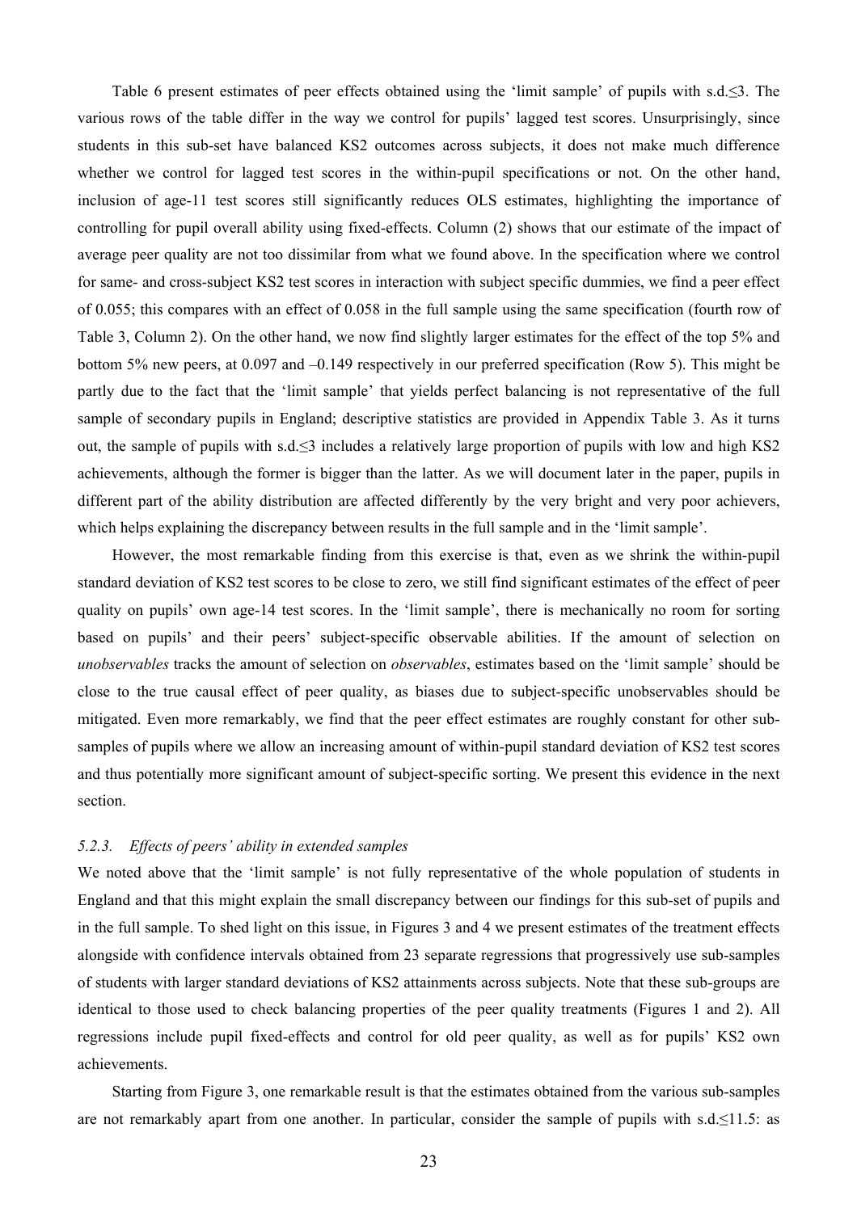Table 6 present estimates of peer effects obtained using the 'limit sample' of pupils with s.d.≤3. The various rows of the table differ in the way we control for pupils' lagged test scores. Unsurprisingly, since students in this sub-set have balanced KS2 outcomes across subjects, it does not make much difference whether we control for lagged test scores in the within-pupil specifications or not. On the other hand, inclusion of age-11 test scores still significantly reduces OLS estimates, highlighting the importance of controlling for pupil overall ability using fixed-effects. Column (2) shows that our estimate of the impact of average peer quality are not too dissimilar from what we found above. In the specification where we control for same- and cross-subject KS2 test scores in interaction with subject specific dummies, we find a peer effect of 0.055; this compares with an effect of 0.058 in the full sample using the same specification (fourth row of Table 3, Column 2). On the other hand, we now find slightly larger estimates for the effect of the top 5% and bottom 5% new peers, at 0.097 and –0.149 respectively in our preferred specification (Row 5). This might be partly due to the fact that the 'limit sample' that yields perfect balancing is not representative of the full sample of secondary pupils in England; descriptive statistics are provided in Appendix Table 3. As it turns out, the sample of pupils with s.d.≤3 includes a relatively large proportion of pupils with low and high KS2 achievements, although the former is bigger than the latter. As we will document later in the paper, pupils in different part of the ability distribution are affected differently by the very bright and very poor achievers, which helps explaining the discrepancy between results in the full sample and in the 'limit sample'.

However, the most remarkable finding from this exercise is that, even as we shrink the within-pupil standard deviation of KS2 test scores to be close to zero, we still find significant estimates of the effect of peer quality on pupils' own age-14 test scores. In the 'limit sample', there is mechanically no room for sorting based on pupils' and their peers' subject-specific observable abilities. If the amount of selection on *unobservables* tracks the amount of selection on *observables*, estimates based on the 'limit sample' should be close to the true causal effect of peer quality, as biases due to subject-specific unobservables should be mitigated. Even more remarkably, we find that the peer effect estimates are roughly constant for other sub-samples of pupils where we allow an increasing amount of within-pupil standard deviation of KS2 test scores and thus potentially more significant amount of subject-specific sorting. We present this evidence in the next section.

#### *5.2.3. Effects of peers' ability in extended samples*

We noted above that the 'limit sample' is not fully representative of the whole population of students in England and that this might explain the small discrepancy between our findings for this sub-set of pupils and in the full sample. To shed light on this issue, in Figures 3 and 4 we present estimates of the treatment effects alongside with confidence intervals obtained from 23 separate regressions that progressively use sub-samples of students with larger standard deviations of KS2 attainments across subjects. Note that these sub-groups are identical to those used to check balancing properties of the peer quality treatments (Figures 1 and 2). All regressions include pupil fixed-effects and control for old peer quality, as well as for pupils' KS2 own achievements.

Starting from Figure 3, one remarkable result is that the estimates obtained from the various sub-samples are not remarkably apart from one another. In particular, consider the sample of pupils with s.d.≤11.5: as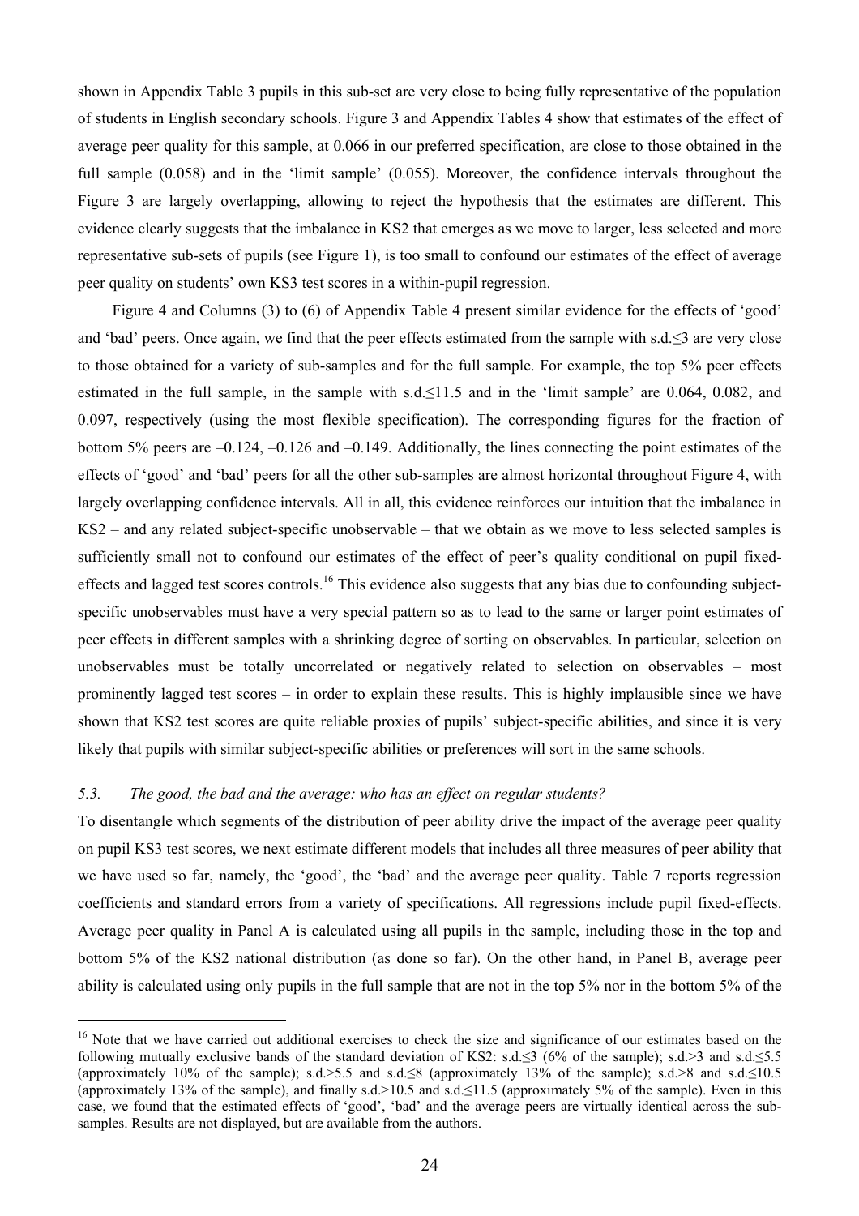shown in Appendix Table 3 pupils in this sub-set are very close to being fully representative of the population of students in English secondary schools. Figure 3 and Appendix Tables 4 show that estimates of the effect of average peer quality for this sample, at 0.066 in our preferred specification, are close to those obtained in the full sample (0.058) and in the 'limit sample' (0.055). Moreover, the confidence intervals throughout the Figure 3 are largely overlapping, allowing to reject the hypothesis that the estimates are different. This evidence clearly suggests that the imbalance in KS2 that emerges as we move to larger, less selected and more representative sub-sets of pupils (see Figure 1), is too small to confound our estimates of the effect of average peer quality on students' own KS3 test scores in a within-pupil regression.

Figure 4 and Columns (3) to (6) of Appendix Table 4 present similar evidence for the effects of 'good' and 'bad' peers. Once again, we find that the peer effects estimated from the sample with s.d.≤3 are very close to those obtained for a variety of sub-samples and for the full sample. For example, the top 5% peer effects estimated in the full sample, in the sample with s.d.≤11.5 and in the 'limit sample' are 0.064, 0.082, and 0.097, respectively (using the most flexible specification). The corresponding figures for the fraction of bottom 5% peers are –0.124, –0.126 and –0.149. Additionally, the lines connecting the point estimates of the effects of 'good' and 'bad' peers for all the other sub-samples are almost horizontal throughout Figure 4, with largely overlapping confidence intervals. All in all, this evidence reinforces our intuition that the imbalance in KS2 – and any related subject-specific unobservable – that we obtain as we move to less selected samples is sufficiently small not to confound our estimates of the effect of peer's quality conditional on pupil fixed-effects and lagged test scores controls.[16] This evidence also suggests that any bias due to confounding subject-specific unobservables must have a very special pattern so as to lead to the same or larger point estimates of peer effects in different samples with a shrinking degree of sorting on observables. In particular, selection on unobservables must be totally uncorrelated or negatively related to selection on observables – most prominently lagged test scores – in order to explain these results. This is highly implausible since we have shown that KS2 test scores are quite reliable proxies of pupils' subject-specific abilities, and since it is very likely that pupils with similar subject-specific abilities or preferences will sort in the same schools.

### *5.3. The good, the bad and the average: who has an effect on regular students?*

To disentangle which segments of the distribution of peer ability drive the impact of the average peer quality on pupil KS3 test scores, we next estimate different models that includes all three measures of peer ability that we have used so far, namely, the 'good', the 'bad' and the average peer quality. Table 7 reports regression coefficients and standard errors from a variety of specifications. All regressions include pupil fixed-effects. Average peer quality in Panel A is calculated using all pupils in the sample, including those in the top and bottom 5% of the KS2 national distribution (as done so far). On the other hand, in Panel B, average peer ability is calculated using only pupils in the full sample that are not in the top 5% nor in the bottom 5% of the

---

[16] Note that we have carried out additional exercises to check the size and significance of our estimates based on the following mutually exclusive bands of the standard deviation of KS2: s.d.≤3 (6% of the sample); s.d.>3 and s.d.≤5.5 (approximately 10% of the sample); s.d.>5.5 and s.d.≤8 (approximately 13% of the sample); s.d.>8 and s.d.≤10.5 (approximately 13% of the sample), and finally s.d.>10.5 and s.d.≤11.5 (approximately 5% of the sample). Even in this case, we found that the estimated effects of 'good', 'bad' and the average peers are virtually identical across the sub-samples. Results are not displayed, but are available from the authors.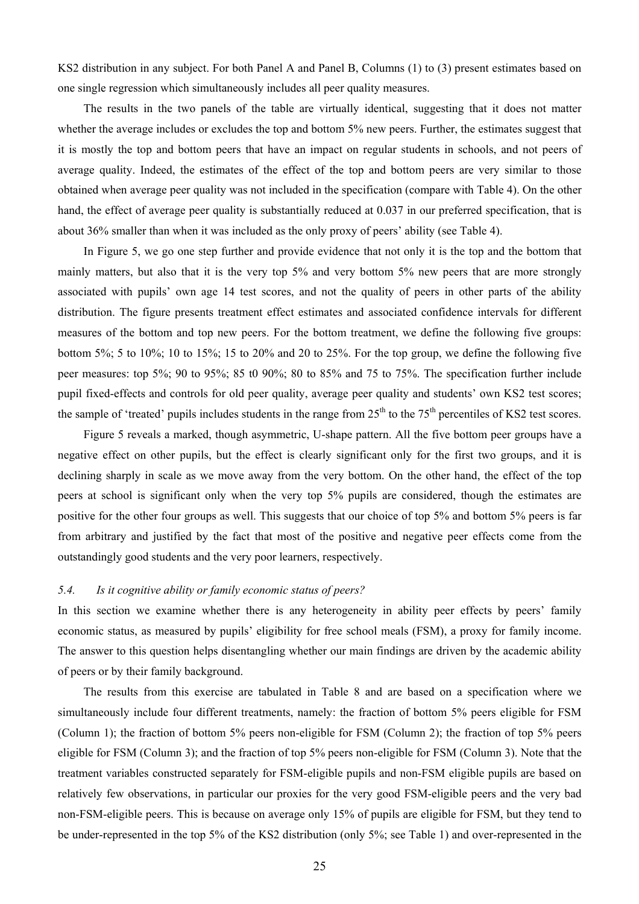KS2 distribution in any subject. For both Panel A and Panel B, Columns (1) to (3) present estimates based on one single regression which simultaneously includes all peer quality measures.

The results in the two panels of the table are virtually identical, suggesting that it does not matter whether the average includes or excludes the top and bottom 5% new peers. Further, the estimates suggest that it is mostly the top and bottom peers that have an impact on regular students in schools, and not peers of average quality. Indeed, the estimates of the effect of the top and bottom peers are very similar to those obtained when average peer quality was not included in the specification (compare with Table 4). On the other hand, the effect of average peer quality is substantially reduced at 0.037 in our preferred specification, that is about 36% smaller than when it was included as the only proxy of peers' ability (see Table 4).

In Figure 5, we go one step further and provide evidence that not only it is the top and the bottom that mainly matters, but also that it is the very top 5% and very bottom 5% new peers that are more strongly associated with pupils' own age 14 test scores, and not the quality of peers in other parts of the ability distribution. The figure presents treatment effect estimates and associated confidence intervals for different measures of the bottom and top new peers. For the bottom treatment, we define the following five groups: bottom 5%; 5 to 10%; 10 to 15%; 15 to 20% and 20 to 25%. For the top group, we define the following five peer measures: top 5%; 90 to 95%; 85 t0 90%; 80 to 85% and 75 to 75%. The specification further include pupil fixed-effects and controls for old peer quality, average peer quality and students' own KS2 test scores; the sample of 'treated' pupils includes students in the range from 25[th] to the 75[th] percentiles of KS2 test scores.

Figure 5 reveals a marked, though asymmetric, U-shape pattern. All the five bottom peer groups have a negative effect on other pupils, but the effect is clearly significant only for the first two groups, and it is declining sharply in scale as we move away from the very bottom. On the other hand, the effect of the top peers at school is significant only when the very top 5% pupils are considered, though the estimates are positive for the other four groups as well. This suggests that our choice of top 5% and bottom 5% peers is far from arbitrary and justified by the fact that most of the positive and negative peer effects come from the outstandingly good students and the very poor learners, respectively.

### *5.4. Is it cognitive ability or family economic status of peers?*

In this section we examine whether there is any heterogeneity in ability peer effects by peers' family economic status, as measured by pupils' eligibility for free school meals (FSM), a proxy for family income. The answer to this question helps disentangling whether our main findings are driven by the academic ability of peers or by their family background.

The results from this exercise are tabulated in Table 8 and are based on a specification where we simultaneously include four different treatments, namely: the fraction of bottom 5% peers eligible for FSM (Column 1); the fraction of bottom 5% peers non-eligible for FSM (Column 2); the fraction of top 5% peers eligible for FSM (Column 3); and the fraction of top 5% peers non-eligible for FSM (Column 3). Note that the treatment variables constructed separately for FSM-eligible pupils and non-FSM eligible pupils are based on relatively few observations, in particular our proxies for the very good FSM-eligible peers and the very bad non-FSM-eligible peers. This is because on average only 15% of pupils are eligible for FSM, but they tend to be under-represented in the top 5% of the KS2 distribution (only 5%; see Table 1) and over-represented in the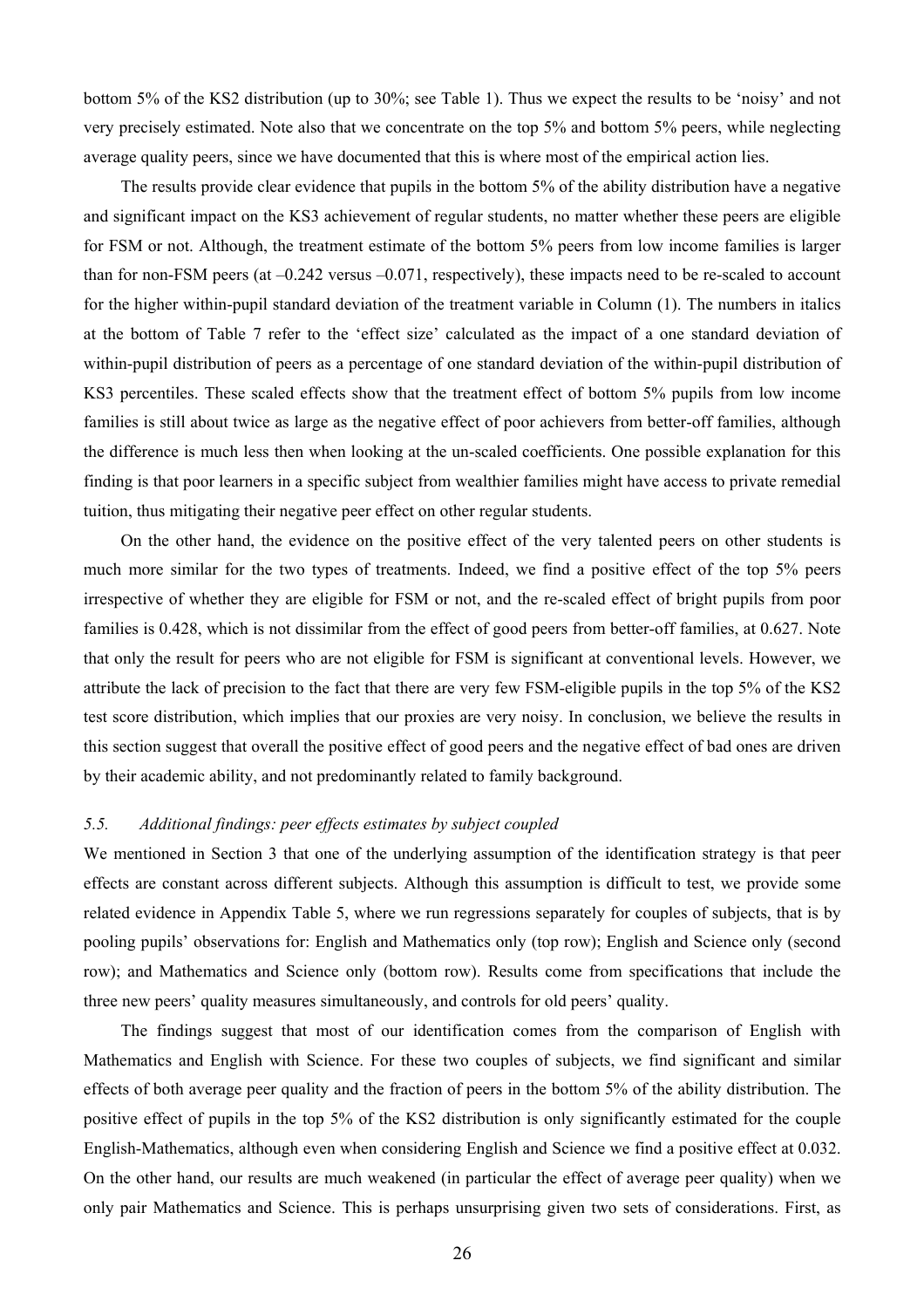bottom 5% of the KS2 distribution (up to 30%; see Table 1). Thus we expect the results to be 'noisy' and not very precisely estimated. Note also that we concentrate on the top 5% and bottom 5% peers, while neglecting average quality peers, since we have documented that this is where most of the empirical action lies.

The results provide clear evidence that pupils in the bottom 5% of the ability distribution have a negative and significant impact on the KS3 achievement of regular students, no matter whether these peers are eligible for FSM or not. Although, the treatment estimate of the bottom 5% peers from low income families is larger than for non-FSM peers (at –0.242 versus –0.071, respectively), these impacts need to be re-scaled to account for the higher within-pupil standard deviation of the treatment variable in Column (1). The numbers in italics at the bottom of Table 7 refer to the 'effect size' calculated as the impact of a one standard deviation of within-pupil distribution of peers as a percentage of one standard deviation of the within-pupil distribution of KS3 percentiles. These scaled effects show that the treatment effect of bottom 5% pupils from low income families is still about twice as large as the negative effect of poor achievers from better-off families, although the difference is much less then when looking at the un-scaled coefficients. One possible explanation for this finding is that poor learners in a specific subject from wealthier families might have access to private remedial tuition, thus mitigating their negative peer effect on other regular students.

On the other hand, the evidence on the positive effect of the very talented peers on other students is much more similar for the two types of treatments. Indeed, we find a positive effect of the top 5% peers irrespective of whether they are eligible for FSM or not, and the re-scaled effect of bright pupils from poor families is 0.428, which is not dissimilar from the effect of good peers from better-off families, at 0.627. Note that only the result for peers who are not eligible for FSM is significant at conventional levels. However, we attribute the lack of precision to the fact that there are very few FSM-eligible pupils in the top 5% of the KS2 test score distribution, which implies that our proxies are very noisy. In conclusion, we believe the results in this section suggest that overall the positive effect of good peers and the negative effect of bad ones are driven by their academic ability, and not predominantly related to family background.

### *5.5. Additional findings: peer effects estimates by subject coupled*

We mentioned in Section 3 that one of the underlying assumption of the identification strategy is that peer effects are constant across different subjects. Although this assumption is difficult to test, we provide some related evidence in Appendix Table 5, where we run regressions separately for couples of subjects, that is by pooling pupils' observations for: English and Mathematics only (top row); English and Science only (second row); and Mathematics and Science only (bottom row). Results come from specifications that include the three new peers' quality measures simultaneously, and controls for old peers' quality.

The findings suggest that most of our identification comes from the comparison of English with Mathematics and English with Science. For these two couples of subjects, we find significant and similar effects of both average peer quality and the fraction of peers in the bottom 5% of the ability distribution. The positive effect of pupils in the top 5% of the KS2 distribution is only significantly estimated for the couple English-Mathematics, although even when considering English and Science we find a positive effect at 0.032. On the other hand, our results are much weakened (in particular the effect of average peer quality) when we only pair Mathematics and Science. This is perhaps unsurprising given two sets of considerations. First, as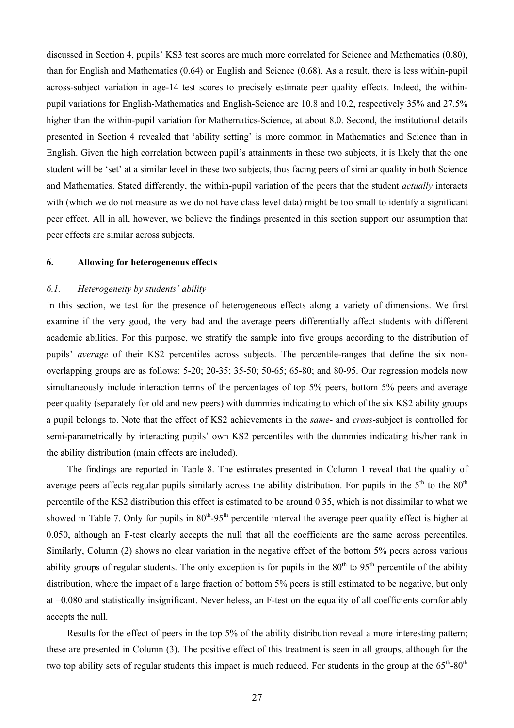discussed in Section 4, pupils' KS3 test scores are much more correlated for Science and Mathematics (0.80), than for English and Mathematics (0.64) or English and Science (0.68). As a result, there is less within-pupil across-subject variation in age-14 test scores to precisely estimate peer quality effects. Indeed, the within-pupil variations for English-Mathematics and English-Science are 10.8 and 10.2, respectively 35% and 27.5% higher than the within-pupil variation for Mathematics-Science, at about 8.0. Second, the institutional details presented in Section 4 revealed that 'ability setting' is more common in Mathematics and Science than in English. Given the high correlation between pupil's attainments in these two subjects, it is likely that the one student will be 'set' at a similar level in these two subjects, thus facing peers of similar quality in both Science and Mathematics. Stated differently, the within-pupil variation of the peers that the student *actually* interacts with (which we do not measure as we do not have class level data) might be too small to identify a significant peer effect. All in all, however, we believe the findings presented in this section support our assumption that peer effects are similar across subjects.

## 6. Allowing for heterogeneous effects

### *6.1. Heterogeneity by students' ability*

In this section, we test for the presence of heterogeneous effects along a variety of dimensions. We first examine if the very good, the very bad and the average peers differentially affect students with different academic abilities. For this purpose, we stratify the sample into five groups according to the distribution of pupils' *average* of their KS2 percentiles across subjects. The percentile-ranges that define the six non-overlapping groups are as follows: 5-20; 20-35; 35-50; 50-65; 65-80; and 80-95. Our regression models now simultaneously include interaction terms of the percentages of top 5% peers, bottom 5% peers and average peer quality (separately for old and new peers) with dummies indicating to which of the six KS2 ability groups a pupil belongs to. Note that the effect of KS2 achievements in the *same*- and *cross*-subject is controlled for semi-parametrically by interacting pupils' own KS2 percentiles with the dummies indicating his/her rank in the ability distribution (main effects are included).

The findings are reported in Table 8. The estimates presented in Column 1 reveal that the quality of average peers affects regular pupils similarly across the ability distribution. For pupils in the $5^{th}$ to the $80^{th}$ percentile of the KS2 distribution this effect is estimated to be around 0.35, which is not dissimilar to what we showed in Table 7. Only for pupils in $80^{th}$-$95^{th}$ percentile interval the average peer quality effect is higher at 0.050, although an F-test clearly accepts the null that all the coefficients are the same across percentiles. Similarly, Column (2) shows no clear variation in the negative effect of the bottom 5% peers across various ability groups of regular students. The only exception is for pupils in the $80^{th}$ to $95^{th}$ percentile of the ability distribution, where the impact of a large fraction of bottom 5% peers is still estimated to be negative, but only at –0.080 and statistically insignificant. Nevertheless, an F-test on the equality of all coefficients comfortably accepts the null.

Results for the effect of peers in the top 5% of the ability distribution reveal a more interesting pattern; these are presented in Column (3). The positive effect of this treatment is seen in all groups, although for the two top ability sets of regular students this impact is much reduced. For students in the group at the $65^{th}$-$80^{th}$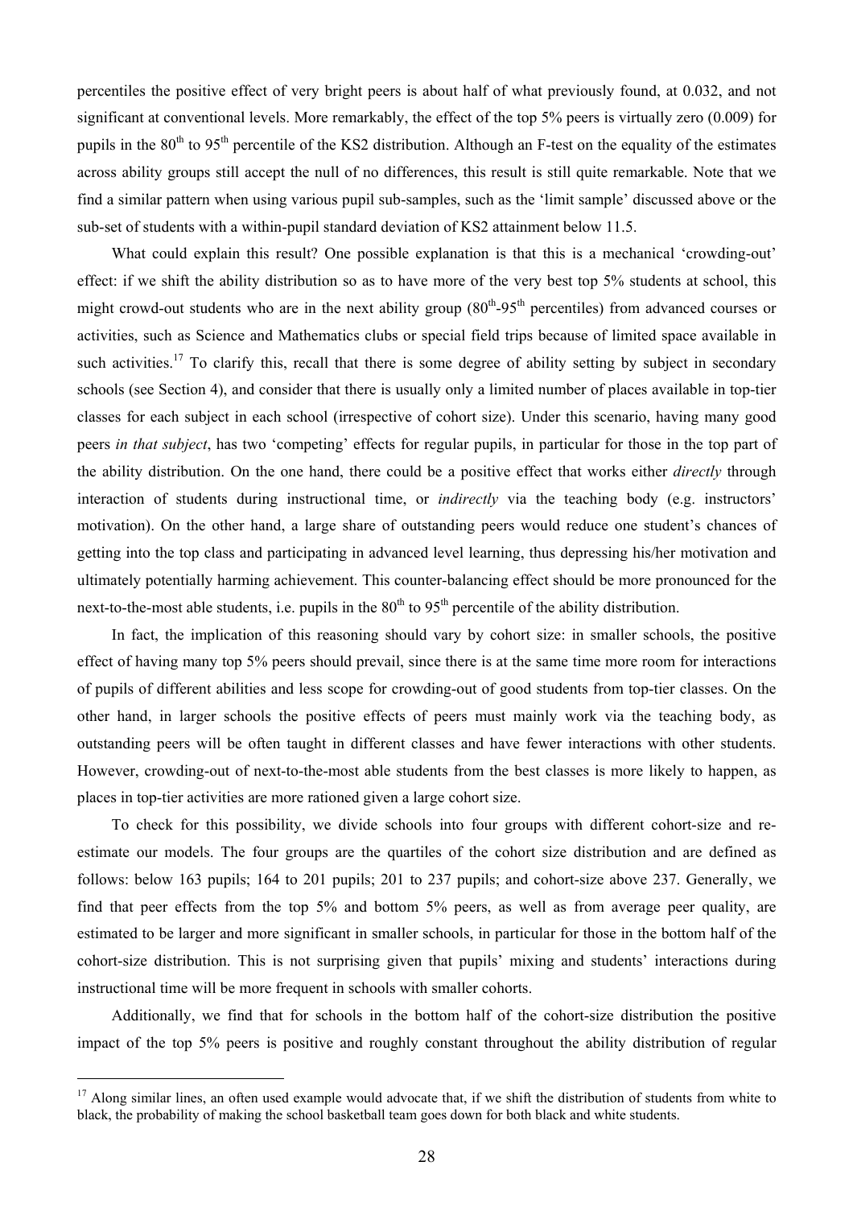percentiles the positive effect of very bright peers is about half of what previously found, at 0.032, and not significant at conventional levels. More remarkably, the effect of the top 5% peers is virtually zero (0.009) for pupils in the 80th to 95th percentile of the KS2 distribution. Although an F-test on the equality of the estimates across ability groups still accept the null of no differences, this result is still quite remarkable. Note that we find a similar pattern when using various pupil sub-samples, such as the 'limit sample' discussed above or the sub-set of students with a within-pupil standard deviation of KS2 attainment below 11.5.

What could explain this result? One possible explanation is that this is a mechanical 'crowding-out' effect: if we shift the ability distribution so as to have more of the very best top 5% students at school, this might crowd-out students who are in the next ability group (80th-95th percentiles) from advanced courses or activities, such as Science and Mathematics clubs or special field trips because of limited space available in such activities.[17] To clarify this, recall that there is some degree of ability setting by subject in secondary schools (see Section 4), and consider that there is usually only a limited number of places available in top-tier classes for each subject in each school (irrespective of cohort size). Under this scenario, having many good peers *in that subject*, has two 'competing' effects for regular pupils, in particular for those in the top part of the ability distribution. On the one hand, there could be a positive effect that works either *directly* through interaction of students during instructional time, or *indirectly* via the teaching body (e.g. instructors' motivation). On the other hand, a large share of outstanding peers would reduce one student's chances of getting into the top class and participating in advanced level learning, thus depressing his/her motivation and ultimately potentially harming achievement. This counter-balancing effect should be more pronounced for the next-to-the-most able students, i.e. pupils in the 80th to 95th percentile of the ability distribution.

In fact, the implication of this reasoning should vary by cohort size: in smaller schools, the positive effect of having many top 5% peers should prevail, since there is at the same time more room for interactions of pupils of different abilities and less scope for crowding-out of good students from top-tier classes. On the other hand, in larger schools the positive effects of peers must mainly work via the teaching body, as outstanding peers will be often taught in different classes and have fewer interactions with other students. However, crowding-out of next-to-the-most able students from the best classes is more likely to happen, as places in top-tier activities are more rationed given a large cohort size.

To check for this possibility, we divide schools into four groups with different cohort-size and re-estimate our models. The four groups are the quartiles of the cohort size distribution and are defined as follows: below 163 pupils; 164 to 201 pupils; 201 to 237 pupils; and cohort-size above 237. Generally, we find that peer effects from the top 5% and bottom 5% peers, as well as from average peer quality, are estimated to be larger and more significant in smaller schools, in particular for those in the bottom half of the cohort-size distribution. This is not surprising given that pupils' mixing and students' interactions during instructional time will be more frequent in schools with smaller cohorts.

Additionally, we find that for schools in the bottom half of the cohort-size distribution the positive impact of the top 5% peers is positive and roughly constant throughout the ability distribution of regular

[17] Along similar lines, an often used example would advocate that, if we shift the distribution of students from white to black, the probability of making the school basketball team goes down for both black and white students.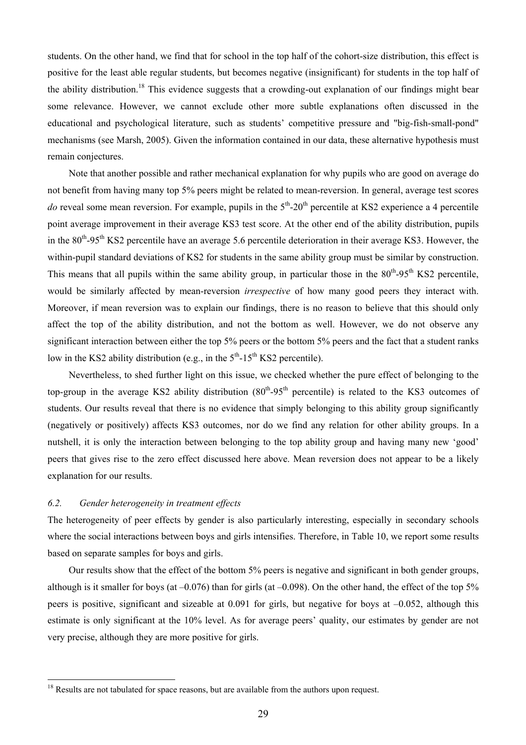students. On the other hand, we find that for school in the top half of the cohort-size distribution, this effect is positive for the least able regular students, but becomes negative (insignificant) for students in the top half of the ability distribution.[18] This evidence suggests that a crowding-out explanation of our findings might bear some relevance. However, we cannot exclude other more subtle explanations often discussed in the educational and psychological literature, such as students' competitive pressure and "big-fish-small-pond" mechanisms (see Marsh, 2005). Given the information contained in our data, these alternative hypothesis must remain conjectures.

Note that another possible and rather mechanical explanation for why pupils who are good on average do not benefit from having many top 5% peers might be related to mean-reversion. In general, average test scores *do* reveal some mean reversion. For example, pupils in the 5th-20th percentile at KS2 experience a 4 percentile point average improvement in their average KS3 test score. At the other end of the ability distribution, pupils in the 80th-95th KS2 percentile have an average 5.6 percentile deterioration in their average KS3. However, the within-pupil standard deviations of KS2 for students in the same ability group must be similar by construction. This means that all pupils within the same ability group, in particular those in the 80th-95th KS2 percentile, would be similarly affected by mean-reversion *irrespective* of how many good peers they interact with. Moreover, if mean reversion was to explain our findings, there is no reason to believe that this should only affect the top of the ability distribution, and not the bottom as well. However, we do not observe any significant interaction between either the top 5% peers or the bottom 5% peers and the fact that a student ranks low in the KS2 ability distribution (e.g., in the 5th-15th KS2 percentile).

Nevertheless, to shed further light on this issue, we checked whether the pure effect of belonging to the top-group in the average KS2 ability distribution (80th-95th percentile) is related to the KS3 outcomes of students. Our results reveal that there is no evidence that simply belonging to this ability group significantly (negatively or positively) affects KS3 outcomes, nor do we find any relation for other ability groups. In a nutshell, it is only the interaction between belonging to the top ability group and having many new 'good' peers that gives rise to the zero effect discussed here above. Mean reversion does not appear to be a likely explanation for our results.

### *6.2. Gender heterogeneity in treatment effects*

The heterogeneity of peer effects by gender is also particularly interesting, especially in secondary schools where the social interactions between boys and girls intensifies. Therefore, in Table 10, we report some results based on separate samples for boys and girls.

Our results show that the effect of the bottom 5% peers is negative and significant in both gender groups, although is it smaller for boys (at –0.076) than for girls (at –0.098). On the other hand, the effect of the top 5% peers is positive, significant and sizeable at 0.091 for girls, but negative for boys at –0.052, although this estimate is only significant at the 10% level. As for average peers' quality, our estimates by gender are not very precise, although they are more positive for girls.

---

[18] Results are not tabulated for space reasons, but are available from the authors upon request.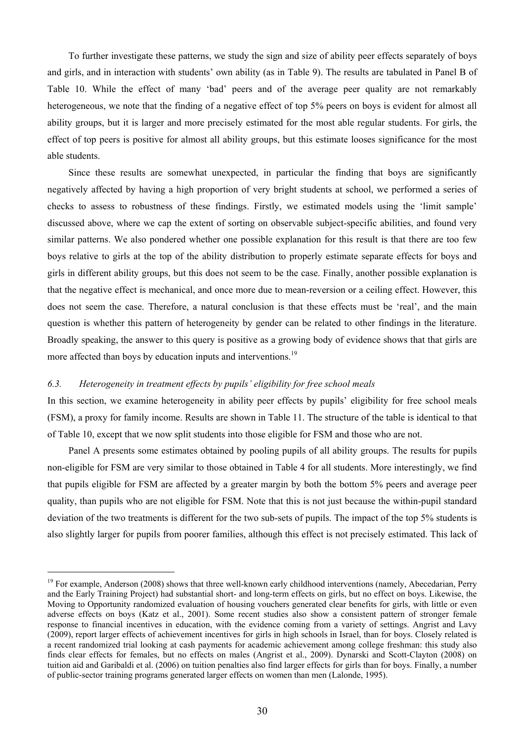To further investigate these patterns, we study the sign and size of ability peer effects separately of boys and girls, and in interaction with students' own ability (as in Table 9). The results are tabulated in Panel B of Table 10. While the effect of many 'bad' peers and of the average peer quality are not remarkably heterogeneous, we note that the finding of a negative effect of top 5% peers on boys is evident for almost all ability groups, but it is larger and more precisely estimated for the most able regular students. For girls, the effect of top peers is positive for almost all ability groups, but this estimate looses significance for the most able students.

Since these results are somewhat unexpected, in particular the finding that boys are significantly negatively affected by having a high proportion of very bright students at school, we performed a series of checks to assess to robustness of these findings. Firstly, we estimated models using the 'limit sample' discussed above, where we cap the extent of sorting on observable subject-specific abilities, and found very similar patterns. We also pondered whether one possible explanation for this result is that there are too few boys relative to girls at the top of the ability distribution to properly estimate separate effects for boys and girls in different ability groups, but this does not seem to be the case. Finally, another possible explanation is that the negative effect is mechanical, and once more due to mean-reversion or a ceiling effect. However, this does not seem the case. Therefore, a natural conclusion is that these effects must be 'real', and the main question is whether this pattern of heterogeneity by gender can be related to other findings in the literature. Broadly speaking, the answer to this query is positive as a growing body of evidence shows that that girls are more affected than boys by education inputs and interventions.[19]

### *6.3. Heterogeneity in treatment effects by pupils' eligibility for free school meals*

In this section, we examine heterogeneity in ability peer effects by pupils' eligibility for free school meals (FSM), a proxy for family income. Results are shown in Table 11. The structure of the table is identical to that of Table 10, except that we now split students into those eligible for FSM and those who are not.

Panel A presents some estimates obtained by pooling pupils of all ability groups. The results for pupils non-eligible for FSM are very similar to those obtained in Table 4 for all students. More interestingly, we find that pupils eligible for FSM are affected by a greater margin by both the bottom 5% peers and average peer quality, than pupils who are not eligible for FSM. Note that this is not just because the within-pupil standard deviation of the two treatments is different for the two sub-sets of pupils. The impact of the top 5% students is also slightly larger for pupils from poorer families, although this effect is not precisely estimated. This lack of

---

[19] For example, Anderson (2008) shows that three well-known early childhood interventions (namely, Abecedarian, Perry and the Early Training Project) had substantial short- and long-term effects on girls, but no effect on boys. Likewise, the Moving to Opportunity randomized evaluation of housing vouchers generated clear benefits for girls, with little or even adverse effects on boys (Katz et al., 2001). Some recent studies also show a consistent pattern of stronger female response to financial incentives in education, with the evidence coming from a variety of settings. Angrist and Lavy (2009), report larger effects of achievement incentives for girls in high schools in Israel, than for boys. Closely related is a recent randomized trial looking at cash payments for academic achievement among college freshman: this study also finds clear effects for females, but no effects on males (Angrist et al., 2009). Dynarski and Scott-Clayton (2008) on tuition aid and Garibaldi et al. (2006) on tuition penalties also find larger effects for girls than for boys. Finally, a number of public-sector training programs generated larger effects on women than men (Lalonde, 1995).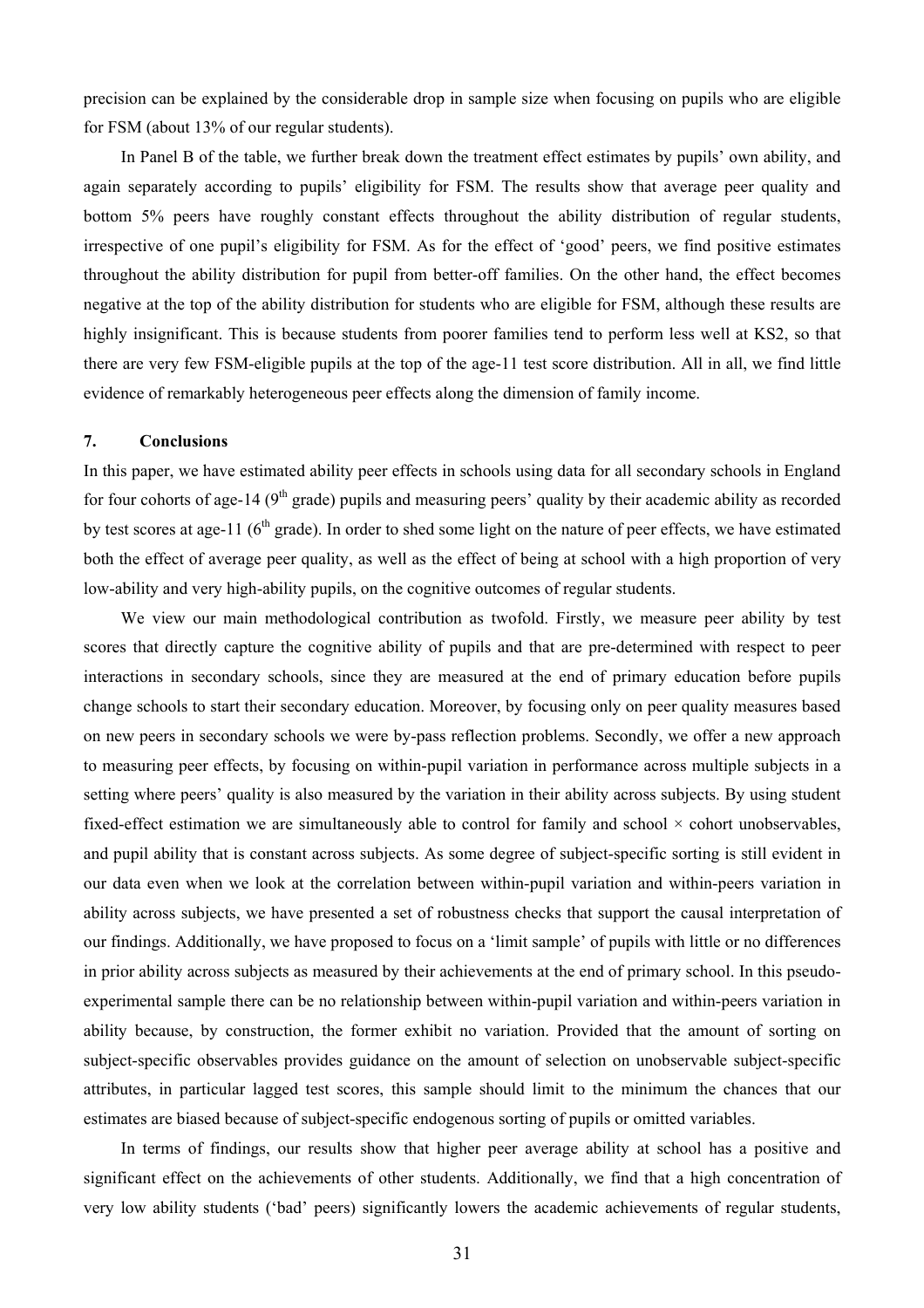precision can be explained by the considerable drop in sample size when focusing on pupils who are eligible for FSM (about 13% of our regular students).

In Panel B of the table, we further break down the treatment effect estimates by pupils' own ability, and again separately according to pupils' eligibility for FSM. The results show that average peer quality and bottom 5% peers have roughly constant effects throughout the ability distribution of regular students, irrespective of one pupil's eligibility for FSM. As for the effect of 'good' peers, we find positive estimates throughout the ability distribution for pupil from better-off families. On the other hand, the effect becomes negative at the top of the ability distribution for students who are eligible for FSM, although these results are highly insignificant. This is because students from poorer families tend to perform less well at KS2, so that there are very few FSM-eligible pupils at the top of the age-11 test score distribution. All in all, we find little evidence of remarkably heterogeneous peer effects along the dimension of family income.

## 7. Conclusions

In this paper, we have estimated ability peer effects in schools using data for all secondary schools in England for four cohorts of age-14 (9th grade) pupils and measuring peers' quality by their academic ability as recorded by test scores at age-11 (6th grade). In order to shed some light on the nature of peer effects, we have estimated both the effect of average peer quality, as well as the effect of being at school with a high proportion of very low-ability and very high-ability pupils, on the cognitive outcomes of regular students.

We view our main methodological contribution as twofold. Firstly, we measure peer ability by test scores that directly capture the cognitive ability of pupils and that are pre-determined with respect to peer interactions in secondary schools, since they are measured at the end of primary education before pupils change schools to start their secondary education. Moreover, by focusing only on peer quality measures based on new peers in secondary schools we were by-pass reflection problems. Secondly, we offer a new approach to measuring peer effects, by focusing on within-pupil variation in performance across multiple subjects in a setting where peers' quality is also measured by the variation in their ability across subjects. By using student fixed-effect estimation we are simultaneously able to control for family and school × cohort unobservables, and pupil ability that is constant across subjects. As some degree of subject-specific sorting is still evident in our data even when we look at the correlation between within-pupil variation and within-peers variation in ability across subjects, we have presented a set of robustness checks that support the causal interpretation of our findings. Additionally, we have proposed to focus on a 'limit sample' of pupils with little or no differences in prior ability across subjects as measured by their achievements at the end of primary school. In this pseudo-experimental sample there can be no relationship between within-pupil variation and within-peers variation in ability because, by construction, the former exhibit no variation. Provided that the amount of sorting on subject-specific observables provides guidance on the amount of selection on unobservable subject-specific attributes, in particular lagged test scores, this sample should limit to the minimum the chances that our estimates are biased because of subject-specific endogenous sorting of pupils or omitted variables.

In terms of findings, our results show that higher peer average ability at school has a positive and significant effect on the achievements of other students. Additionally, we find that a high concentration of very low ability students ('bad' peers) significantly lowers the academic achievements of regular students,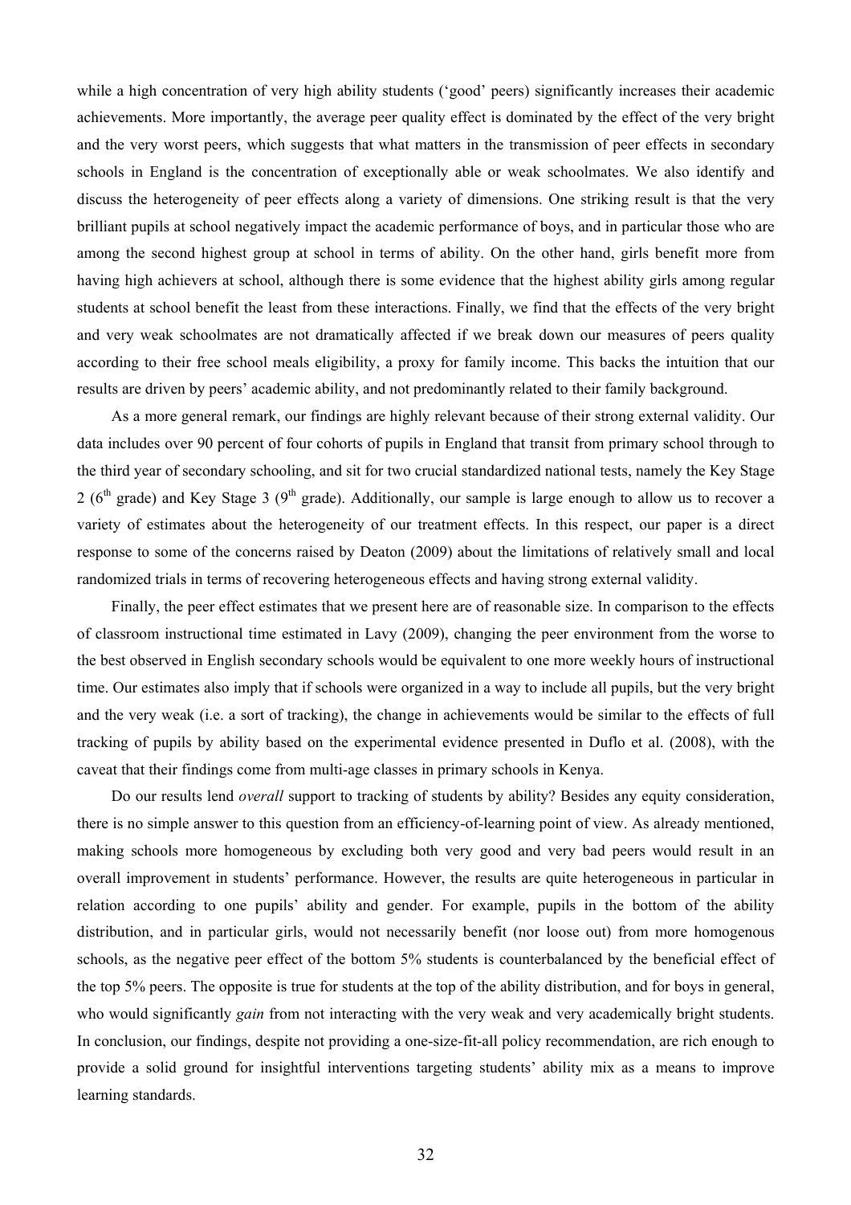while a high concentration of very high ability students ('good' peers) significantly increases their academic achievements. More importantly, the average peer quality effect is dominated by the effect of the very bright and the very worst peers, which suggests that what matters in the transmission of peer effects in secondary schools in England is the concentration of exceptionally able or weak schoolmates. We also identify and discuss the heterogeneity of peer effects along a variety of dimensions. One striking result is that the very brilliant pupils at school negatively impact the academic performance of boys, and in particular those who are among the second highest group at school in terms of ability. On the other hand, girls benefit more from having high achievers at school, although there is some evidence that the highest ability girls among regular students at school benefit the least from these interactions. Finally, we find that the effects of the very bright and very weak schoolmates are not dramatically affected if we break down our measures of peers quality according to their free school meals eligibility, a proxy for family income. This backs the intuition that our results are driven by peers' academic ability, and not predominantly related to their family background.

As a more general remark, our findings are highly relevant because of their strong external validity. Our data includes over 90 percent of four cohorts of pupils in England that transit from primary school through to the third year of secondary schooling, and sit for two crucial standardized national tests, namely the Key Stage 2 (6[th] grade) and Key Stage 3 (9[th] grade). Additionally, our sample is large enough to allow us to recover a variety of estimates about the heterogeneity of our treatment effects. In this respect, our paper is a direct response to some of the concerns raised by Deaton (2009) about the limitations of relatively small and local randomized trials in terms of recovering heterogeneous effects and having strong external validity.

Finally, the peer effect estimates that we present here are of reasonable size. In comparison to the effects of classroom instructional time estimated in Lavy (2009), changing the peer environment from the worse to the best observed in English secondary schools would be equivalent to one more weekly hours of instructional time. Our estimates also imply that if schools were organized in a way to include all pupils, but the very bright and the very weak (i.e. a sort of tracking), the change in achievements would be similar to the effects of full tracking of pupils by ability based on the experimental evidence presented in Duflo et al. (2008), with the caveat that their findings come from multi-age classes in primary schools in Kenya.

Do our results lend *overall* support to tracking of students by ability? Besides any equity consideration, there is no simple answer to this question from an efficiency-of-learning point of view. As already mentioned, making schools more homogeneous by excluding both very good and very bad peers would result in an overall improvement in students' performance. However, the results are quite heterogeneous in particular in relation according to one pupils' ability and gender. For example, pupils in the bottom of the ability distribution, and in particular girls, would not necessarily benefit (nor loose out) from more homogenous schools, as the negative peer effect of the bottom 5% students is counterbalanced by the beneficial effect of the top 5% peers. The opposite is true for students at the top of the ability distribution, and for boys in general, who would significantly *gain* from not interacting with the very weak and very academically bright students. In conclusion, our findings, despite not providing a one-size-fit-all policy recommendation, are rich enough to provide a solid ground for insightful interventions targeting students' ability mix as a means to improve learning standards.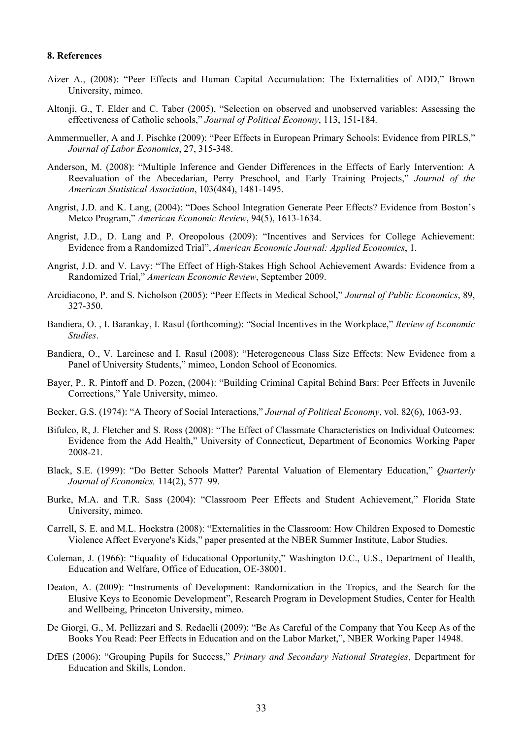#### 8. References

Aizer A., (2008): "Peer Effects and Human Capital Accumulation: The Externalities of ADD," Brown University, mimeo.

Altonji, G., T. Elder and C. Taber (2005), "Selection on observed and unobserved variables: Assessing the effectiveness of Catholic schools," *Journal of Political Economy*, 113, 151-184.

Ammermueller, A and J. Pischke (2009): "Peer Effects in European Primary Schools: Evidence from PIRLS," *Journal of Labor Economics*, 27, 315-348.

Anderson, M. (2008): "Multiple Inference and Gender Differences in the Effects of Early Intervention: A Reevaluation of the Abecedarian, Perry Preschool, and Early Training Projects," *Journal of the American Statistical Association*, 103(484), 1481-1495.

Angrist, J.D. and K. Lang, (2004): "Does School Integration Generate Peer Effects? Evidence from Boston's Metco Program," *American Economic Review*, 94(5), 1613-1634.

Angrist, J.D., D. Lang and P. Oreopolous (2009): "Incentives and Services for College Achievement: Evidence from a Randomized Trial", *American Economic Journal: Applied Economics*, 1.

Angrist, J.D. and V. Lavy: "The Effect of High-Stakes High School Achievement Awards: Evidence from a Randomized Trial," *American Economic Review*, September 2009.

Arcidiacono, P. and S. Nicholson (2005): "Peer Effects in Medical School," *Journal of Public Economics*, 89, 327-350.

Bandiera, O. , I. Barankay, I. Rasul (forthcoming): "Social Incentives in the Workplace," *Review of Economic Studies*.

Bandiera, O., V. Larcinese and I. Rasul (2008): "Heterogeneous Class Size Effects: New Evidence from a Panel of University Students," mimeo, London School of Economics.

Bayer, P., R. Pintoff and D. Pozen, (2004): "Building Criminal Capital Behind Bars: Peer Effects in Juvenile Corrections," Yale University, mimeo.

Becker, G.S. (1974): "A Theory of Social Interactions," *Journal of Political Economy*, vol. 82(6), 1063-93.

Bifulco, R, J. Fletcher and S. Ross (2008): "The Effect of Classmate Characteristics on Individual Outcomes: Evidence from the Add Health," University of Connecticut, Department of Economics Working Paper 2008-21.

Black, S.E. (1999): "Do Better Schools Matter? Parental Valuation of Elementary Education," *Quarterly Journal of Economics,* 114(2), 577–99.

Burke, M.A. and T.R. Sass (2004): "Classroom Peer Effects and Student Achievement," Florida State University, mimeo.

Carrell, S. E. and M.L. Hoekstra (2008): "Externalities in the Classroom: How Children Exposed to Domestic Violence Affect Everyone's Kids," paper presented at the NBER Summer Institute, Labor Studies.

Coleman, J. (1966): "Equality of Educational Opportunity," Washington D.C., U.S., Department of Health, Education and Welfare, Office of Education, OE-38001.

Deaton, A. (2009): "Instruments of Development: Randomization in the Tropics, and the Search for the Elusive Keys to Economic Development", Research Program in Development Studies, Center for Health and Wellbeing, Princeton University, mimeo.

De Giorgi, G., M. Pellizzari and S. Redaelli (2009): "Be As Careful of the Company that You Keep As of the Books You Read: Peer Effects in Education and on the Labor Market,", NBER Working Paper 14948.

DfES (2006): "Grouping Pupils for Success," *Primary and Secondary National Strategies*, Department for Education and Skills, London.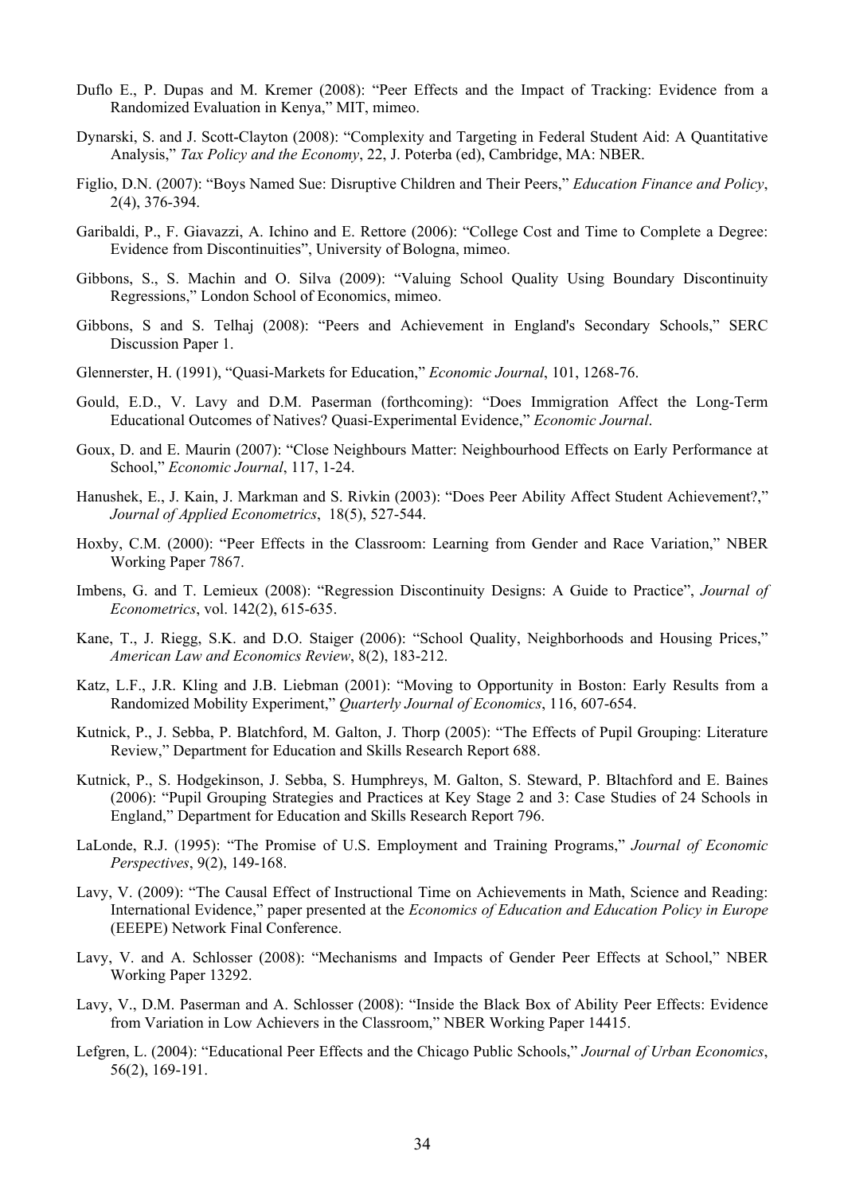Duflo E., P. Dupas and M. Kremer (2008): "Peer Effects and the Impact of Tracking: Evidence from a Randomized Evaluation in Kenya," MIT, mimeo.

Dynarski, S. and J. Scott-Clayton (2008): "Complexity and Targeting in Federal Student Aid: A Quantitative Analysis," *Tax Policy and the Economy*, 22, J. Poterba (ed), Cambridge, MA: NBER.

Figlio, D.N. (2007): "Boys Named Sue: Disruptive Children and Their Peers," *Education Finance and Policy*, 2(4), 376-394.

Garibaldi, P., F. Giavazzi, A. Ichino and E. Rettore (2006): "College Cost and Time to Complete a Degree: Evidence from Discontinuities", University of Bologna, mimeo.

Gibbons, S., S. Machin and O. Silva (2009): "Valuing School Quality Using Boundary Discontinuity Regressions," London School of Economics, mimeo.

Gibbons, S and S. Telhaj (2008): "Peers and Achievement in England's Secondary Schools," SERC Discussion Paper 1.

Glennerster, H. (1991), "Quasi-Markets for Education," *Economic Journal*, 101, 1268-76.

Gould, E.D., V. Lavy and D.M. Paserman (forthcoming): "Does Immigration Affect the Long-Term Educational Outcomes of Natives? Quasi-Experimental Evidence," *Economic Journal*.

Goux, D. and E. Maurin (2007): "Close Neighbours Matter: Neighbourhood Effects on Early Performance at School," *Economic Journal*, 117, 1-24.

Hanushek, E., J. Kain, J. Markman and S. Rivkin (2003): "Does Peer Ability Affect Student Achievement?," *Journal of Applied Econometrics*, 18(5), 527-544.

Hoxby, C.M. (2000): "Peer Effects in the Classroom: Learning from Gender and Race Variation," NBER Working Paper 7867.

Imbens, G. and T. Lemieux (2008): "Regression Discontinuity Designs: A Guide to Practice", *Journal of Econometrics*, vol. 142(2), 615-635.

Kane, T., J. Riegg, S.K. and D.O. Staiger (2006): "School Quality, Neighborhoods and Housing Prices," *American Law and Economics Review*, 8(2), 183-212.

Katz, L.F., J.R. Kling and J.B. Liebman (2001): "Moving to Opportunity in Boston: Early Results from a Randomized Mobility Experiment," *Quarterly Journal of Economics*, 116, 607-654.

Kutnick, P., J. Sebba, P. Blatchford, M. Galton, J. Thorp (2005): "The Effects of Pupil Grouping: Literature Review," Department for Education and Skills Research Report 688.

Kutnick, P., S. Hodgekinson, J. Sebba, S. Humphreys, M. Galton, S. Steward, P. Bltachford and E. Baines (2006): "Pupil Grouping Strategies and Practices at Key Stage 2 and 3: Case Studies of 24 Schools in England," Department for Education and Skills Research Report 796.

LaLonde, R.J. (1995): "The Promise of U.S. Employment and Training Programs," *Journal of Economic Perspectives*, 9(2), 149-168.

Lavy, V. (2009): "The Causal Effect of Instructional Time on Achievements in Math, Science and Reading: International Evidence," paper presented at the *Economics of Education and Education Policy in Europe* (EEEPE) Network Final Conference.

Lavy, V. and A. Schlosser (2008): "Mechanisms and Impacts of Gender Peer Effects at School," NBER Working Paper 13292.

Lavy, V., D.M. Paserman and A. Schlosser (2008): "Inside the Black Box of Ability Peer Effects: Evidence from Variation in Low Achievers in the Classroom," NBER Working Paper 14415.

Lefgren, L. (2004): "Educational Peer Effects and the Chicago Public Schools," *Journal of Urban Economics*, 56(2), 169-191.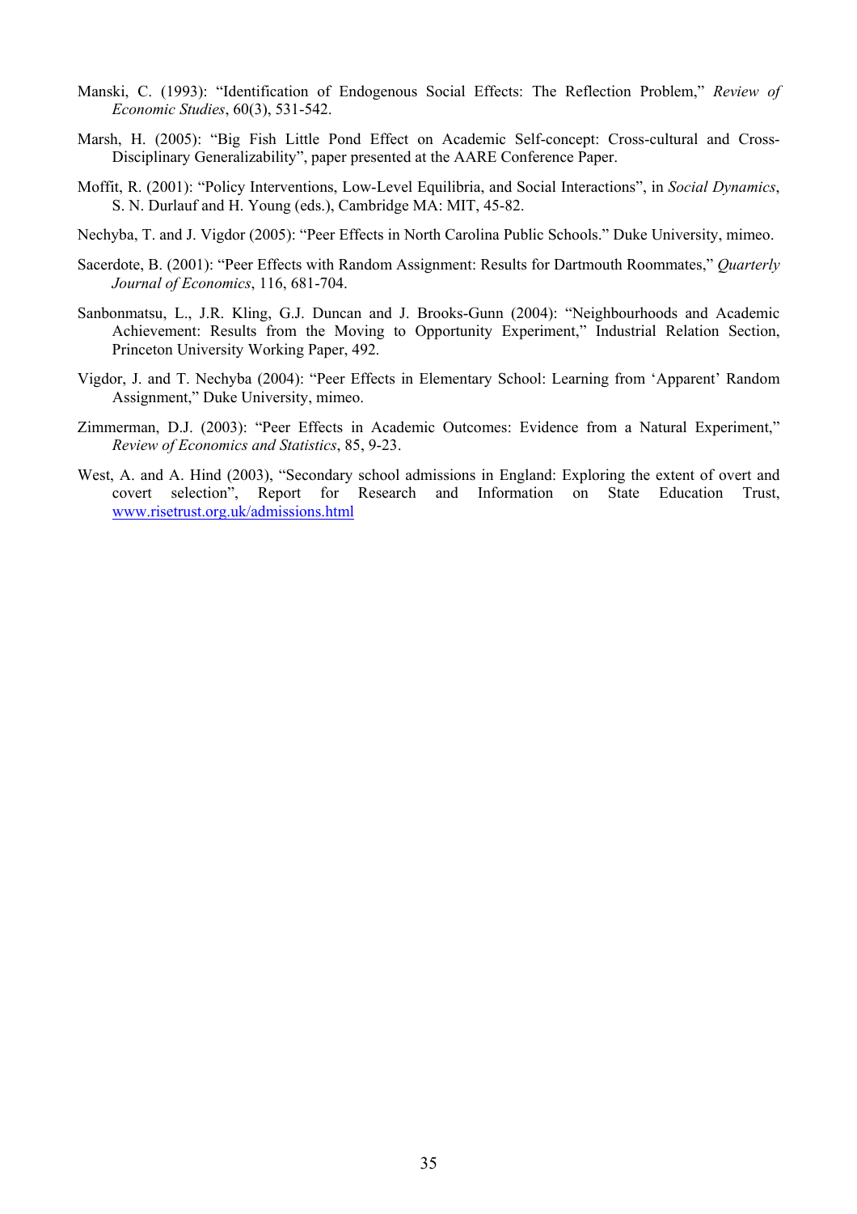Manski, C. (1993): "Identification of Endogenous Social Effects: The Reflection Problem," *Review of Economic Studies*, 60(3), 531-542.

Marsh, H. (2005): "Big Fish Little Pond Effect on Academic Self-concept: Cross-cultural and Cross-Disciplinary Generalizability", paper presented at the AARE Conference Paper.

Moffit, R. (2001): "Policy Interventions, Low-Level Equilibria, and Social Interactions", in *Social Dynamics*, S. N. Durlauf and H. Young (eds.), Cambridge MA: MIT, 45-82.

Nechyba, T. and J. Vigdor (2005): "Peer Effects in North Carolina Public Schools." Duke University, mimeo.

Sacerdote, B. (2001): "Peer Effects with Random Assignment: Results for Dartmouth Roommates," *Quarterly Journal of Economics*, 116, 681-704.

Sanbonmatsu, L., J.R. Kling, G.J. Duncan and J. Brooks-Gunn (2004): "Neighbourhoods and Academic Achievement: Results from the Moving to Opportunity Experiment," Industrial Relation Section, Princeton University Working Paper, 492.

Vigdor, J. and T. Nechyba (2004): "Peer Effects in Elementary School: Learning from 'Apparent' Random Assignment," Duke University, mimeo.

Zimmerman, D.J. (2003): "Peer Effects in Academic Outcomes: Evidence from a Natural Experiment," *Review of Economics and Statistics*, 85, 9-23.

West, A. and A. Hind (2003), "Secondary school admissions in England: Exploring the extent of overt and covert selection", Report for Research and Information on State Education Trust, www.risetrust.org.uk/admissions.html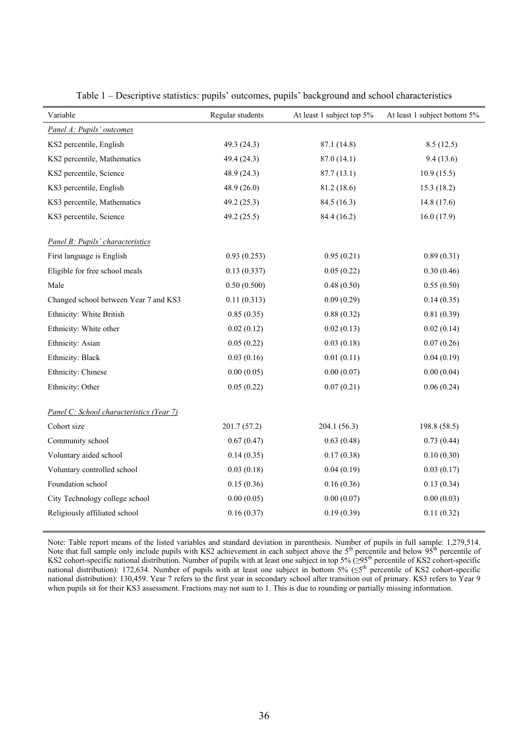Table 1 – Descriptive statistics: pupils' outcomes, pupils' background and school characteristics

| Variable | Regular students | At least 1 subject top 5% | At least 1 subject bottom 5% |
|---|---|---|---|
| *Panel A: Pupils' outcomes* | | | |
| KS2 percentile, English | 49.3 (24.3) | 87.1 (14.8) | 8.5 (12.5) |
| KS2 percentile, Mathematics | 49.4 (24.3) | 87.0 (14.1) | 9.4 (13.6) |
| KS2 percentile, Science | 48.9 (24.3) | 87.7 (13.1) | 10.9 (15.5) |
| KS3 percentile, English | 48.9 (26.0) | 81.2 (18.6) | 15.3 (18.2) |
| KS3 percentile, Mathematics | 49.2 (25.3) | 84.5 (16.3) | 14.8 (17.6) |
| KS3 percentile, Science | 49.2 (25.5) | 84.4 (16.2) | 16.0 (17.9) |
| *Panel B: Pupils' characteristics* | | | |
| First language is English | 0.93 (0.253) | 0.95 (0.21) | 0.89 (0.31) |
| Eligible for free school meals | 0.13 (0.337) | 0.05 (0.22) | 0.30 (0.46) |
| Male | 0.50 (0.500) | 0.48 (0.50) | 0.55 (0.50) |
| Changed school between Year 7 and KS3 | 0.11 (0.313) | 0.09 (0.29) | 0.14 (0.35) |
| Ethnicity: White British | 0.85 (0.35) | 0.88 (0.32) | 0.81 (0.39) |
| Ethnicity: White other | 0.02 (0.12) | 0.02 (0.13) | 0.02 (0.14) |
| Ethnicity: Asian | 0.05 (0.22) | 0.03 (0.18) | 0.07 (0.26) |
| Ethnicity: Black | 0.03 (0.16) | 0.01 (0.11) | 0.04 (0.19) |
| Ethnicity: Chinese | 0.00 (0.05) | 0.00 (0.07) | 0.00 (0.04) |
| Ethnicity: Other | 0.05 (0.22) | 0.07 (0.21) | 0.06 (0.24) |
| *Panel C: School characteristics (Year 7)* | | | |
| Cohort size | 201.7 (57.2) | 204.1 (56.3) | 198.8 (58.5) |
| Community school | 0.67 (0.47) | 0.63 (0.48) | 0.73 (0.44) |
| Voluntary aided school | 0.14 (0.35) | 0.17 (0.38) | 0.10 (0.30) |
| Voluntary controlled school | 0.03 (0.18) | 0.04 (0.19) | 0.03 (0.17) |
| Foundation school | 0.15 (0.36) | 0.16 (0.36) | 0.13 (0.34) |
| City Technology college school | 0.00 (0.05) | 0.00 (0.07) | 0.00 (0.03) |
| Religiously affiliated school | 0.16 (0.37) | 0.19 (0.39) | 0.11 (0.32) |

Note: Table report means of the listed variables and standard deviation in parenthesis. Number of pupils in full sample: 1,279,514. Note that full sample only include pupils with KS2 achievement in each subject above the 5th percentile and below 95th percentile of KS2 cohort-specific national distribution. Number of pupils with at least one subject in top 5% (≥95th percentile of KS2 cohort-specific national distribution): 172,634. Number of pupils with at least one subject in bottom 5% (≤5th percentile of KS2 cohort-specific national distribution): 130,459. Year 7 refers to the first year in secondary school after transition out of primary. KS3 refers to Year 9 when pupils sit for their KS3 assessment. Fractions may not sum to 1. This is due to rounding or partially missing information.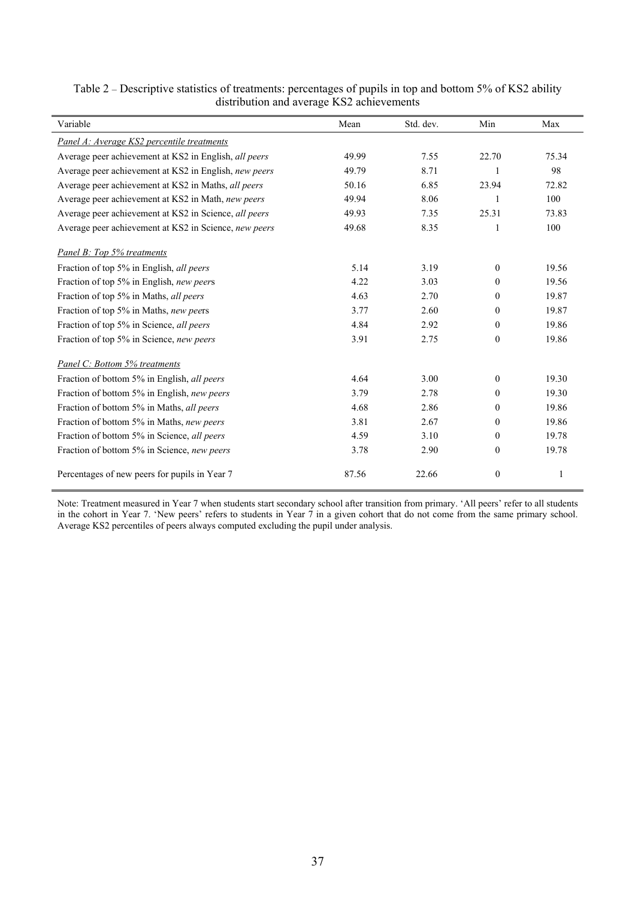Table 2 – Descriptive statistics of treatments: percentages of pupils in top and bottom 5% of KS2 ability distribution and average KS2 achievements

| Variable | Mean | Std. dev. | Min | Max |
|---|---|---|---|---|
| *Panel A: Average KS2 percentile treatments* | | | | |
| Average peer achievement at KS2 in English, *all peers* | 49.99 | 7.55 | 22.70 | 75.34 |
| Average peer achievement at KS2 in English, *new peers* | 49.79 | 8.71 | 1 | 98 |
| Average peer achievement at KS2 in Maths, *all peers* | 50.16 | 6.85 | 23.94 | 72.82 |
| Average peer achievement at KS2 in Math, *new peers* | 49.94 | 8.06 | 1 | 100 |
| Average peer achievement at KS2 in Science, *all peers* | 49.93 | 7.35 | 25.31 | 73.83 |
| Average peer achievement at KS2 in Science, *new peers* | 49.68 | 8.35 | 1 | 100 |
| *Panel B: Top 5% treatments* | | | | |
| Fraction of top 5% in English, *all peers* | 5.14 | 3.19 | 0 | 19.56 |
| Fraction of top 5% in English, *new peers* | 4.22 | 3.03 | 0 | 19.56 |
| Fraction of top 5% in Maths, *all peers* | 4.63 | 2.70 | 0 | 19.87 |
| Fraction of top 5% in Maths, *new peers* | 3.77 | 2.60 | 0 | 19.87 |
| Fraction of top 5% in Science, *all peers* | 4.84 | 2.92 | 0 | 19.86 |
| Fraction of top 5% in Science, *new peers* | 3.91 | 2.75 | 0 | 19.86 |
| *Panel C: Bottom 5% treatments* | | | | |
| Fraction of bottom 5% in English, *all peers* | 4.64 | 3.00 | 0 | 19.30 |
| Fraction of bottom 5% in English, *new peers* | 3.79 | 2.78 | 0 | 19.30 |
| Fraction of bottom 5% in Maths, *all peers* | 4.68 | 2.86 | 0 | 19.86 |
| Fraction of bottom 5% in Maths, *new peers* | 3.81 | 2.67 | 0 | 19.86 |
| Fraction of bottom 5% in Science, *all peers* | 4.59 | 3.10 | 0 | 19.78 |
| Fraction of bottom 5% in Science, *new peers* | 3.78 | 2.90 | 0 | 19.78 |
| Percentages of new peers for pupils in Year 7 | 87.56 | 22.66 | 0 | 1 |

Note: Treatment measured in Year 7 when students start secondary school after transition from primary. 'All peers' refer to all students in the cohort in Year 7. 'New peers' refers to students in Year 7 in a given cohort that do not come from the same primary school. Average KS2 percentiles of peers always computed excluding the pupil under analysis.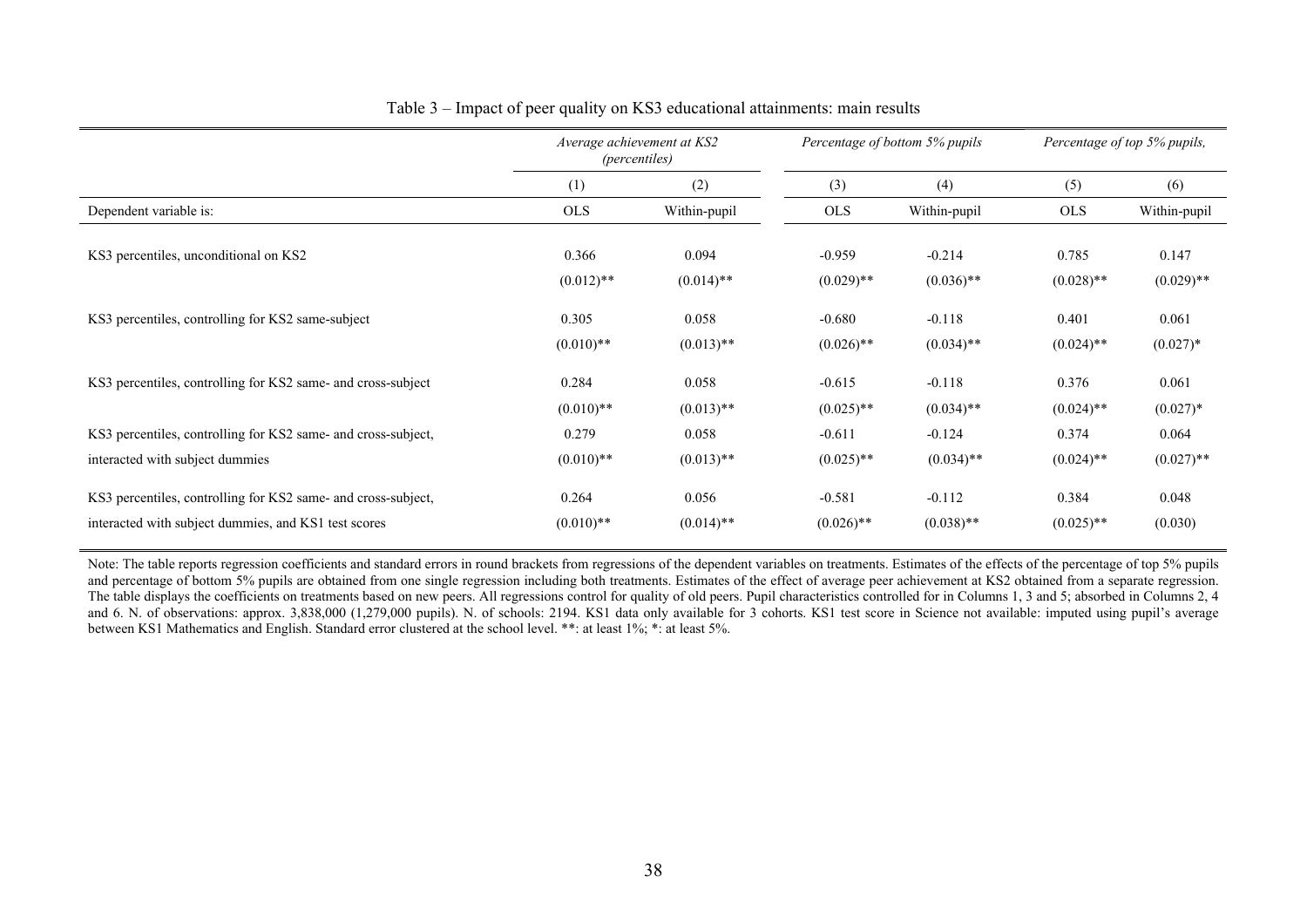Table 3 – Impact of peer quality on KS3 educational attainments: main results

| | *Average achievement at KS2 (percentiles)* | | *Percentage of bottom 5% pupils* | | *Percentage of top 5% pupils,* | |
|---|---|---|---|---|---|---|
| | (1) | (2) | (3) | (4) | (5) | (6) |
| Dependent variable is: | OLS | Within-pupil | OLS | Within-pupil | OLS | Within-pupil |
| KS3 percentiles, unconditional on KS2 | 0.366 | 0.094 | -0.959 | -0.214 | 0.785 | 0.147 |
| | (0.012)** | (0.014)** | (0.029)** | (0.036)** | (0.028)** | (0.029)** |
| KS3 percentiles, controlling for KS2 same-subject | 0.305 | 0.058 | -0.680 | -0.118 | 0.401 | 0.061 |
| | (0.010)** | (0.013)** | (0.026)** | (0.034)** | (0.024)** | (0.027)* |
| KS3 percentiles, controlling for KS2 same- and cross-subject | 0.284 | 0.058 | -0.615 | -0.118 | 0.376 | 0.061 |
| | (0.010)** | (0.013)** | (0.025)** | (0.034)** | (0.024)** | (0.027)* |
| KS3 percentiles, controlling for KS2 same- and cross-subject, interacted with subject dummies | 0.279 | 0.058 | -0.611 | -0.124 | 0.374 | 0.064 |
| | (0.010)** | (0.013)** | (0.025)** | (0.034)** | (0.024)** | (0.027)** |
| KS3 percentiles, controlling for KS2 same- and cross-subject, interacted with subject dummies, and KS1 test scores | 0.264 | 0.056 | -0.581 | -0.112 | 0.384 | 0.048 |
| | (0.010)** | (0.014)** | (0.026)** | (0.038)** | (0.025)** | (0.030) |

Note: The table reports regression coefficients and standard errors in round brackets from regressions of the dependent variables on treatments. Estimates of the effects of the percentage of top 5% pupils and percentage of bottom 5% pupils are obtained from one single regression including both treatments. Estimates of the effect of average peer achievement at KS2 obtained from a separate regression. The table displays the coefficients on treatments based on new peers. All regressions control for quality of old peers. Pupil characteristics controlled for in Columns 1, 3 and 5; absorbed in Columns 2, 4 and 6. N. of observations: approx. 3,838,000 (1,279,000 pupils). N. of schools: 2194. KS1 data only available for 3 cohorts. KS1 test score in Science not available: imputed using pupil's average between KS1 Mathematics and English. Standard error clustered at the school level. **: at least 1%; *: at least 5%.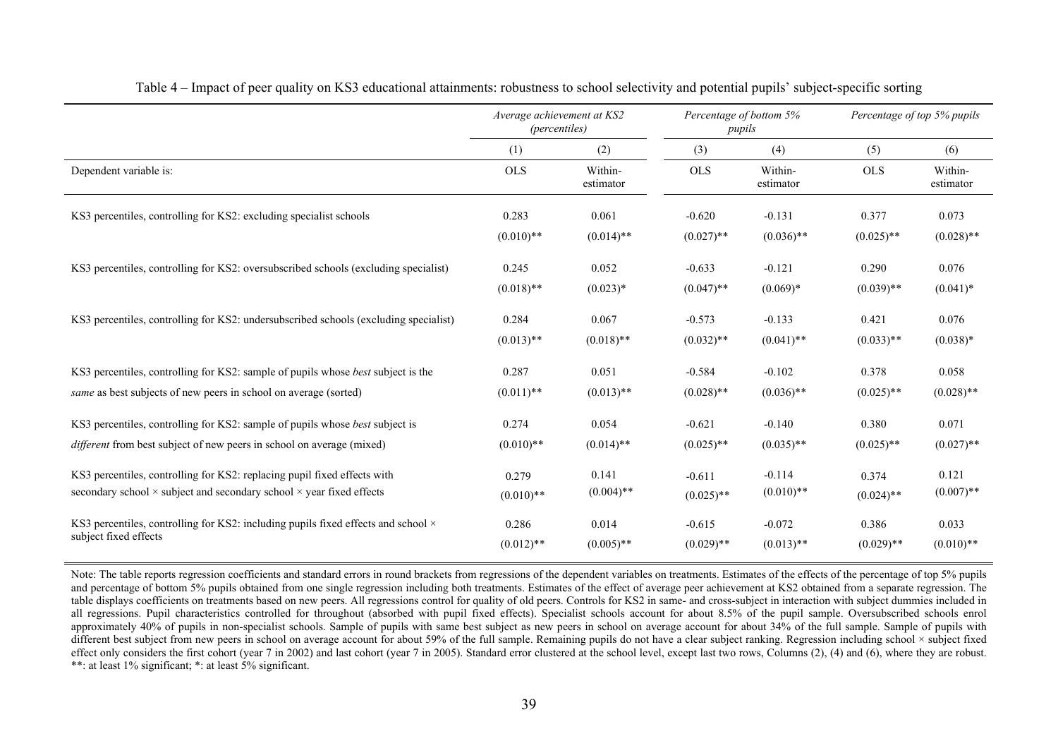Table 4 – Impact of peer quality on KS3 educational attainments: robustness to school selectivity and potential pupils' subject-specific sorting

| | *Average achievement at KS2 (percentiles)* | | *Percentage of bottom 5% pupils* | | *Percentage of top 5% pupils* | |
|---|---|---|---|---|---|---|
| | (1) | (2) | (3) | (4) | (5) | (6) |
| Dependent variable is: | OLS | Within-estimator | OLS | Within-estimator | OLS | Within-estimator |
| KS3 percentiles, controlling for KS2: excluding specialist schools | 0.283 | 0.061 | -0.620 | -0.131 | 0.377 | 0.073 |
| | (0.010)** | (0.014)** | (0.027)** | (0.036)** | (0.025)** | (0.028)** |
| KS3 percentiles, controlling for KS2: oversubscribed schools (excluding specialist) | 0.245 | 0.052 | -0.633 | -0.121 | 0.290 | 0.076 |
| | (0.018)** | (0.023)* | (0.047)** | (0.069)* | (0.039)** | (0.041)* |
| KS3 percentiles, controlling for KS2: undersubscribed schools (excluding specialist) | 0.284 | 0.067 | -0.573 | -0.133 | 0.421 | 0.076 |
| | (0.013)** | (0.018)** | (0.032)** | (0.041)** | (0.033)** | (0.038)* |
| KS3 percentiles, controlling for KS2: sample of pupils whose *best* subject is the | 0.287 | 0.051 | -0.584 | -0.102 | 0.378 | 0.058 |
| *same* as best subjects of new peers in school on average (sorted) | (0.011)** | (0.013)** | (0.028)** | (0.036)** | (0.025)** | (0.028)** |
| KS3 percentiles, controlling for KS2: sample of pupils whose *best* subject is | 0.274 | 0.054 | -0.621 | -0.140 | 0.380 | 0.071 |
| *different* from best subject of new peers in school on average (mixed) | (0.010)** | (0.014)** | (0.025)** | (0.035)** | (0.025)** | (0.027)** |
| KS3 percentiles, controlling for KS2: replacing pupil fixed effects with | 0.279 | 0.141 | -0.611 | -0.114 | 0.374 | 0.121 |
| secondary school × subject and secondary school × year fixed effects | (0.010)** | (0.004)** | (0.025)** | (0.010)** | (0.024)** | (0.007)** |
| KS3 percentiles, controlling for KS2: including pupils fixed effects and school × subject fixed effects | 0.286 | 0.014 | -0.615 | -0.072 | 0.386 | 0.033 |
| | (0.012)** | (0.005)** | (0.029)** | (0.013)** | (0.029)** | (0.010)** |

Note: The table reports regression coefficients and standard errors in round brackets from regressions of the dependent variables on treatments. Estimates of the effects of the percentage of top 5% pupils and percentage of bottom 5% pupils obtained from one single regression including both treatments. Estimates of the effect of average peer achievement at KS2 obtained from a separate regression. The table displays coefficients on treatments based on new peers. All regressions control for quality of old peers. Controls for KS2 in same- and cross-subject in interaction with subject dummies included in all regressions. Pupil characteristics controlled for throughout (absorbed with pupil fixed effects). Specialist schools account for about 8.5% of the pupil sample. Oversubscribed schools enrol approximately 40% of pupils in non-specialist schools. Sample of pupils with same best subject as new peers in school on average account for about 34% of the full sample. Sample of pupils with different best subject from new peers in school on average account for about 59% of the full sample. Remaining pupils do not have a clear subject ranking. Regression including school × subject fixed effect only considers the first cohort (year 7 in 2002) and last cohort (year 7 in 2005). Standard error clustered at the school level, except last two rows, Columns (2), (4) and (6), where they are robust. **: at least 1% significant; *: at least 5% significant.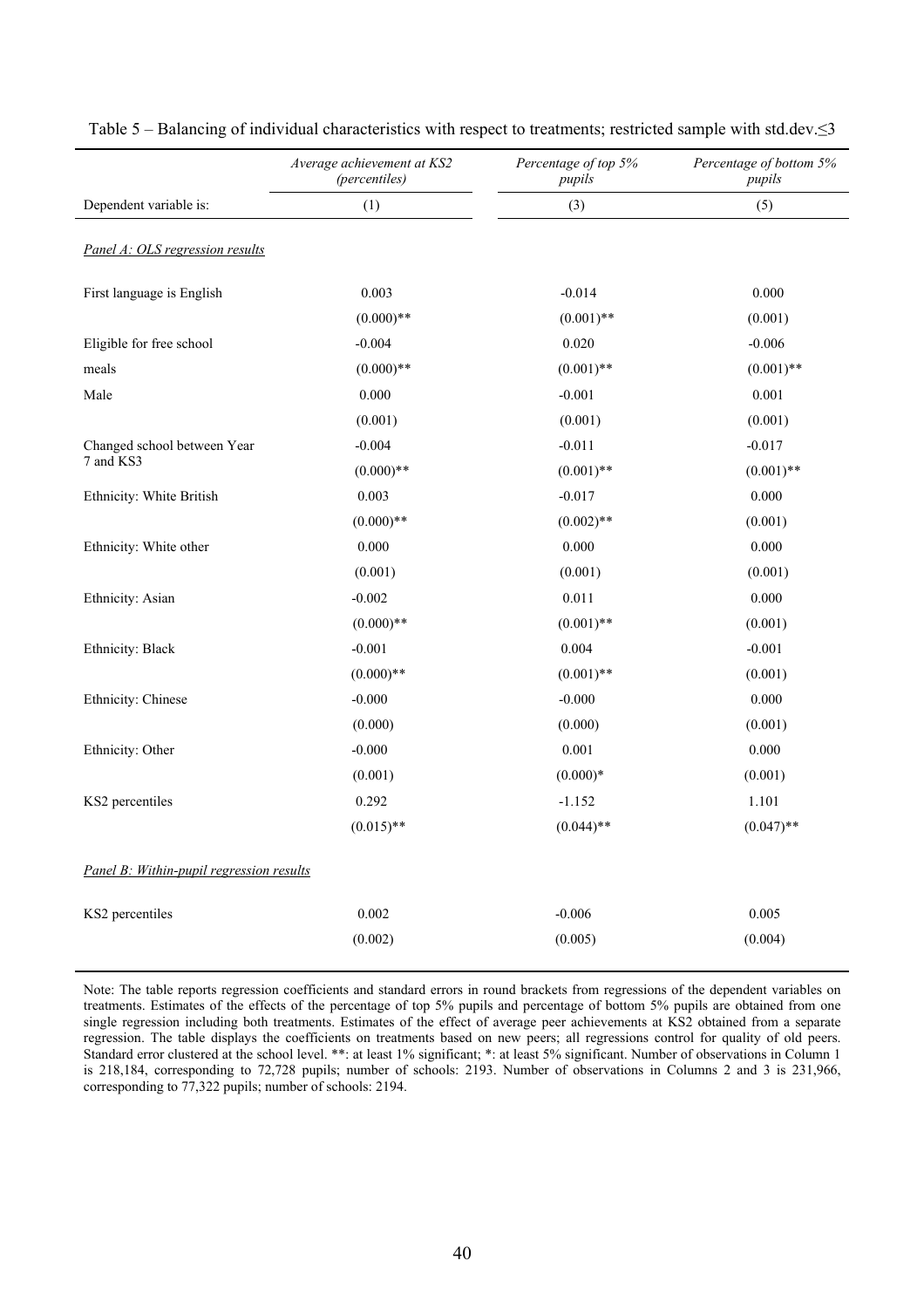Table 5 – Balancing of individual characteristics with respect to treatments; restricted sample with std.dev.≤3

| | *Average achievement at KS2 (percentiles)* | *Percentage of top 5% pupils* | *Percentage of bottom 5% pupils* |
|---|---|---|---|
| Dependent variable is: | (1) | (3) | (5) |
| *Panel A: OLS regression results* | | | |
| First language is English | 0.003 | -0.014 | 0.000 |
| | (0.000)** | (0.001)** | (0.001) |
| Eligible for free school meals | -0.004 | 0.020 | -0.006 |
| | (0.000)** | (0.001)** | (0.001)** |
| Male | 0.000 | -0.001 | 0.001 |
| | (0.001) | (0.001) | (0.001) |
| Changed school between Year 7 and KS3 | -0.004 | -0.011 | -0.017 |
| | (0.000)** | (0.001)** | (0.001)** |
| Ethnicity: White British | 0.003 | -0.017 | 0.000 |
| | (0.000)** | (0.002)** | (0.001) |
| Ethnicity: White other | 0.000 | 0.000 | 0.000 |
| | (0.001) | (0.001) | (0.001) |
| Ethnicity: Asian | -0.002 | 0.011 | 0.000 |
| | (0.000)** | (0.001)** | (0.001) |
| Ethnicity: Black | -0.001 | 0.004 | -0.001 |
| | (0.000)** | (0.001)** | (0.001) |
| Ethnicity: Chinese | -0.000 | -0.000 | 0.000 |
| | (0.000) | (0.000) | (0.001) |
| Ethnicity: Other | -0.000 | 0.001 | 0.000 |
| | (0.001) | (0.000)* | (0.001) |
| KS2 percentiles | 0.292 | -1.152 | 1.101 |
| | (0.015)** | (0.044)** | (0.047)** |
| *Panel B: Within-pupil regression results* | | | |
| KS2 percentiles | 0.002 | -0.006 | 0.005 |
| | (0.002) | (0.005) | (0.004) |

Note: The table reports regression coefficients and standard errors in round brackets from regressions of the dependent variables on treatments. Estimates of the effects of the percentage of top 5% pupils and percentage of bottom 5% pupils are obtained from one single regression including both treatments. Estimates of the effect of average peer achievements at KS2 obtained from a separate regression. The table displays the coefficients on treatments based on new peers; all regressions control for quality of old peers. Standard error clustered at the school level. **: at least 1% significant; *: at least 5% significant. Number of observations in Column 1 is 218,184, corresponding to 72,728 pupils; number of schools: 2193. Number of observations in Columns 2 and 3 is 231,966, corresponding to 77,322 pupils; number of schools: 2194.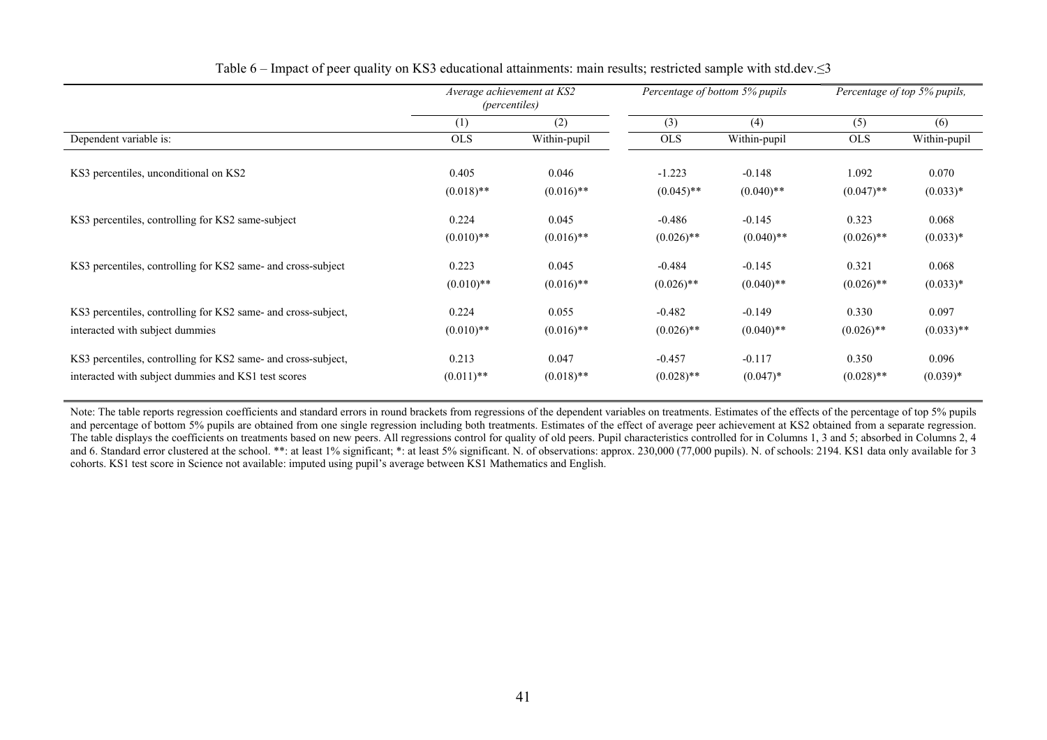Table 6 – Impact of peer quality on KS3 educational attainments: main results; restricted sample with std.dev.$\leq$3

| | *Average achievement at KS2 (percentiles)* | | *Percentage of bottom 5% pupils* | | *Percentage of top 5% pupils,* | |
|---|---|---|---|---|---|---|
| | (1) | (2) | (3) | (4) | (5) | (6) |
| Dependent variable is: | OLS | Within-pupil | OLS | Within-pupil | OLS | Within-pupil |
| KS3 percentiles, unconditional on KS2 | 0.405 | 0.046 | -1.223 | -0.148 | 1.092 | 0.070 |
| | (0.018)** | (0.016)** | (0.045)** | (0.040)** | (0.047)** | (0.033)* |
| KS3 percentiles, controlling for KS2 same-subject | 0.224 | 0.045 | -0.486 | -0.145 | 0.323 | 0.068 |
| | (0.010)** | (0.016)** | (0.026)** | (0.040)** | (0.026)** | (0.033)* |
| KS3 percentiles, controlling for KS2 same- and cross-subject | 0.223 | 0.045 | -0.484 | -0.145 | 0.321 | 0.068 |
| | (0.010)** | (0.016)** | (0.026)** | (0.040)** | (0.026)** | (0.033)* |
| KS3 percentiles, controlling for KS2 same- and cross-subject, interacted with subject dummies | 0.224 | 0.055 | -0.482 | -0.149 | 0.330 | 0.097 |
| | (0.010)** | (0.016)** | (0.026)** | (0.040)** | (0.026)** | (0.033)** |
| KS3 percentiles, controlling for KS2 same- and cross-subject, interacted with subject dummies and KS1 test scores | 0.213 | 0.047 | -0.457 | -0.117 | 0.350 | 0.096 |
| | (0.011)** | (0.018)** | (0.028)** | (0.047)* | (0.028)** | (0.039)* |

Note: The table reports regression coefficients and standard errors in round brackets from regressions of the dependent variables on treatments. Estimates of the effects of the percentage of top 5% pupils and percentage of bottom 5% pupils are obtained from one single regression including both treatments. Estimates of the effect of average peer achievement at KS2 obtained from a separate regression. The table displays the coefficients on treatments based on new peers. All regressions control for quality of old peers. Pupil characteristics controlled for in Columns 1, 3 and 5; absorbed in Columns 2, 4 and 6. Standard error clustered at the school. **: at least 1% significant; *: at least 5% significant. N. of observations: approx. 230,000 (77,000 pupils). N. of schools: 2194. KS1 data only available for 3 cohorts. KS1 test score in Science not available: imputed using pupil's average between KS1 Mathematics and English.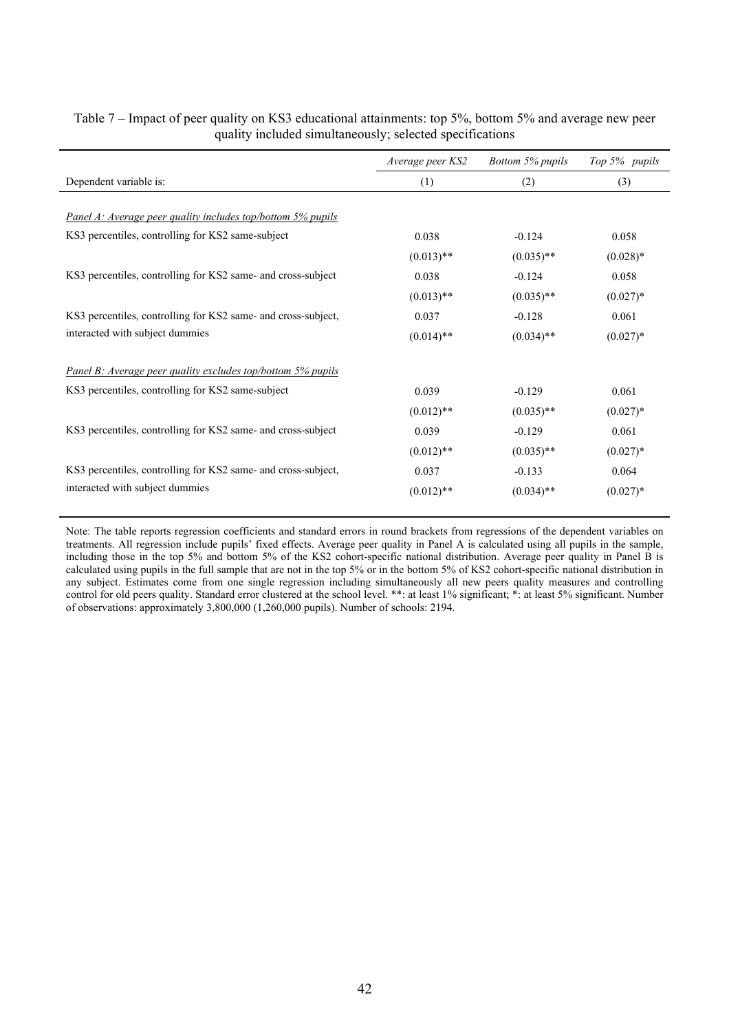Table 7 – Impact of peer quality on KS3 educational attainments: top 5%, bottom 5% and average new peer quality included simultaneously; selected specifications

| | *Average peer KS2* | *Bottom 5% pupils* | *Top 5% pupils* |
|---|---|---|---|
| Dependent variable is: | (1) | (2) | (3) |
| *Panel A: Average peer quality includes top/bottom 5% pupils* | | | |
| KS3 percentiles, controlling for KS2 same-subject | 0.038 | -0.124 | 0.058 |
| | (0.013)** | (0.035)** | (0.028)* |
| KS3 percentiles, controlling for KS2 same- and cross-subject | 0.038 | -0.124 | 0.058 |
| | (0.013)** | (0.035)** | (0.027)* |
| KS3 percentiles, controlling for KS2 same- and cross-subject, interacted with subject dummies | 0.037 | -0.128 | 0.061 |
| | (0.014)** | (0.034)** | (0.027)* |
| *Panel B: Average peer quality excludes top/bottom 5% pupils* | | | |
| KS3 percentiles, controlling for KS2 same-subject | 0.039 | -0.129 | 0.061 |
| | (0.012)** | (0.035)** | (0.027)* |
| KS3 percentiles, controlling for KS2 same- and cross-subject | 0.039 | -0.129 | 0.061 |
| | (0.012)** | (0.035)** | (0.027)* |
| KS3 percentiles, controlling for KS2 same- and cross-subject, interacted with subject dummies | 0.037 | -0.133 | 0.064 |
| | (0.012)** | (0.034)** | (0.027)* |

Note: The table reports regression coefficients and standard errors in round brackets from regressions of the dependent variables on treatments. All regression include pupils' fixed effects. Average peer quality in Panel A is calculated using all pupils in the sample, including those in the top 5% and bottom 5% of the KS2 cohort-specific national distribution. Average peer quality in Panel B is calculated using pupils in the full sample that are not in the top 5% or in the bottom 5% of KS2 cohort-specific national distribution in any subject. Estimates come from one single regression including simultaneously all new peers quality measures and controlling control for old peers quality. Standard error clustered at the school level. **: at least 1% significant; *: at least 5% significant. Number of observations: approximately 3,800,000 (1,260,000 pupils). Number of schools: 2194.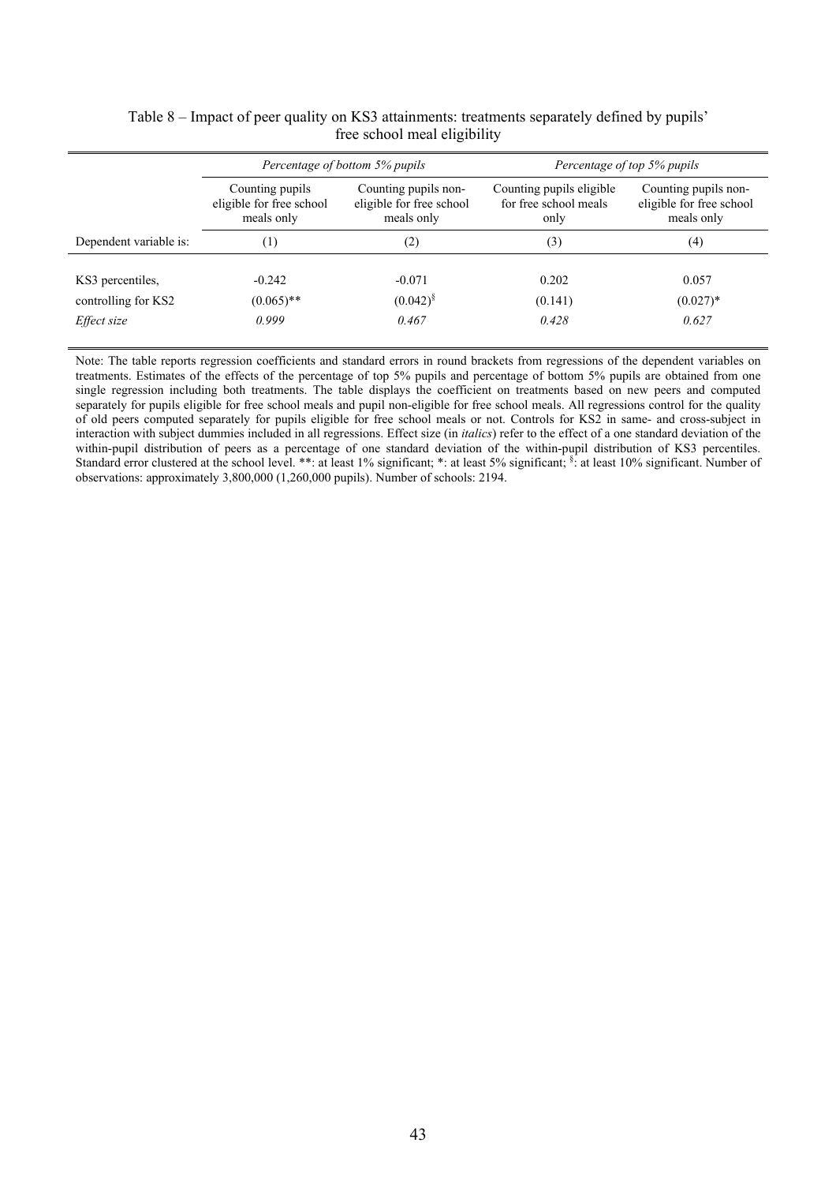Table 8 – Impact of peer quality on KS3 attainments: treatments separately defined by pupils' free school meal eligibility

| | *Percentage of bottom 5% pupils* | | *Percentage of top 5% pupils* | |
|---|---|---|---|---|
| | Counting pupils eligible for free school meals only | Counting pupils non-eligible for free school meals only | Counting pupils eligible for free school meals only | Counting pupils non-eligible for free school meals only |
| Dependent variable is: | (1) | (2) | (3) | (4) |
| KS3 percentiles, | -0.242 | -0.071 | 0.202 | 0.057 |
| controlling for KS2 | (0.065)** | (0.042)§ | (0.141) | (0.027)* |
| *Effect size* | *0.999* | *0.467* | *0.428* | *0.627* |

Note: The table reports regression coefficients and standard errors in round brackets from regressions of the dependent variables on treatments. Estimates of the effects of the percentage of top 5% pupils and percentage of bottom 5% pupils are obtained from one single regression including both treatments. The table displays the coefficient on treatments based on new peers and computed separately for pupils eligible for free school meals and pupil non-eligible for free school meals. All regressions control for the quality of old peers computed separately for pupils eligible for free school meals or not. Controls for KS2 in same- and cross-subject in interaction with subject dummies included in all regressions. Effect size (in *italics*) refer to the effect of a one standard deviation of the within-pupil distribution of peers as a percentage of one standard deviation of the within-pupil distribution of KS3 percentiles. Standard error clustered at the school level. **: at least 1% significant; *: at least 5% significant; §: at least 10% significant. Number of observations: approximately 3,800,000 (1,260,000 pupils). Number of schools: 2194.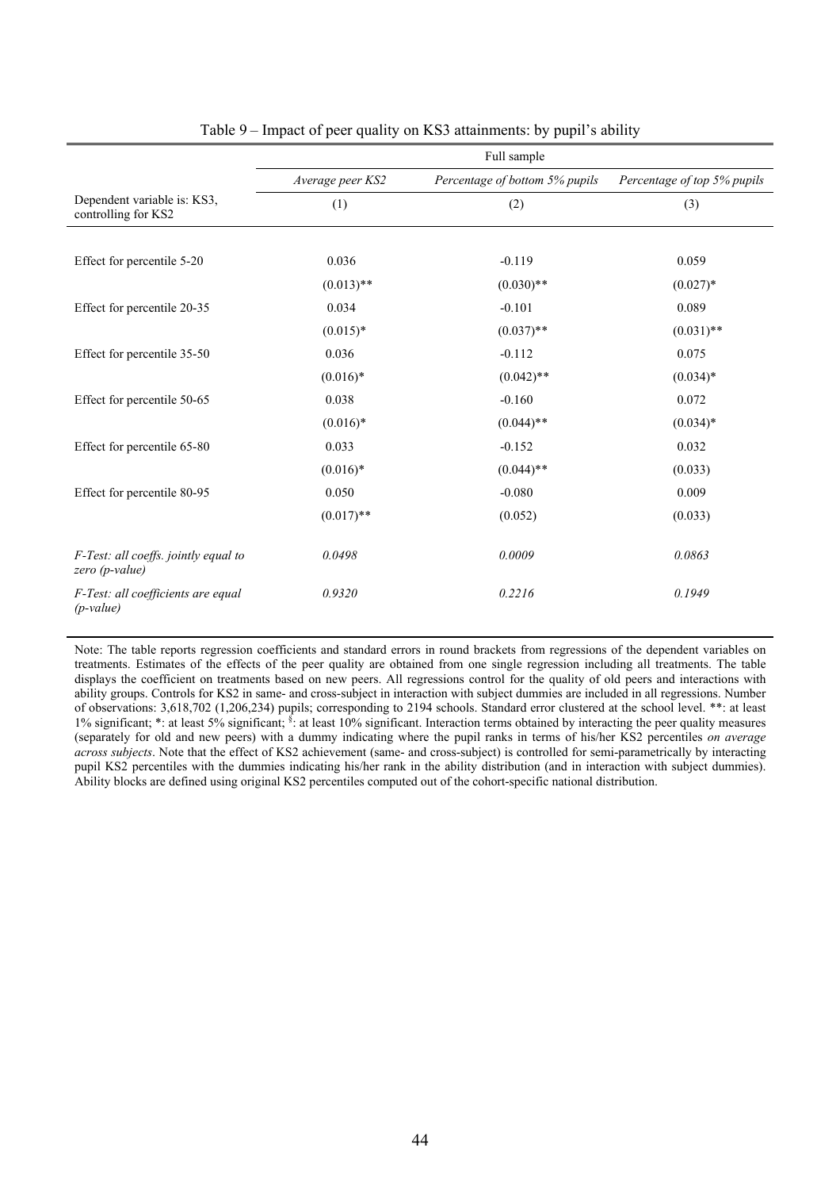Table 9 – Impact of peer quality on KS3 attainments: by pupil's ability

| | Full sample | | |
|---|---|---|---|
| | *Average peer KS2* | *Percentage of bottom 5% pupils* | *Percentage of top 5% pupils* |
| Dependent variable is: KS3, controlling for KS2 | (1) | (2) | (3) |
| Effect for percentile 5-20 | 0.036 | -0.119 | 0.059 |
| | (0.013)** | (0.030)** | (0.027)* |
| Effect for percentile 20-35 | 0.034 | -0.101 | 0.089 |
| | (0.015)* | (0.037)** | (0.031)** |
| Effect for percentile 35-50 | 0.036 | -0.112 | 0.075 |
| | (0.016)* | (0.042)** | (0.034)* |
| Effect for percentile 50-65 | 0.038 | -0.160 | 0.072 |
| | (0.016)* | (0.044)** | (0.034)* |
| Effect for percentile 65-80 | 0.033 | -0.152 | 0.032 |
| | (0.016)* | (0.044)** | (0.033) |
| Effect for percentile 80-95 | 0.050 | -0.080 | 0.009 |
| | (0.017)** | (0.052) | (0.033) |
| *F-Test: all coeffs. jointly equal to zero (p-value)* | *0.0498* | *0.0009* | *0.0863* |
| *F-Test: all coefficients are equal (p-value)* | *0.9320* | *0.2216* | *0.1949* |

Note: The table reports regression coefficients and standard errors in round brackets from regressions of the dependent variables on treatments. Estimates of the effects of the peer quality are obtained from one single regression including all treatments. The table displays the coefficient on treatments based on new peers. All regressions control for the quality of old peers and interactions with ability groups. Controls for KS2 in same- and cross-subject in interaction with subject dummies are included in all regressions. Number of observations: 3,618,702 (1,206,234) pupils; corresponding to 2194 schools. Standard error clustered at the school level. **: at least 1% significant; *: at least 5% significant; §: at least 10% significant. Interaction terms obtained by interacting the peer quality measures (separately for old and new peers) with a dummy indicating where the pupil ranks in terms of his/her KS2 percentiles *on average across subjects*. Note that the effect of KS2 achievement (same- and cross-subject) is controlled for semi-parametrically by interacting pupil KS2 percentiles with the dummies indicating his/her rank in the ability distribution (and in interaction with subject dummies). Ability blocks are defined using original KS2 percentiles computed out of the cohort-specific national distribution.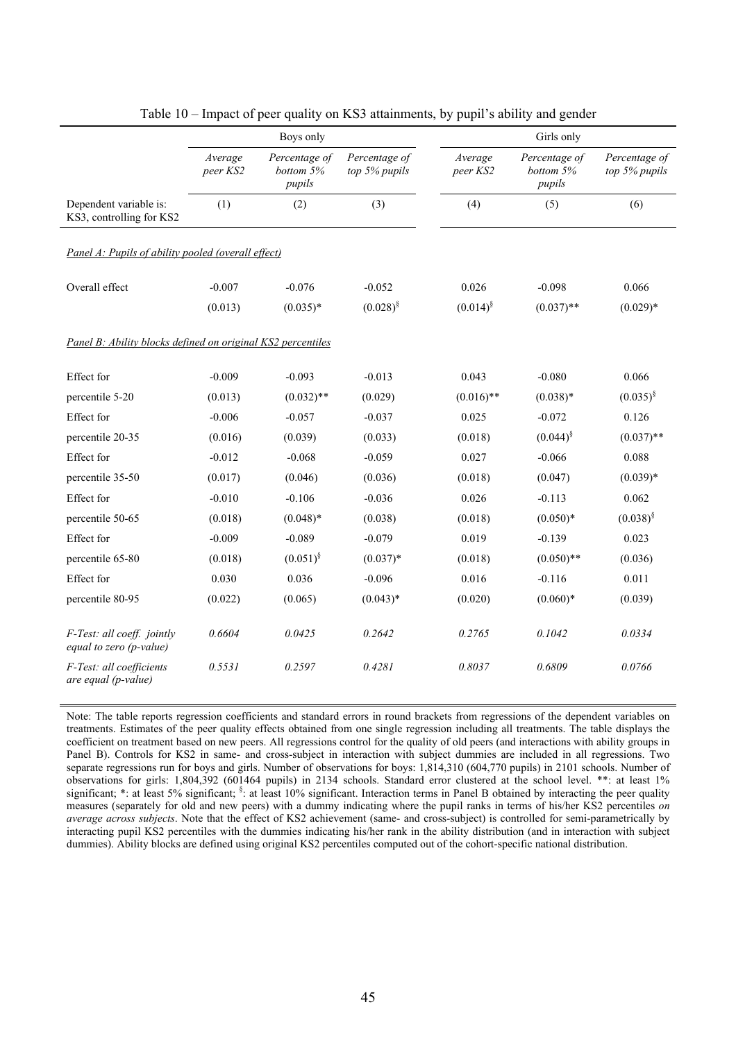Table 10 – Impact of peer quality on KS3 attainments, by pupil's ability and gender

| | Boys only | | | Girls only | | |
|---|---|---|---|---|---|---|
| | *Average peer KS2* | *Percentage of bottom 5% pupils* | *Percentage of top 5% pupils* | *Average peer KS2* | *Percentage of bottom 5% pupils* | *Percentage of top 5% pupils* |
| Dependent variable is: KS3, controlling for KS2 | (1) | (2) | (3) | (4) | (5) | (6) |
| *Panel A: Pupils of ability pooled (overall effect)* | | | | | | |
| Overall effect | -0.007 | -0.076 | -0.052 | 0.026 | -0.098 | 0.066 |
| | (0.013) | (0.035)* | (0.028)§ | (0.014)§ | (0.037)** | (0.029)* |
| *Panel B: Ability blocks defined on original KS2 percentiles* | | | | | | |
| Effect for | -0.009 | -0.093 | -0.013 | 0.043 | -0.080 | 0.066 |
| percentile 5-20 | (0.013) | (0.032)** | (0.029) | (0.016)** | (0.038)* | (0.035)§ |
| Effect for | -0.006 | -0.057 | -0.037 | 0.025 | -0.072 | 0.126 |
| percentile 20-35 | (0.016) | (0.039) | (0.033) | (0.018) | (0.044)§ | (0.037)** |
| Effect for | -0.012 | -0.068 | -0.059 | 0.027 | -0.066 | 0.088 |
| percentile 35-50 | (0.017) | (0.046) | (0.036) | (0.018) | (0.047) | (0.039)* |
| Effect for | -0.010 | -0.106 | -0.036 | 0.026 | -0.113 | 0.062 |
| percentile 50-65 | (0.018) | (0.048)* | (0.038) | (0.018) | (0.050)* | (0.038)§ |
| Effect for | -0.009 | -0.089 | -0.079 | 0.019 | -0.139 | 0.023 |
| percentile 65-80 | (0.018) | (0.051)§ | (0.037)* | (0.018) | (0.050)** | (0.036) |
| Effect for | 0.030 | 0.036 | -0.096 | 0.016 | -0.116 | 0.011 |
| percentile 80-95 | (0.022) | (0.065) | (0.043)* | (0.020) | (0.060)* | (0.039) |
| *F-Test: all coeff. jointly equal to zero (p-value)* | *0.6604* | *0.0425* | *0.2642* | *0.2765* | *0.1042* | *0.0334* |
| *F-Test: all coefficients are equal (p-value)* | *0.5531* | *0.2597* | *0.4281* | *0.8037* | *0.6809* | *0.0766* |

Note: The table reports regression coefficients and standard errors in round brackets from regressions of the dependent variables on treatments. Estimates of the peer quality effects obtained from one single regression including all treatments. The table displays the coefficient on treatment based on new peers. All regressions control for the quality of old peers (and interactions with ability groups in Panel B). Controls for KS2 in same- and cross-subject in interaction with subject dummies are included in all regressions. Two separate regressions run for boys and girls. Number of observations for boys: 1,814,310 (604,770 pupils) in 2101 schools. Number of observations for girls: 1,804,392 (601464 pupils) in 2134 schools. Standard error clustered at the school level. **: at least 1% significant; *: at least 5% significant; §: at least 10% significant. Interaction terms in Panel B obtained by interacting the peer quality measures (separately for old and new peers) with a dummy indicating where the pupil ranks in terms of his/her KS2 percentiles *on average across subjects*. Note that the effect of KS2 achievement (same- and cross-subject) is controlled for semi-parametrically by interacting pupil KS2 percentiles with the dummies indicating his/her rank in the ability distribution (and in interaction with subject dummies). Ability blocks are defined using original KS2 percentiles computed out of the cohort-specific national distribution.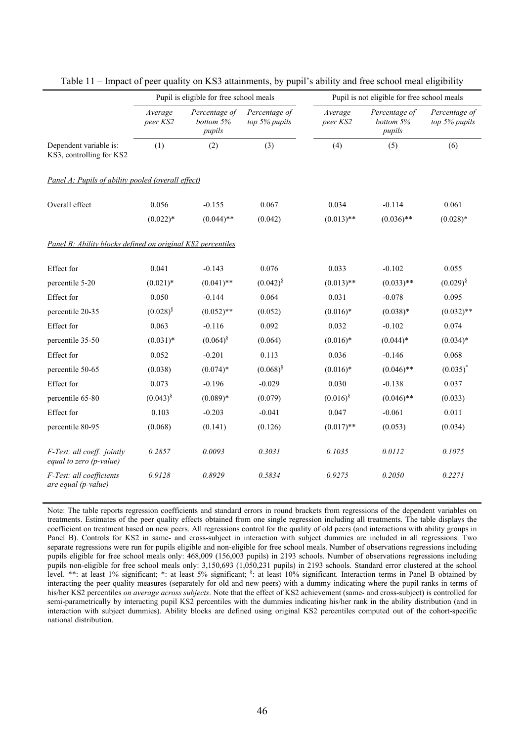Table 11 – Impact of peer quality on KS3 attainments, by pupil's ability and free school meal eligibility

| | Pupil is eligible for free school meals | | | Pupil is not eligible for free school meals | | |
|---|---|---|---|---|---|---|
| | *Average peer KS2* | *Percentage of bottom 5% pupils* | *Percentage of top 5% pupils* | *Average peer KS2* | *Percentage of bottom 5% pupils* | *Percentage of top 5% pupils* |
| Dependent variable is: KS3, controlling for KS2 | (1) | (2) | (3) | (4) | (5) | (6) |
| *Panel A: Pupils of ability pooled (overall effect)* | | | | | | |
| Overall effect | 0.056 | -0.155 | 0.067 | 0.034 | -0.114 | 0.061 |
| | (0.022)* | (0.044)** | (0.042) | (0.013)** | (0.036)** | (0.028)* |
| *Panel B: Ability blocks defined on original KS2 percentiles* | | | | | | |
| Effect for | 0.041 | -0.143 | 0.076 | 0.033 | -0.102 | 0.055 |
| percentile 5-20 | (0.021)* | (0.041)** | (0.042)§ | (0.013)** | (0.033)** | (0.029)§ |
| Effect for | 0.050 | -0.144 | 0.064 | 0.031 | -0.078 | 0.095 |
| percentile 20-35 | (0.028)§ | (0.052)** | (0.052) | (0.016)* | (0.038)* | (0.032)** |
| Effect for | 0.063 | -0.116 | 0.092 | 0.032 | -0.102 | 0.074 |
| percentile 35-50 | (0.031)* | (0.064)§ | (0.064) | (0.016)* | (0.044)* | (0.034)* |
| Effect for | 0.052 | -0.201 | 0.113 | 0.036 | -0.146 | 0.068 |
| percentile 50-65 | (0.038) | (0.074)* | (0.068)§ | (0.016)* | (0.046)** | (0.035)* |
| Effect for | 0.073 | -0.196 | -0.029 | 0.030 | -0.138 | 0.037 |
| percentile 65-80 | (0.043)§ | (0.089)* | (0.079) | (0.016)§ | (0.046)** | (0.033) |
| Effect for | 0.103 | -0.203 | -0.041 | 0.047 | -0.061 | 0.011 |
| percentile 80-95 | (0.068) | (0.141) | (0.126) | (0.017)** | (0.053) | (0.034) |
| *F-Test: all coeff. jointly equal to zero (p-value)* | *0.2857* | *0.0093* | *0.3031* | *0.1035* | *0.0112* | *0.1075* |
| *F-Test: all coefficients are equal (p-value)* | *0.9128* | *0.8929* | *0.5834* | *0.9275* | *0.2050* | *0.2271* |

Note: The table reports regression coefficients and standard errors in round brackets from regressions of the dependent variables on treatments. Estimates of the peer quality effects obtained from one single regression including all treatments. The table displays the coefficient on treatment based on new peers. All regressions control for the quality of old peers (and interactions with ability groups in Panel B). Controls for KS2 in same- and cross-subject in interaction with subject dummies are included in all regressions. Two separate regressions were run for pupils eligible and non-eligible for free school meals. Number of observations regressions including pupils eligible for free school meals only: 468,009 (156,003 pupils) in 2193 schools. Number of observations regressions including pupils non-eligible for free school meals only: 3,150,693 (1,050,231 pupils) in 2193 schools. Standard error clustered at the school level. **: at least 1% significant; *: at least 5% significant; §: at least 10% significant. Interaction terms in Panel B obtained by interacting the peer quality measures (separately for old and new peers) with a dummy indicating where the pupil ranks in terms of his/her KS2 percentiles *on average across subjects*. Note that the effect of KS2 achievement (same- and cross-subject) is controlled for semi-parametrically by interacting pupil KS2 percentiles with the dummies indicating his/her rank in the ability distribution (and in interaction with subject dummies). Ability blocks are defined using original KS2 percentiles computed out of the cohort-specific national distribution.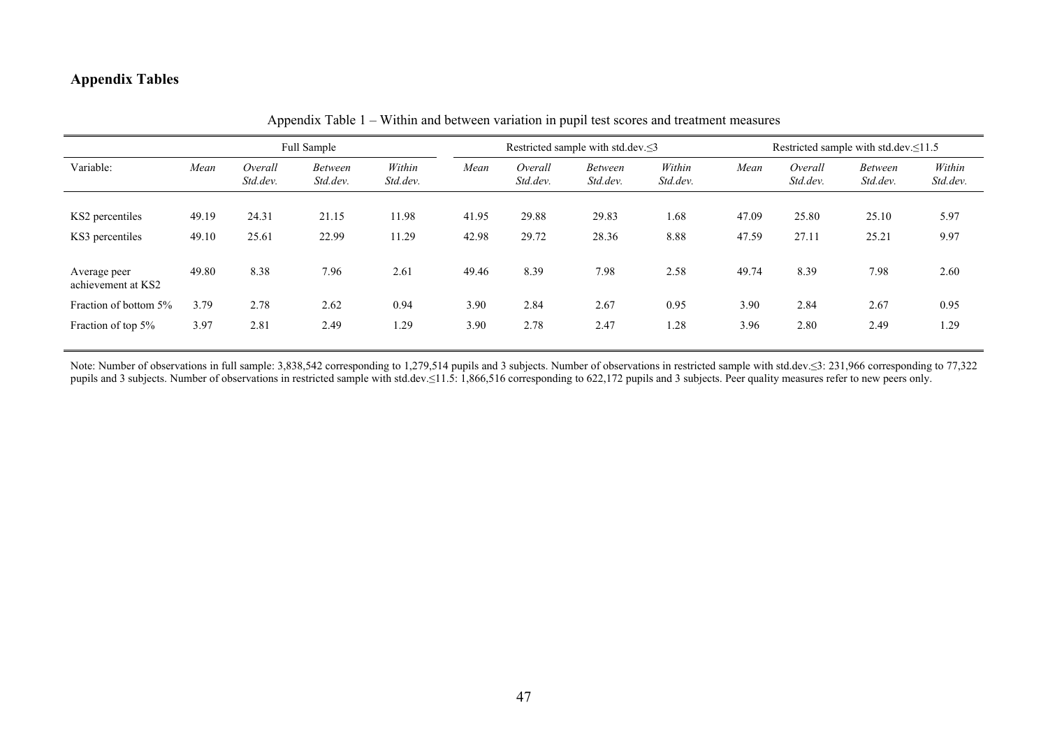## Appendix Tables

Appendix Table 1 – Within and between variation in pupil test scores and treatment measures

| | Full Sample | | | | Restricted sample with std.dev.≤3 | | | | Restricted sample with std.dev.≤11.5 | | | |
|---|---|---|---|---|---|---|---|---|---|---|---|---|
| Variable: | *Mean* | *Overall Std.dev.* | *Between Std.dev.* | *Within Std.dev.* | *Mean* | *Overall Std.dev.* | *Between Std.dev.* | *Within Std.dev.* | *Mean* | *Overall Std.dev.* | *Between Std.dev.* | *Within Std.dev.* |
| KS2 percentiles | 49.19 | 24.31 | 21.15 | 11.98 | 41.95 | 29.88 | 29.83 | 1.68 | 47.09 | 25.80 | 25.10 | 5.97 |
| KS3 percentiles | 49.10 | 25.61 | 22.99 | 11.29 | 42.98 | 29.72 | 28.36 | 8.88 | 47.59 | 27.11 | 25.21 | 9.97 |
| Average peer achievement at KS2 | 49.80 | 8.38 | 7.96 | 2.61 | 49.46 | 8.39 | 7.98 | 2.58 | 49.74 | 8.39 | 7.98 | 2.60 |
| Fraction of bottom 5% | 3.79 | 2.78 | 2.62 | 0.94 | 3.90 | 2.84 | 2.67 | 0.95 | 3.90 | 2.84 | 2.67 | 0.95 |
| Fraction of top 5% | 3.97 | 2.81 | 2.49 | 1.29 | 3.90 | 2.78 | 2.47 | 1.28 | 3.96 | 2.80 | 2.49 | 1.29 |

Note: Number of observations in full sample: 3,838,542 corresponding to 1,279,514 pupils and 3 subjects. Number of observations in restricted sample with std.dev.≤3: 231,966 corresponding to 77,322 pupils and 3 subjects. Number of observations in restricted sample with std.dev.≤11.5: 1,866,516 corresponding to 622,172 pupils and 3 subjects. Peer quality measures refer to new peers only.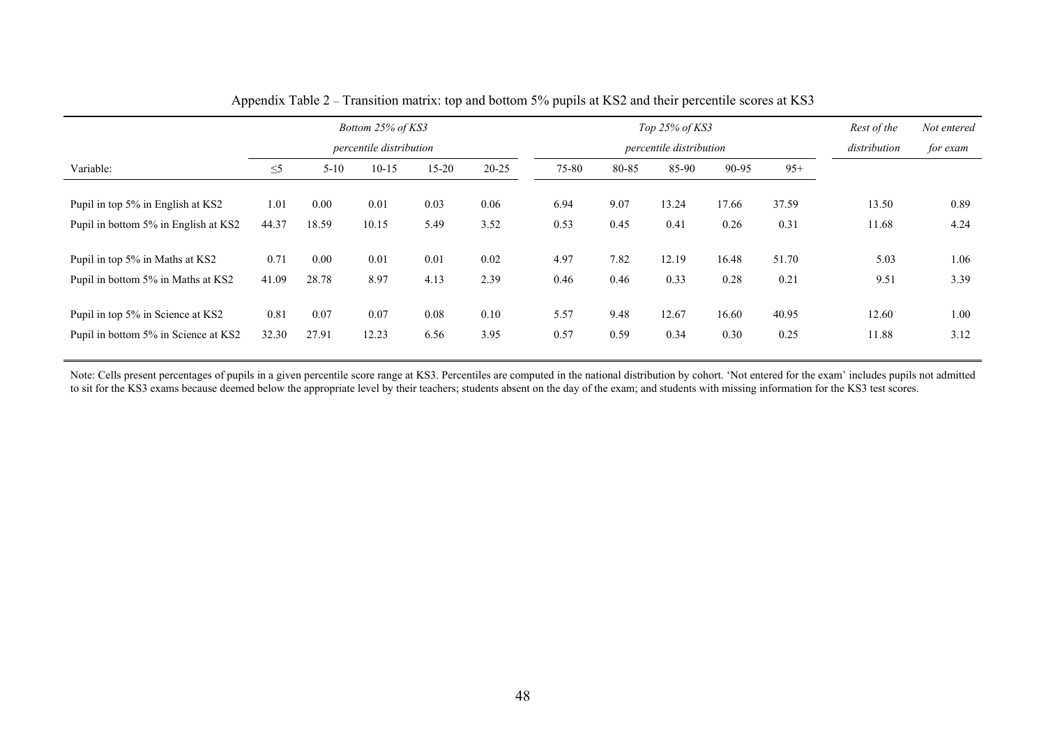Appendix Table 2 – Transition matrix: top and bottom 5% pupils at KS2 and their percentile scores at KS3

| | *Bottom 25% of KS3 percentile distribution* | | | | | *Top 25% of KS3 percentile distribution* | | | | | *Rest of the distribution* | *Not entered for exam* |
|---|---|---|---|---|---|---|---|---|---|---|---|---|
| Variable: | ≤5 | 5-10 | 10-15 | 15-20 | 20-25 | 75-80 | 80-85 | 85-90 | 90-95 | 95+ | | |
| Pupil in top 5% in English at KS2 | 1.01 | 0.00 | 0.01 | 0.03 | 0.06 | 6.94 | 9.07 | 13.24 | 17.66 | 37.59 | 13.50 | 0.89 |
| Pupil in bottom 5% in English at KS2 | 44.37 | 18.59 | 10.15 | 5.49 | 3.52 | 0.53 | 0.45 | 0.41 | 0.26 | 0.31 | 11.68 | 4.24 |
| Pupil in top 5% in Maths at KS2 | 0.71 | 0.00 | 0.01 | 0.01 | 0.02 | 4.97 | 7.82 | 12.19 | 16.48 | 51.70 | 5.03 | 1.06 |
| Pupil in bottom 5% in Maths at KS2 | 41.09 | 28.78 | 8.97 | 4.13 | 2.39 | 0.46 | 0.46 | 0.33 | 0.28 | 0.21 | 9.51 | 3.39 |
| Pupil in top 5% in Science at KS2 | 0.81 | 0.07 | 0.07 | 0.08 | 0.10 | 5.57 | 9.48 | 12.67 | 16.60 | 40.95 | 12.60 | 1.00 |
| Pupil in bottom 5% in Science at KS2 | 32.30 | 27.91 | 12.23 | 6.56 | 3.95 | 0.57 | 0.59 | 0.34 | 0.30 | 0.25 | 11.88 | 3.12 |

Note: Cells present percentages of pupils in a given percentile score range at KS3. Percentiles are computed in the national distribution by cohort. 'Not entered for the exam' includes pupils not admitted to sit for the KS3 exams because deemed below the appropriate level by their teachers; students absent on the day of the exam; and students with missing information for the KS3 test scores.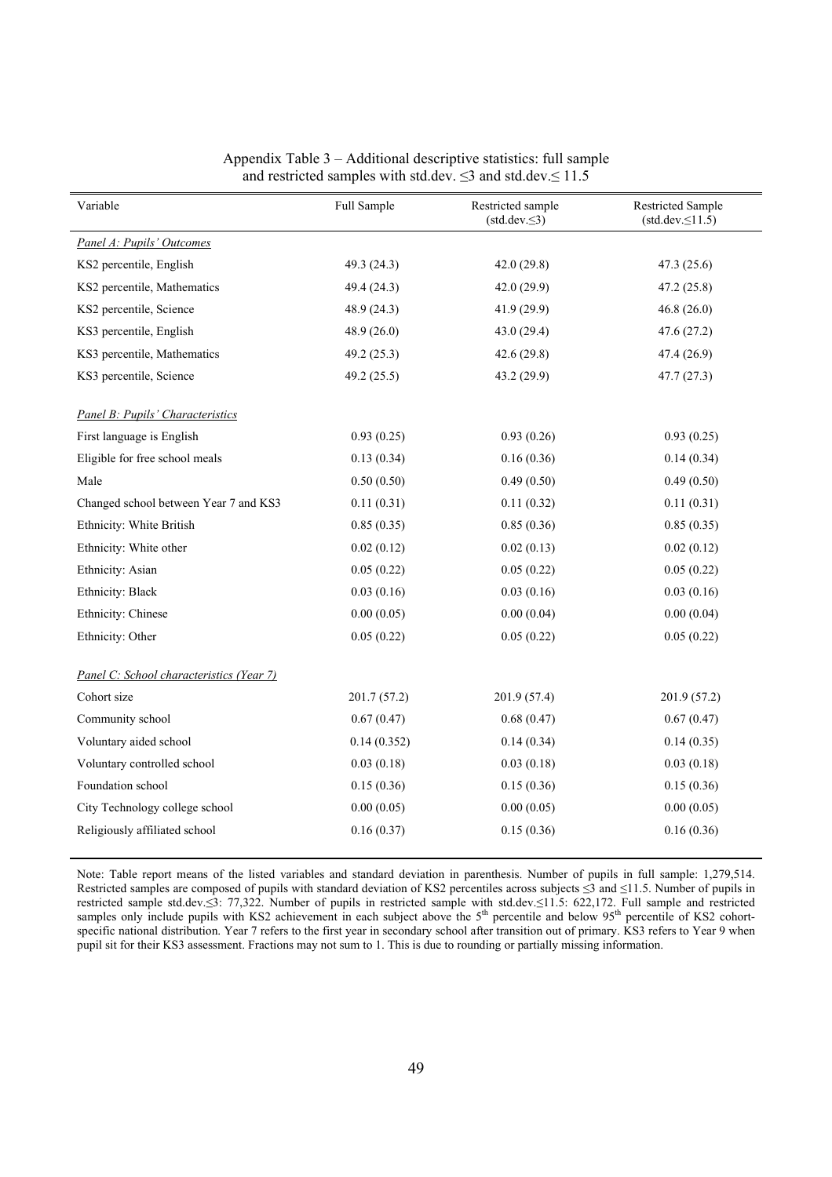Appendix Table 3 – Additional descriptive statistics: full sample and restricted samples with std.dev. ≤3 and std.dev.≤ 11.5

| Variable | Full Sample | Restricted sample (std.dev.≤3) | Restricted Sample (std.dev.≤11.5) |
|---|---|---|---|
| *Panel A: Pupils' Outcomes* | | | |
| KS2 percentile, English | 49.3 (24.3) | 42.0 (29.8) | 47.3 (25.6) |
| KS2 percentile, Mathematics | 49.4 (24.3) | 42.0 (29.9) | 47.2 (25.8) |
| KS2 percentile, Science | 48.9 (24.3) | 41.9 (29.9) | 46.8 (26.0) |
| KS3 percentile, English | 48.9 (26.0) | 43.0 (29.4) | 47.6 (27.2) |
| KS3 percentile, Mathematics | 49.2 (25.3) | 42.6 (29.8) | 47.4 (26.9) |
| KS3 percentile, Science | 49.2 (25.5) | 43.2 (29.9) | 47.7 (27.3) |
| *Panel B: Pupils' Characteristics* | | | |
| First language is English | 0.93 (0.25) | 0.93 (0.26) | 0.93 (0.25) |
| Eligible for free school meals | 0.13 (0.34) | 0.16 (0.36) | 0.14 (0.34) |
| Male | 0.50 (0.50) | 0.49 (0.50) | 0.49 (0.50) |
| Changed school between Year 7 and KS3 | 0.11 (0.31) | 0.11 (0.32) | 0.11 (0.31) |
| Ethnicity: White British | 0.85 (0.35) | 0.85 (0.36) | 0.85 (0.35) |
| Ethnicity: White other | 0.02 (0.12) | 0.02 (0.13) | 0.02 (0.12) |
| Ethnicity: Asian | 0.05 (0.22) | 0.05 (0.22) | 0.05 (0.22) |
| Ethnicity: Black | 0.03 (0.16) | 0.03 (0.16) | 0.03 (0.16) |
| Ethnicity: Chinese | 0.00 (0.05) | 0.00 (0.04) | 0.00 (0.04) |
| Ethnicity: Other | 0.05 (0.22) | 0.05 (0.22) | 0.05 (0.22) |
| *Panel C: School characteristics (Year 7)* | | | |
| Cohort size | 201.7 (57.2) | 201.9 (57.4) | 201.9 (57.2) |
| Community school | 0.67 (0.47) | 0.68 (0.47) | 0.67 (0.47) |
| Voluntary aided school | 0.14 (0.352) | 0.14 (0.34) | 0.14 (0.35) |
| Voluntary controlled school | 0.03 (0.18) | 0.03 (0.18) | 0.03 (0.18) |
| Foundation school | 0.15 (0.36) | 0.15 (0.36) | 0.15 (0.36) |
| City Technology college school | 0.00 (0.05) | 0.00 (0.05) | 0.00 (0.05) |
| Religiously affiliated school | 0.16 (0.37) | 0.15 (0.36) | 0.16 (0.36) |

Note: Table report means of the listed variables and standard deviation in parenthesis. Number of pupils in full sample: 1,279,514. Restricted samples are composed of pupils with standard deviation of KS2 percentiles across subjects ≤3 and ≤11.5. Number of pupils in restricted sample std.dev.≤3: 77,322. Number of pupils in restricted sample with std.dev.≤11.5: 622,172. Full sample and restricted samples only include pupils with KS2 achievement in each subject above the 5th percentile and below 95th percentile of KS2 cohort-specific national distribution. Year 7 refers to the first year in secondary school after transition out of primary. KS3 refers to Year 9 when pupil sit for their KS3 assessment. Fractions may not sum to 1. This is due to rounding or partially missing information.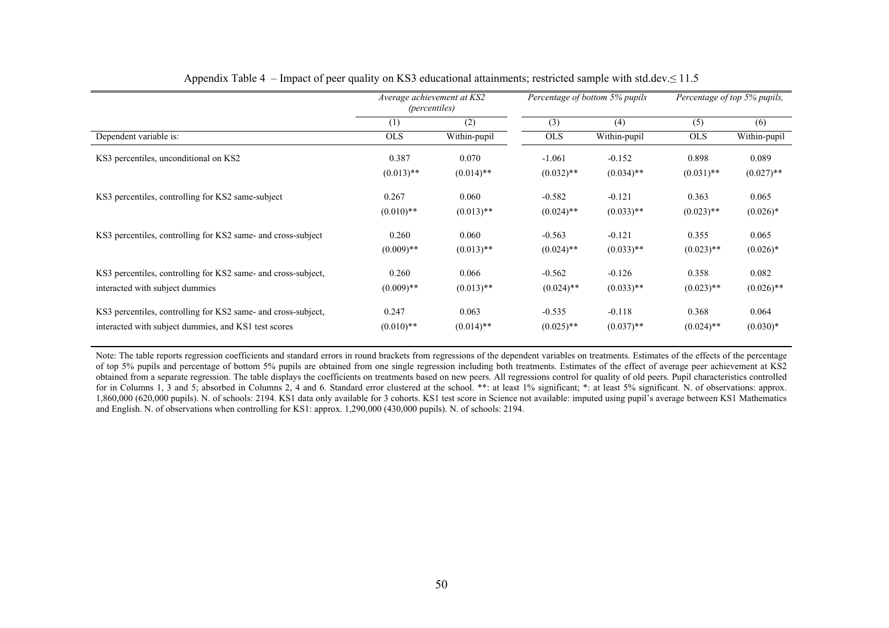Appendix Table 4 – Impact of peer quality on KS3 educational attainments; restricted sample with std.dev.≤ 11.5

| | *Average achievement at KS2 (percentiles)* | | *Percentage of bottom 5% pupils* | | *Percentage of top 5% pupils,* | |
|---|---|---|---|---|---|---|
| | (1) | (2) | (3) | (4) | (5) | (6) |
| Dependent variable is: | OLS | Within-pupil | OLS | Within-pupil | OLS | Within-pupil |
| KS3 percentiles, unconditional on KS2 | 0.387 | 0.070 | -1.061 | -0.152 | 0.898 | 0.089 |
| | (0.013)** | (0.014)** | (0.032)** | (0.034)** | (0.031)** | (0.027)** |
| KS3 percentiles, controlling for KS2 same-subject | 0.267 | 0.060 | -0.582 | -0.121 | 0.363 | 0.065 |
| | (0.010)** | (0.013)** | (0.024)** | (0.033)** | (0.023)** | (0.026)* |
| KS3 percentiles, controlling for KS2 same- and cross-subject | 0.260 | 0.060 | -0.563 | -0.121 | 0.355 | 0.065 |
| | (0.009)** | (0.013)** | (0.024)** | (0.033)** | (0.023)** | (0.026)* |
| KS3 percentiles, controlling for KS2 same- and cross-subject, interacted with subject dummies | 0.260 | 0.066 | -0.562 | -0.126 | 0.358 | 0.082 |
| | (0.009)** | (0.013)** | (0.024)** | (0.033)** | (0.023)** | (0.026)** |
| KS3 percentiles, controlling for KS2 same- and cross-subject, interacted with subject dummies, and KS1 test scores | 0.247 | 0.063 | -0.535 | -0.118 | 0.368 | 0.064 |
| | (0.010)** | (0.014)** | (0.025)** | (0.037)** | (0.024)** | (0.030)* |

Note: The table reports regression coefficients and standard errors in round brackets from regressions of the dependent variables on treatments. Estimates of the effects of the percentage of top 5% pupils and percentage of bottom 5% pupils are obtained from one single regression including both treatments. Estimates of the effect of average peer achievement at KS2 obtained from a separate regression. The table displays the coefficients on treatments based on new peers. All regressions control for quality of old peers. Pupil characteristics controlled for in Columns 1, 3 and 5; absorbed in Columns 2, 4 and 6. Standard error clustered at the school. **: at least 1% significant; *: at least 5% significant. N. of observations: approx. 1,860,000 (620,000 pupils). N. of schools: 2194. KS1 data only available for 3 cohorts. KS1 test score in Science not available: imputed using pupil's average between KS1 Mathematics and English. N. of observations when controlling for KS1: approx. 1,290,000 (430,000 pupils). N. of schools: 2194.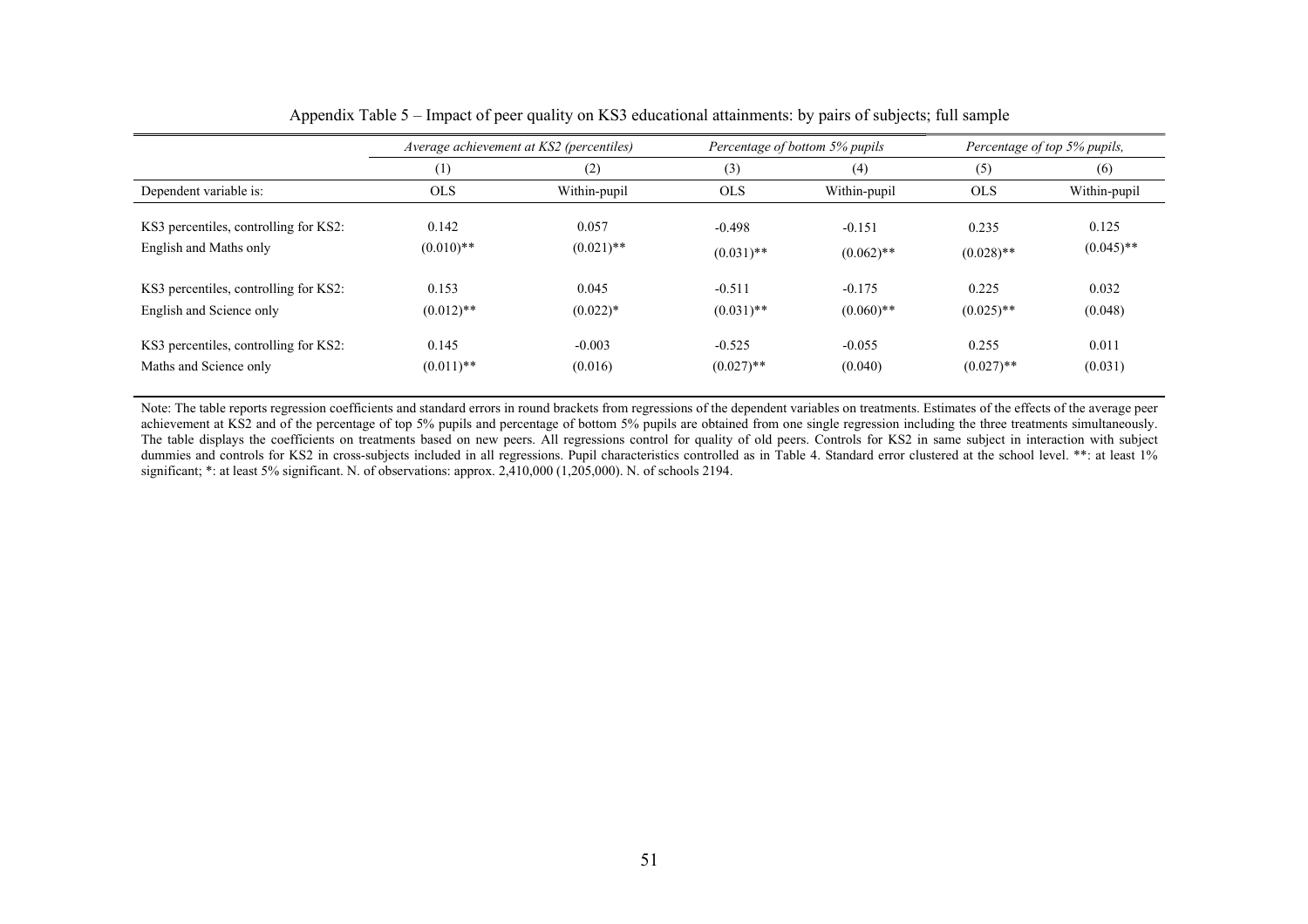Appendix Table 5 – Impact of peer quality on KS3 educational attainments: by pairs of subjects; full sample

| | *Average achievement at KS2 (percentiles)* | | *Percentage of bottom 5% pupils* | | *Percentage of top 5% pupils,* | |
|---|---|---|---|---|---|---|
| | (1) | (2) | (3) | (4) | (5) | (6) |
| Dependent variable is: | OLS | Within-pupil | OLS | Within-pupil | OLS | Within-pupil |
| KS3 percentiles, controlling for KS2: | 0.142 | 0.057 | -0.498 | -0.151 | 0.235 | 0.125 |
| English and Maths only | (0.010)** | (0.021)** | (0.031)** | (0.062)** | (0.028)** | (0.045)** |
| KS3 percentiles, controlling for KS2: | 0.153 | 0.045 | -0.511 | -0.175 | 0.225 | 0.032 |
| English and Science only | (0.012)** | (0.022)* | (0.031)** | (0.060)** | (0.025)** | (0.048) |
| KS3 percentiles, controlling for KS2: | 0.145 | -0.003 | -0.525 | -0.055 | 0.255 | 0.011 |
| Maths and Science only | (0.011)** | (0.016) | (0.027)** | (0.040) | (0.027)** | (0.031) |

Note: The table reports regression coefficients and standard errors in round brackets from regressions of the dependent variables on treatments. Estimates of the effects of the average peer achievement at KS2 and of the percentage of top 5% pupils and percentage of bottom 5% pupils are obtained from one single regression including the three treatments simultaneously. The table displays the coefficients on treatments based on new peers. All regressions control for quality of old peers. Controls for KS2 in same subject in interaction with subject dummies and controls for KS2 in cross-subjects included in all regressions. Pupil characteristics controlled as in Table 4. Standard error clustered at the school level. **: at least 1% significant; *: at least 5% significant. N. of observations: approx. 2,410,000 (1,205,000). N. of schools 2194.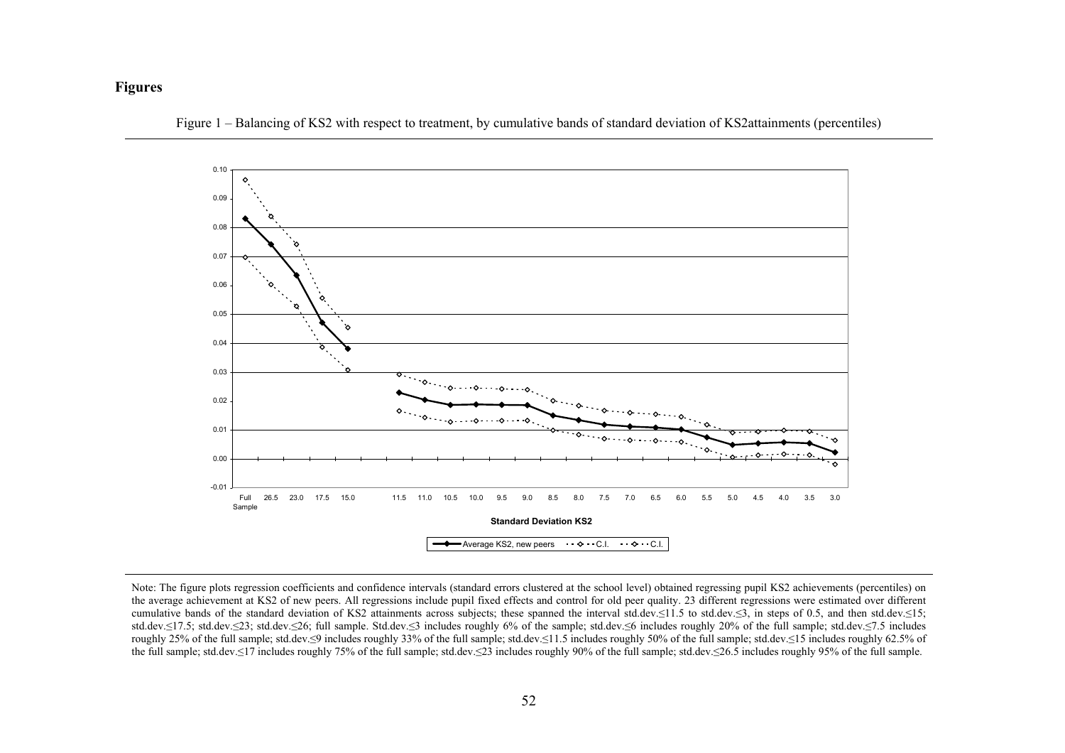## Figures

Figure 1 – Balancing of KS2 with respect to treatment, by cumulative bands of standard deviation of KS2attainments (percentiles)

Note: The figure plots regression coefficients and confidence intervals (standard errors clustered at the school level) obtained regressing pupil KS2 achievements (percentiles) on the average achievement at KS2 of new peers. All regressions include pupil fixed effects and control for old peer quality. 23 different regressions were estimated over different cumulative bands of the standard deviation of KS2 attainments across subjects; these spanned the interval std.dev.≤11.5 to std.dev.≤3, in steps of 0.5, and then std.dev.≤15; std.dev.≤17.5; std.dev.≤23; std.dev.≤26; full sample. Std.dev.≤3 includes roughly 6% of the sample; std.dev.≤6 includes roughly 20% of the full sample; std.dev.≤7.5 includes roughly 25% of the full sample; std.dev.≤9 includes roughly 33% of the full sample; std.dev.≤11.5 includes roughly 50% of the full sample; std.dev.≤15 includes roughly 62.5% of the full sample; std.dev.≤17 includes roughly 75% of the full sample; std.dev.≤23 includes roughly 90% of the full sample; std.dev.≤26.5 includes roughly 95% of the full sample.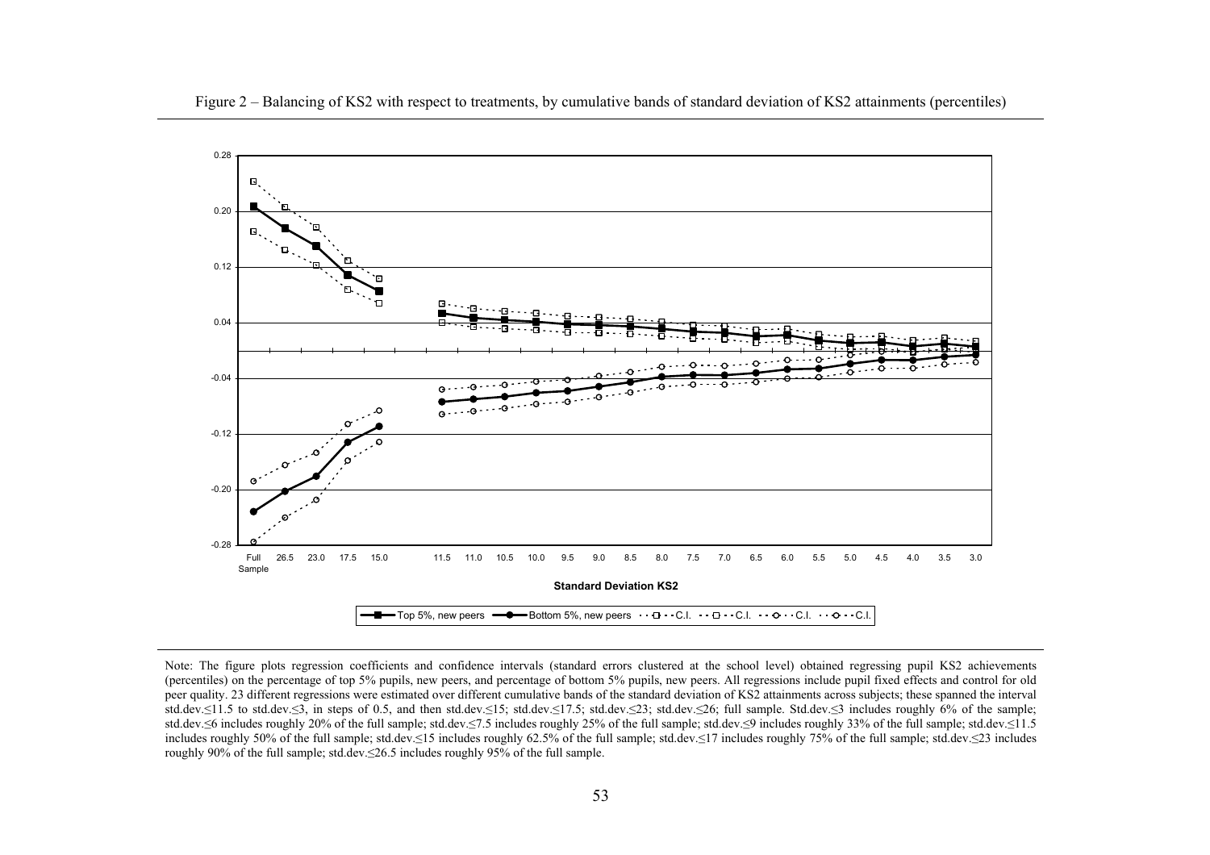Figure 2 – Balancing of KS2 with respect to treatments, by cumulative bands of standard deviation of KS2 attainments (percentiles)

Note: The figure plots regression coefficients and confidence intervals (standard errors clustered at the school level) obtained regressing pupil KS2 achievements (percentiles) on the percentage of top 5% pupils, new peers, and percentage of bottom 5% pupils, new peers. All regressions include pupil fixed effects and control for old peer quality. 23 different regressions were estimated over different cumulative bands of the standard deviation of KS2 attainments across subjects; these spanned the interval std.dev.≤11.5 to std.dev.≤3, in steps of 0.5, and then std.dev.≤15; std.dev.≤17.5; std.dev.≤23; std.dev.≤26; full sample. Std.dev.≤3 includes roughly 6% of the sample; std.dev.≤6 includes roughly 20% of the full sample; std.dev.≤7.5 includes roughly 25% of the full sample; std.dev.≤9 includes roughly 33% of the full sample; std.dev.≤11.5 includes roughly 50% of the full sample; std.dev.≤15 includes roughly 62.5% of the full sample; std.dev.≤17 includes roughly 75% of the full sample; std.dev.≤23 includes roughly 90% of the full sample; std.dev.≤26.5 includes roughly 95% of the full sample.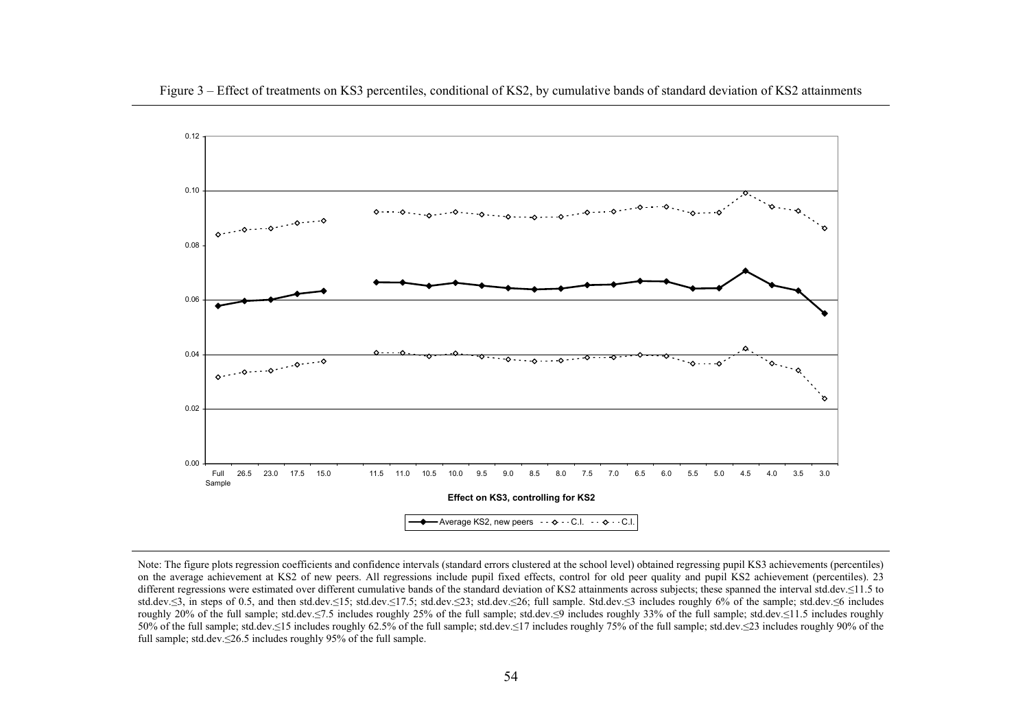Figure 3 – Effect of treatments on KS3 percentiles, conditional of KS2, by cumulative bands of standard deviation of KS2 attainments

Note: The figure plots regression coefficients and confidence intervals (standard errors clustered at the school level) obtained regressing pupil KS3 achievements (percentiles) on the average achievement at KS2 of new peers. All regressions include pupil fixed effects, control for old peer quality and pupil KS2 achievement (percentiles). 23 different regressions were estimated over different cumulative bands of the standard deviation of KS2 attainments across subjects; these spanned the interval std.dev.≤11.5 to std.dev.≤3, in steps of 0.5, and then std.dev.≤15; std.dev.≤17.5; std.dev.≤23; std.dev.≤26; full sample. Std.dev.≤3 includes roughly 6% of the sample; std.dev.≤6 includes roughly 20% of the full sample; std.dev.≤7.5 includes roughly 25% of the full sample; std.dev.≤9 includes roughly 33% of the full sample; std.dev.≤11.5 includes roughly 50% of the full sample; std.dev.≤15 includes roughly 62.5% of the full sample; std.dev.≤17 includes roughly 75% of the full sample; std.dev.≤23 includes roughly 90% of the full sample; std.dev.≤26.5 includes roughly 95% of the full sample.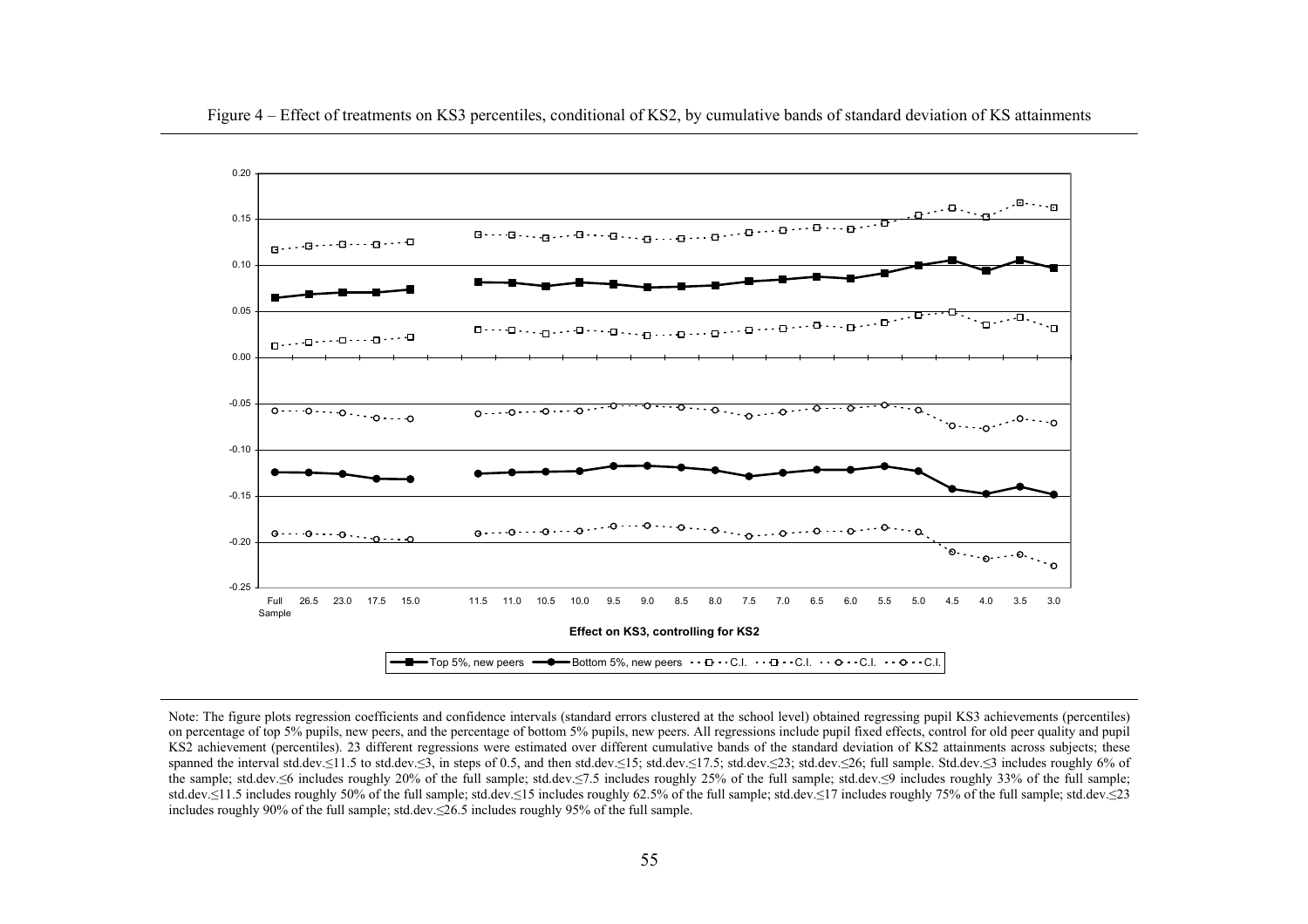Figure 4 – Effect of treatments on KS3 percentiles, conditional of KS2, by cumulative bands of standard deviation of KS attainments

Note: The figure plots regression coefficients and confidence intervals (standard errors clustered at the school level) obtained regressing pupil KS3 achievements (percentiles) on percentage of top 5% pupils, new peers, and the percentage of bottom 5% pupils, new peers. All regressions include pupil fixed effects, control for old peer quality and pupil KS2 achievement (percentiles). 23 different regressions were estimated over different cumulative bands of the standard deviation of KS2 attainments across subjects; these spanned the interval std.dev.≤11.5 to std.dev.≤3, in steps of 0.5, and then std.dev.≤15; std.dev.≤17.5; std.dev.≤23; std.dev.≤26; full sample. Std.dev.≤3 includes roughly 6% of the sample; std.dev.≤6 includes roughly 20% of the full sample; std.dev.≤7.5 includes roughly 25% of the full sample; std.dev.≤9 includes roughly 33% of the full sample; std.dev.≤11.5 includes roughly 50% of the full sample; std.dev.≤15 includes roughly 62.5% of the full sample; std.dev.≤17 includes roughly 75% of the full sample; std.dev.≤23 includes roughly 90% of the full sample; std.dev.≤26.5 includes roughly 95% of the full sample.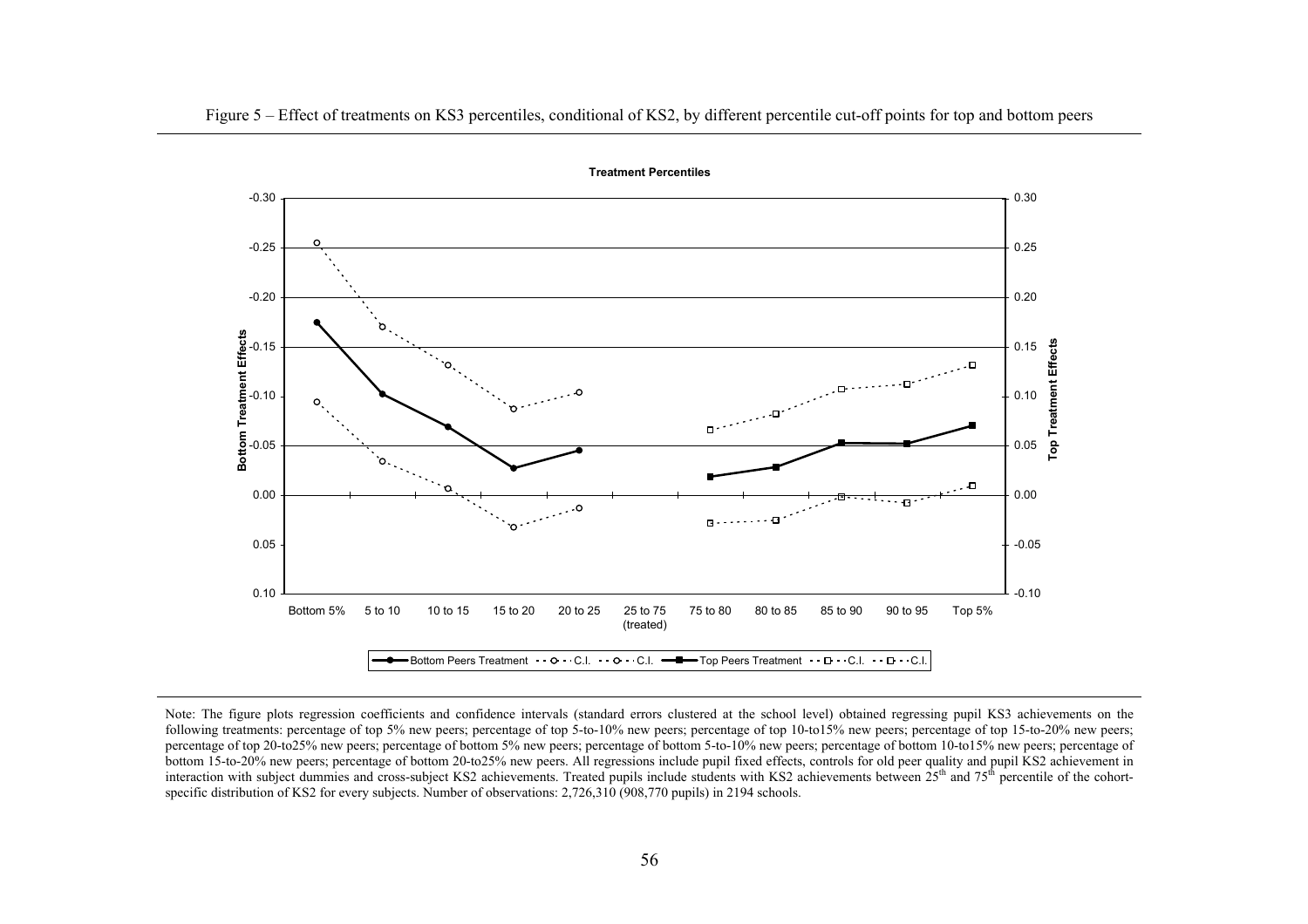Figure 5 – Effect of treatments on KS3 percentiles, conditional of KS2, by different percentile cut-off points for top and bottom peers

Treatment Percentiles

Bottom Treatment Effects

Top Treatment Effects

-0.30
-0.25
-0.20
-0.15
-0.10
-0.05
0.00
0.05
0.10

0.30
0.25
0.20
0.15
0.10
0.05
0.00
-0.05
-0.10

Bottom 5% | 5 to 10 | 10 to 15 | 15 to 20 | 20 to 25 | 25 to 75 (treated) | 75 to 80 | 80 to 85 | 85 to 90 | 90 to 95 | Top 5%

Bottom Peers Treatment · C.I. · C.I. · Top Peers Treatment · C.I. · C.I.

Note: The figure plots regression coefficients and confidence intervals (standard errors clustered at the school level) obtained regressing pupil KS3 achievements on the following treatments: percentage of top 5% new peers; percentage of top 5-to-10% new peers; percentage of top 10-to15% new peers; percentage of top 15-to-20% new peers; percentage of top 20-to25% new peers; percentage of bottom 5% new peers; percentage of bottom 5-to-10% new peers; percentage of bottom 10-to15% new peers; percentage of bottom 15-to-20% new peers; percentage of bottom 20-to25% new peers. All regressions include pupil fixed effects, controls for old peer quality and pupil KS2 achievement in interaction with subject dummies and cross-subject KS2 achievements. Treated pupils include students with KS2 achievements between 25[th] and 75[th] percentile of the cohort-specific distribution of KS2 for every subjects. Number of observations: 2,726,310 (908,770 pupils) in 2194 schools.